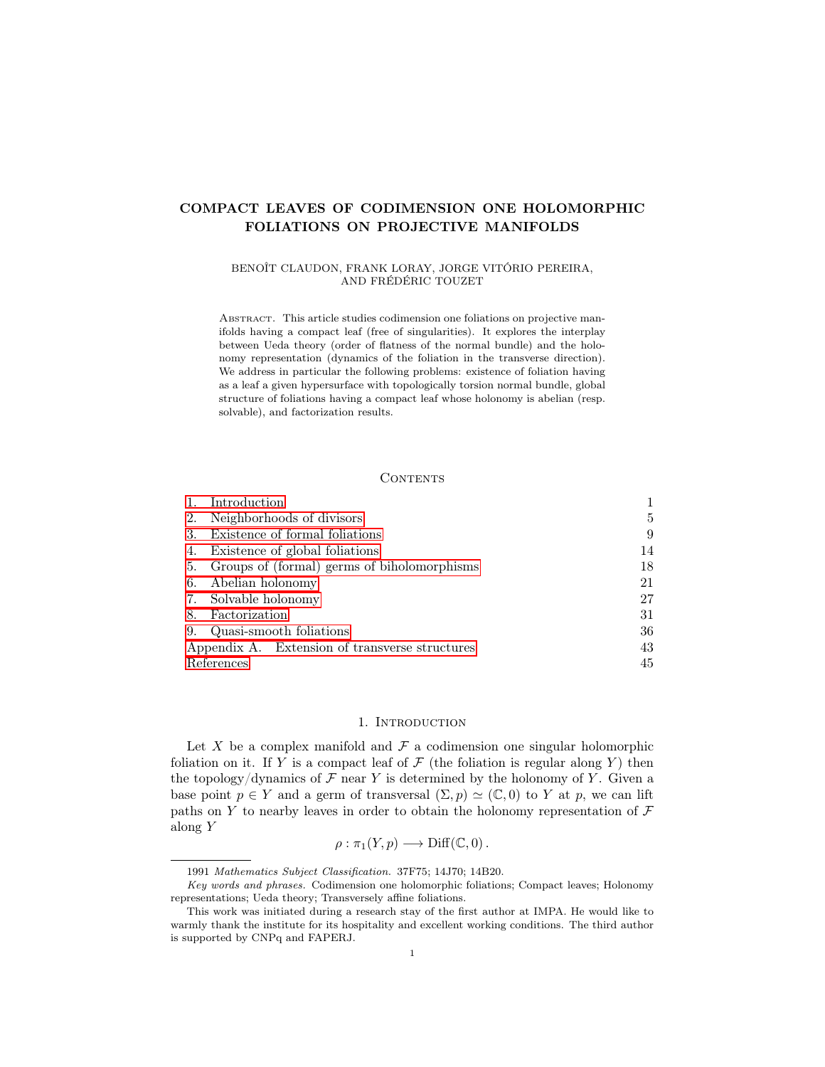# COMPACT LEAVES OF CODIMENSION ONE HOLOMORPHIC FOLIATIONS ON PROJECTIVE MANIFOLDS

BENOÎT CLAUDON, FRANK LORAY, JORGE VITÓRIO PEREIRA, AND FRÉDÉRIC TOUZET

Abstract. This article studies codimension one foliations on projective manifolds having a compact leaf (free of singularities). It explores the interplay between Ueda theory (order of flatness of the normal bundle) and the holonomy representation (dynamics of the foliation in the transverse direction). We address in particular the following problems: existence of foliation having as a leaf a given hypersurface with topologically torsion normal bundle, global structure of foliations having a compact leaf whose holonomy is abelian (resp. solvable), and factorization results.

## Contents

| | |
|---|---|
| 1. Introduction | 1 |
| 2. Neighborhoods of divisors | 5 |
| 3. Existence of formal foliations | 9 |
| 4. Existence of global foliations | 14 |
| 5. Groups of (formal) germs of biholomorphisms | 18 |
| 6. Abelian holonomy | 21 |
| 7. Solvable holonomy | 27 |
| 8. Factorization | 31 |
| 9. Quasi-smooth foliations | 36 |
| Appendix A. Extension of transverse structures | 43 |
| References | 45 |

## 1. Introduction

Let $X$ be a complex manifold and $\mathcal{F}$ a codimension one singular holomorphic foliation on it. If $Y$ is a compact leaf of $\mathcal{F}$ (the foliation is regular along $Y$) then the topology/dynamics of $\mathcal{F}$ near $Y$ is determined by the holonomy of $Y$. Given a base point $p \in Y$ and a germ of transversal $(\Sigma, p) \simeq (\mathbb{C}, 0)$ to $Y$ at $p$, we can lift paths on $Y$ to nearby leaves in order to obtain the holonomy representation of $\mathcal{F}$ along $Y$

$$\rho : \pi_1(Y, p) \longrightarrow \mathrm{Diff}(\mathbb{C}, 0)\,.$$

---

1991 *Mathematics Subject Classification.* 37F75; 14J70; 14B20.

*Key words and phrases.* Codimension one holomorphic foliations; Compact leaves; Holonomy representations; Ueda theory; Transversely affine foliations.

This work was initiated during a research stay of the first author at IMPA. He would like to warmly thank the institute for its hospitality and excellent working conditions. The third author is supported by CNPq and FAPERJ.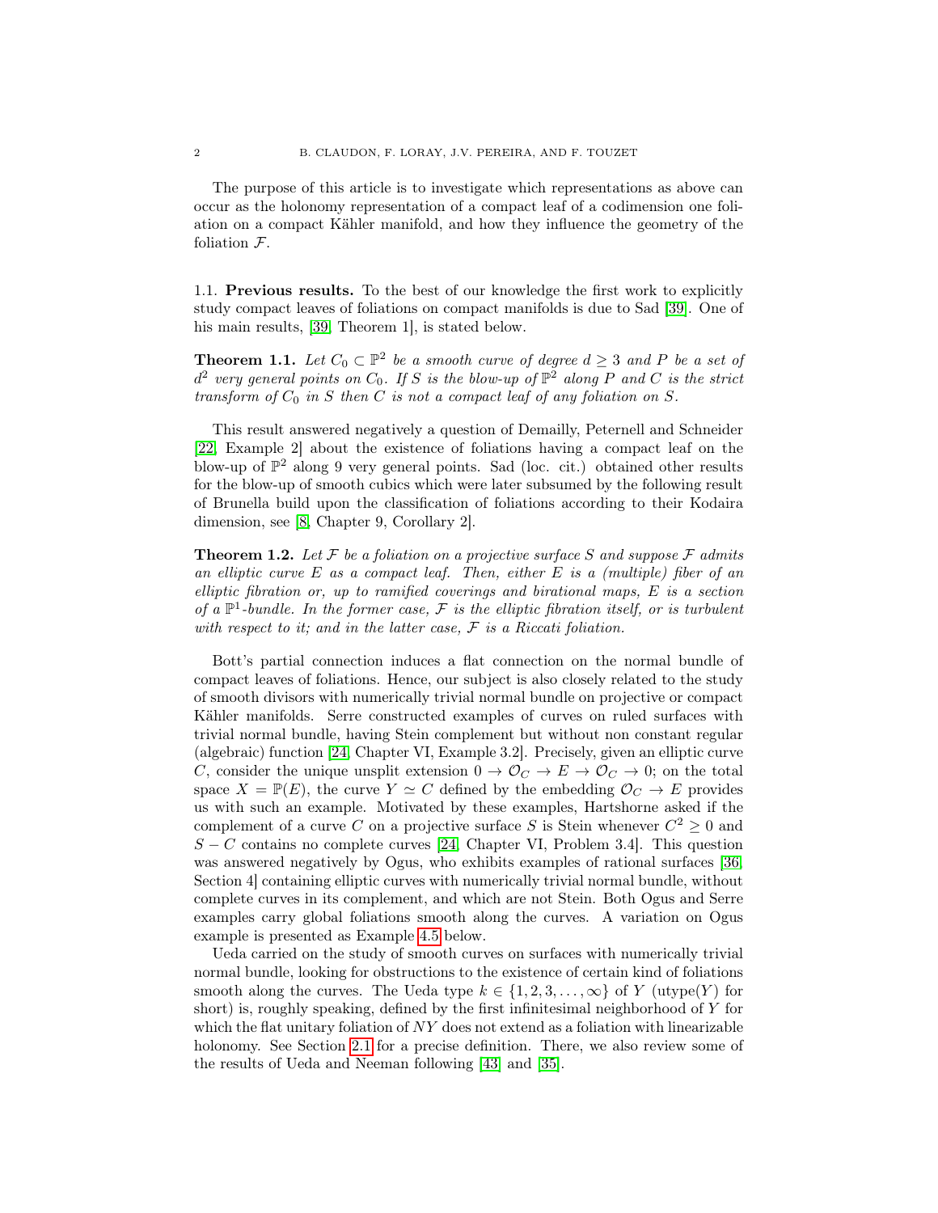The purpose of this article is to investigate which representations as above can occur as the holonomy representation of a compact leaf of a codimension one foliation on a compact Kähler manifold, and how they influence the geometry of the foliation $\mathcal{F}$.

### 1.1. Previous results.

To the best of our knowledge the first work to explicitly study compact leaves of foliations on compact manifolds is due to Sad [39]. One of his main results, [39, Theorem 1], is stated below.

**Theorem 1.1.** *Let $C_0 \subset \mathbb{P}^2$ be a smooth curve of degree $d \geq 3$ and $P$ be a set of $d^2$ very general points on $C_0$. If $S$ is the blow-up of $\mathbb{P}^2$ along $P$ and $C$ is the strict transform of $C_0$ in $S$ then $C$ is not a compact leaf of any foliation on $S$.*

This result answered negatively a question of Demailly, Peternell and Schneider [22, Example 2] about the existence of foliations having a compact leaf on the blow-up of $\mathbb{P}^2$ along 9 very general points. Sad (loc. cit.) obtained other results for the blow-up of smooth cubics which were later subsumed by the following result of Brunella build upon the classification of foliations according to their Kodaira dimension, see [8, Chapter 9, Corollary 2].

**Theorem 1.2.** *Let $\mathcal{F}$ be a foliation on a projective surface $S$ and suppose $\mathcal{F}$ admits an elliptic curve $E$ as a compact leaf. Then, either $E$ is a (multiple) fiber of an elliptic fibration or, up to ramified coverings and birational maps, $E$ is a section of a $\mathbb{P}^1$-bundle. In the former case, $\mathcal{F}$ is the elliptic fibration itself, or is turbulent with respect to it; and in the latter case, $\mathcal{F}$ is a Riccati foliation.*

Bott's partial connection induces a flat connection on the normal bundle of compact leaves of foliations. Hence, our subject is also closely related to the study of smooth divisors with numerically trivial normal bundle on projective or compact Kähler manifolds. Serre constructed examples of curves on ruled surfaces with trivial normal bundle, having Stein complement but without non constant regular (algebraic) function [24, Chapter VI, Example 3.2]. Precisely, given an elliptic curve $C$, consider the unique unsplit extension $0 \to \mathcal{O}_C \to E \to \mathcal{O}_C \to 0$; on the total space $X = \mathbb{P}(E)$, the curve $Y \simeq C$ defined by the embedding $\mathcal{O}_C \to E$ provides us with such an example. Motivated by these examples, Hartshorne asked if the complement of a curve $C$ on a projective surface $S$ is Stein whenever $C^2 \geq 0$ and $S - C$ contains no complete curves [24, Chapter VI, Problem 3.4]. This question was answered negatively by Ogus, who exhibits examples of rational surfaces [36, Section 4] containing elliptic curves with numerically trivial normal bundle, without complete curves in its complement, and which are not Stein. Both Ogus and Serre examples carry global foliations smooth along the curves. A variation on Ogus example is presented as Example 4.5 below.

Ueda carried on the study of smooth curves on surfaces with numerically trivial normal bundle, looking for obstructions to the existence of certain kind of foliations smooth along the curves. The Ueda type $k \in \{1, 2, 3, \ldots, \infty\}$ of $Y$ (utype($Y$) for short) is, roughly speaking, defined by the first infinitesimal neighborhood of $Y$ for which the flat unitary foliation of $NY$ does not extend as a foliation with linearizable holonomy. See Section 2.1 for a precise definition. There, we also review some of the results of Ueda and Neeman following [43] and [35].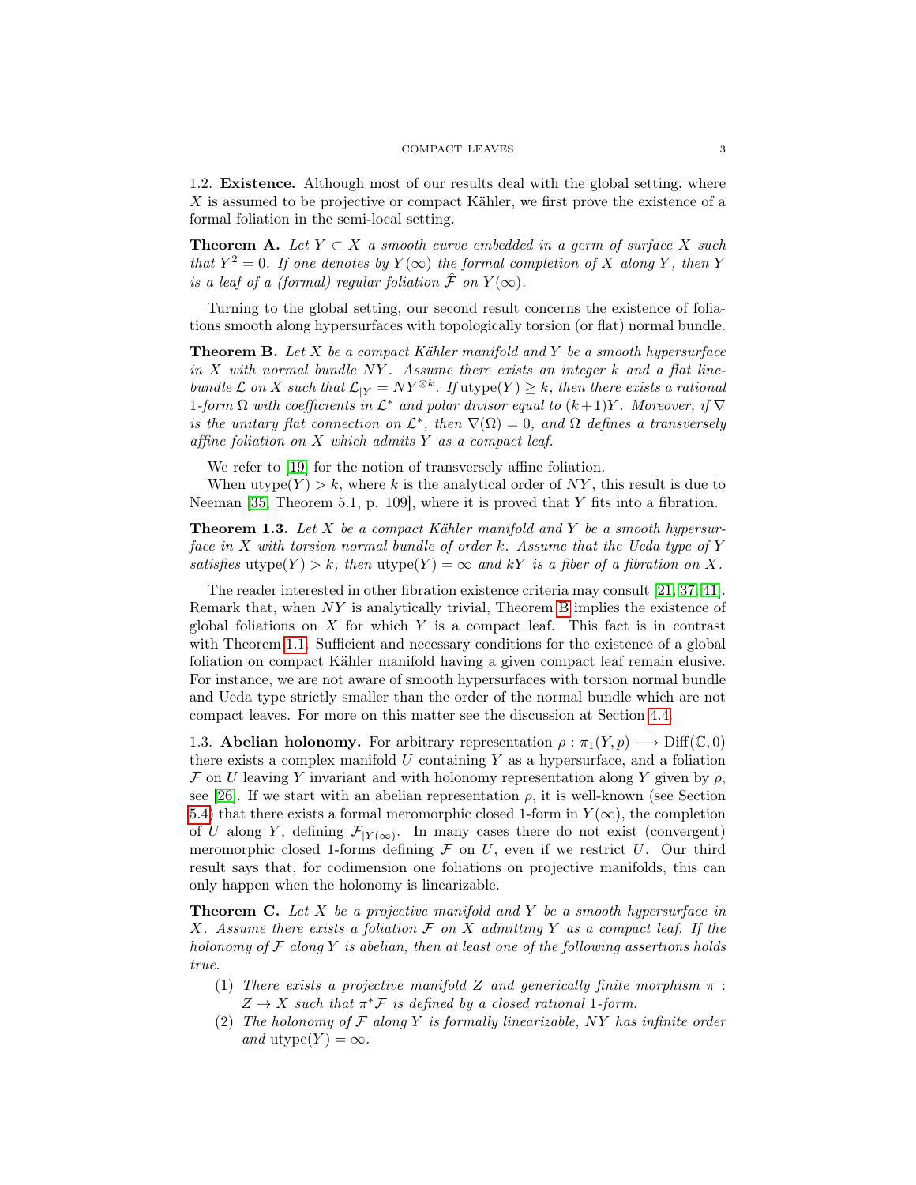### 1.2. Existence.

Although most of our results deal with the global setting, where $X$ is assumed to be projective or compact Kähler, we first prove the existence of a formal foliation in the semi-local setting.

**Theorem A.** *Let $Y \subset X$ a smooth curve embedded in a germ of surface $X$ such that $Y^2 = 0$. If one denotes by $Y(\infty)$ the formal completion of $X$ along $Y$, then $Y$ is a leaf of a (formal) regular foliation $\hat{\mathcal{F}}$ on $Y(\infty)$.*

Turning to the global setting, our second result concerns the existence of foliations smooth along hypersurfaces with topologically torsion (or flat) normal bundle.

**Theorem B.** *Let $X$ be a compact Kähler manifold and $Y$ be a smooth hypersurface in $X$ with normal bundle $NY$. Assume there exists an integer $k$ and a flat line-bundle $\mathcal{L}$ on $X$ such that $\mathcal{L}_{|Y} = NY^{\otimes k}$. If $\operatorname{utype}(Y) \geq k$, then there exists a rational 1-form $\Omega$ with coefficients in $\mathcal{L}^*$ and polar divisor equal to $(k+1)Y$. Moreover, if $\nabla$ is the unitary flat connection on $\mathcal{L}^*$, then $\nabla(\Omega) = 0$, and $\Omega$ defines a transversely affine foliation on $X$ which admits $Y$ as a compact leaf.*

We refer to [19] for the notion of transversely affine foliation.

When $\operatorname{utype}(Y) > k$, where $k$ is the analytical order of $NY$, this result is due to Neeman [35, Theorem 5.1, p. 109], where it is proved that $Y$ fits into a fibration.

**Theorem 1.3.** *Let $X$ be a compact Kähler manifold and $Y$ be a smooth hypersurface in $X$ with torsion normal bundle of order $k$. Assume that the Ueda type of $Y$ satisfies $\operatorname{utype}(Y) > k$, then $\operatorname{utype}(Y) = \infty$ and $kY$ is a fiber of a fibration on $X$.*

The reader interested in other fibration existence criteria may consult [21, 37, 41]. Remark that, when $NY$ is analytically trivial, Theorem B implies the existence of global foliations on $X$ for which $Y$ is a compact leaf. This fact is in contrast with Theorem 1.1. Sufficient and necessary conditions for the existence of a global foliation on compact Kähler manifold having a given compact leaf remain elusive. For instance, we are not aware of smooth hypersurfaces with torsion normal bundle and Ueda type strictly smaller than the order of the normal bundle which are not compact leaves. For more on this matter see the discussion at Section 4.4.

### 1.3. Abelian holonomy.

For arbitrary representation $\rho : \pi_1(Y, p) \longrightarrow \operatorname{Diff}(\mathbb{C}, 0)$ there exists a complex manifold $U$ containing $Y$ as a hypersurface, and a foliation $\mathcal{F}$ on $U$ leaving $Y$ invariant and with holonomy representation along $Y$ given by $\rho$, see [26]. If we start with an abelian representation $\rho$, it is well-known (see Section 5.4) that there exists a formal meromorphic closed 1-form in $Y(\infty)$, the completion of $U$ along $Y$, defining $\mathcal{F}_{|Y(\infty)}$. In many cases there do not exist (convergent) meromorphic closed 1-forms defining $\mathcal{F}$ on $U$, even if we restrict $U$. Our third result says that, for codimension one foliations on projective manifolds, this can only happen when the holonomy is linearizable.

**Theorem C.** *Let $X$ be a projective manifold and $Y$ be a smooth hypersurface in $X$. Assume there exists a foliation $\mathcal{F}$ on $X$ admitting $Y$ as a compact leaf. If the holonomy of $\mathcal{F}$ along $Y$ is abelian, then at least one of the following assertions holds true.*

1. *There exists a projective manifold $Z$ and generically finite morphism $\pi : Z \to X$ such that $\pi^*\mathcal{F}$ is defined by a closed rational 1-form.*
2. *The holonomy of $\mathcal{F}$ along $Y$ is formally linearizable, $NY$ has infinite order and $\operatorname{utype}(Y) = \infty$.*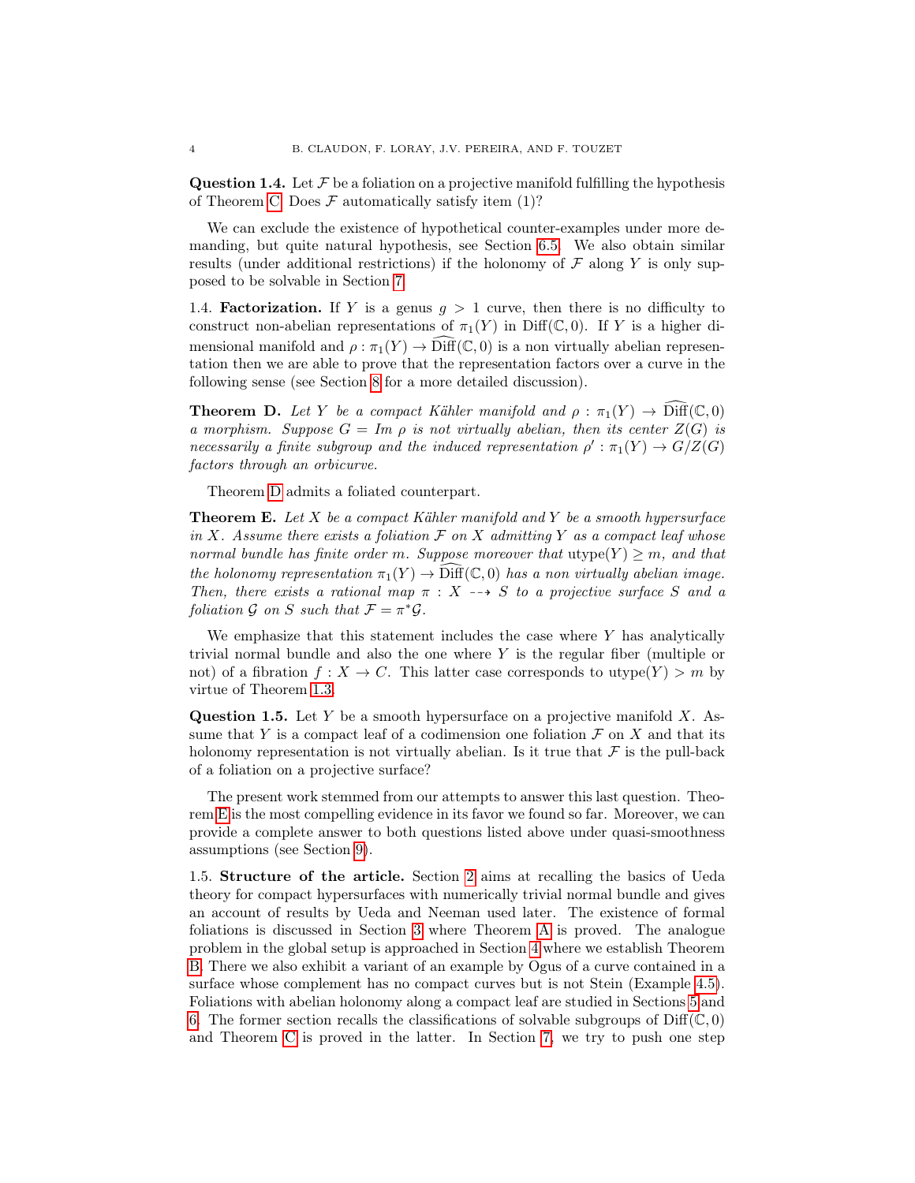**Question 1.4.** Let $\mathcal{F}$ be a foliation on a projective manifold fulfilling the hypothesis of Theorem C. Does $\mathcal{F}$ automatically satisfy item (1)?

We can exclude the existence of hypothetical counter-examples under more demanding, but quite natural hypothesis, see Section 6.5. We also obtain similar results (under additional restrictions) if the holonomy of $\mathcal{F}$ along $Y$ is only supposed to be solvable in Section 7.

1.4. **Factorization.** If $Y$ is a genus $g > 1$ curve, then there is no difficulty to construct non-abelian representations of $\pi_1(Y)$ in $\mathrm{Diff}(\mathbb{C}, 0)$. If $Y$ is a higher dimensional manifold and $\rho : \pi_1(Y) \to \widehat{\mathrm{Diff}}(\mathbb{C}, 0)$ is a non virtually abelian representation then we are able to prove that the representation factors over a curve in the following sense (see Section 8 for a more detailed discussion).

**Theorem D.** *Let $Y$ be a compact Kähler manifold and $\rho : \pi_1(Y) \to \widehat{\mathrm{Diff}}(\mathbb{C}, 0)$ a morphism. Suppose $G = Im\ \rho$ is not virtually abelian, then its center $Z(G)$ is necessarily a finite subgroup and the induced representation $\rho' : \pi_1(Y) \to G/Z(G)$ factors through an orbicurve.*

Theorem D admits a foliated counterpart.

**Theorem E.** *Let $X$ be a compact Kähler manifold and $Y$ be a smooth hypersurface in $X$. Assume there exists a foliation $\mathcal{F}$ on $X$ admitting $Y$ as a compact leaf whose normal bundle has finite order $m$. Suppose moreover that $\mathrm{utype}(Y) \geq m$, and that the holonomy representation $\pi_1(Y) \to \widehat{\mathrm{Diff}}(\mathbb{C}, 0)$ has a non virtually abelian image. Then, there exists a rational map $\pi : X \dashrightarrow S$ to a projective surface $S$ and a foliation $\mathcal{G}$ on $S$ such that $\mathcal{F} = \pi^*\mathcal{G}$.*

We emphasize that this statement includes the case where $Y$ has analytically trivial normal bundle and also the one where $Y$ is the regular fiber (multiple or not) of a fibration $f : X \to C$. This latter case corresponds to $\mathrm{utype}(Y) > m$ by virtue of Theorem 1.3.

**Question 1.5.** Let $Y$ be a smooth hypersurface on a projective manifold $X$. Assume that $Y$ is a compact leaf of a codimension one foliation $\mathcal{F}$ on $X$ and that its holonomy representation is not virtually abelian. Is it true that $\mathcal{F}$ is the pull-back of a foliation on a projective surface?

The present work stemmed from our attempts to answer this last question. Theorem E is the most compelling evidence in its favor we found so far. Moreover, we can provide a complete answer to both questions listed above under quasi-smoothness assumptions (see Section 9).

1.5. **Structure of the article.** Section 2 aims at recalling the basics of Ueda theory for compact hypersurfaces with numerically trivial normal bundle and gives an account of results by Ueda and Neeman used later. The existence of formal foliations is discussed in Section 3 where Theorem A is proved. The analogue problem in the global setup is approached in Section 4 where we establish Theorem B. There we also exhibit a variant of an example by Ogus of a curve contained in a surface whose complement has no compact curves but is not Stein (Example 4.5). Foliations with abelian holonomy along a compact leaf are studied in Sections 5 and 6. The former section recalls the classifications of solvable subgroups of $\mathrm{Diff}(\mathbb{C}, 0)$ and Theorem C is proved in the latter. In Section 7, we try to push one step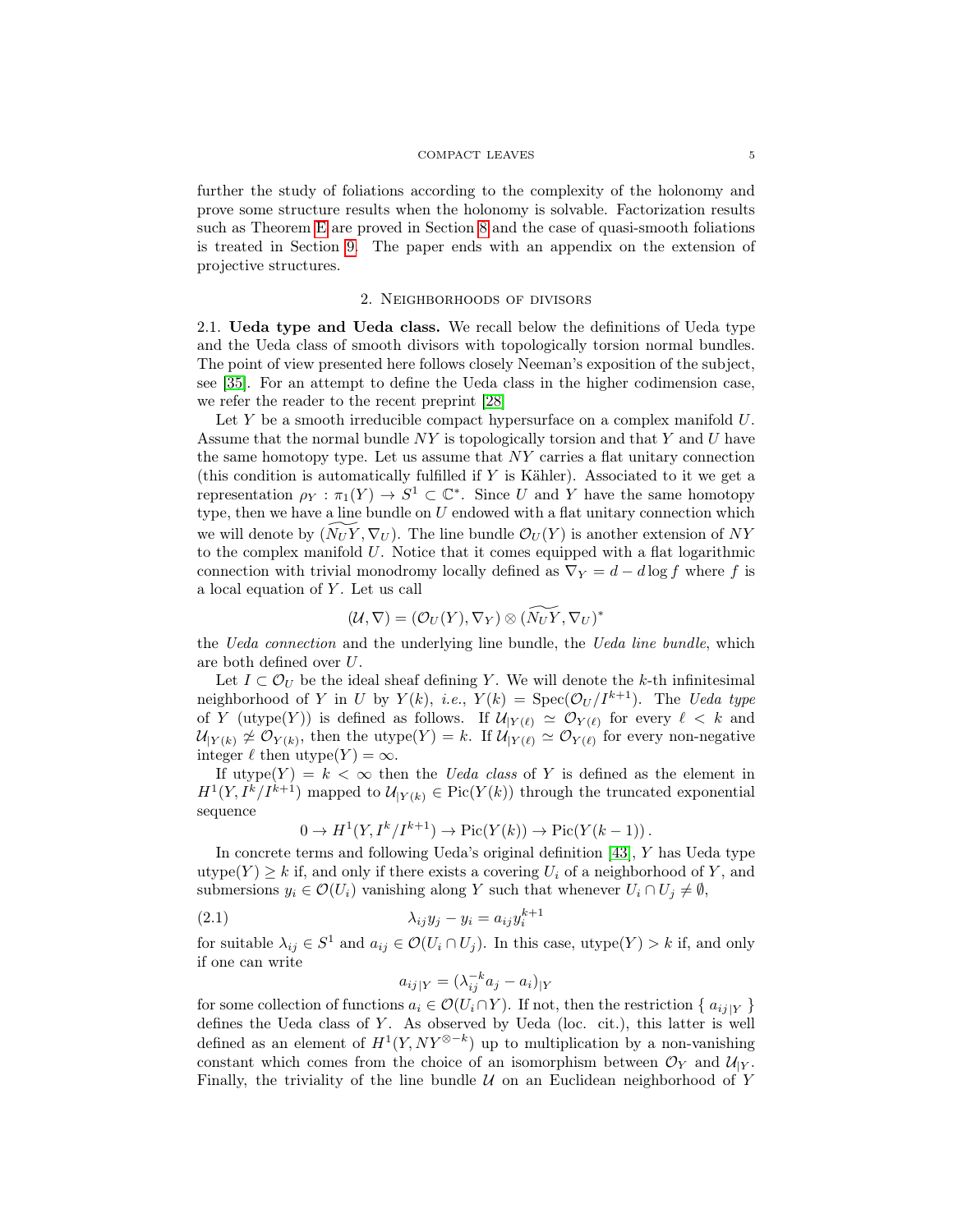further the study of foliations according to the complexity of the holonomy and prove some structure results when the holonomy is solvable. Factorization results such as Theorem E are proved in Section 8 and the case of quasi-smooth foliations is treated in Section 9. The paper ends with an appendix on the extension of projective structures.

## 2. Neighborhoods of divisors

**2.1. Ueda type and Ueda class.** We recall below the definitions of Ueda type and the Ueda class of smooth divisors with topologically torsion normal bundles. The point of view presented here follows closely Neeman's exposition of the subject, see [35]. For an attempt to define the Ueda class in the higher codimension case, we refer the reader to the recent preprint [28]

Let $Y$ be a smooth irreducible compact hypersurface on a complex manifold $U$. Assume that the normal bundle $NY$ is topologically torsion and that $Y$ and $U$ have the same homotopy type. Let us assume that $NY$ carries a flat unitary connection (this condition is automatically fulfilled if $Y$ is Kähler). Associated to it we get a representation $\rho_Y : \pi_1(Y) \to S^1 \subset \mathbb{C}^*$. Since $U$ and $Y$ have the same homotopy type, then we have a line bundle on $U$ endowed with a flat unitary connection which we will denote by $(\widetilde{N_U Y}, \nabla_U)$. The line bundle $\mathcal{O}_U(Y)$ is another extension of $NY$ to the complex manifold $U$. Notice that it comes equipped with a flat logarithmic connection with trivial monodromy locally defined as $\nabla_Y = d - d\log f$ where $f$ is a local equation of $Y$. Let us call

$$(\mathcal{U}, \nabla) = (\mathcal{O}_U(Y), \nabla_Y) \otimes (\widetilde{N_U Y}, \nabla_U)^*$$

the *Ueda connection* and the underlying line bundle, the *Ueda line bundle*, which are both defined over $U$.

Let $I \subset \mathcal{O}_U$ be the ideal sheaf defining $Y$. We will denote the $k$-th infinitesimal neighborhood of $Y$ in $U$ by $Y(k)$, *i.e.*, $Y(k) = \operatorname{Spec}(\mathcal{O}_U/I^{k+1})$. The *Ueda type* of $Y$ (utype($Y$)) is defined as follows. If $\mathcal{U}_{|Y(\ell)} \simeq \mathcal{O}_{Y(\ell)}$ for every $\ell < k$ and $\mathcal{U}_{|Y(k)} \not\simeq \mathcal{O}_{Y(k)}$, then the utype($Y$) $= k$. If $\mathcal{U}_{|Y(\ell)} \simeq \mathcal{O}_{Y(\ell)}$ for every non-negative integer $\ell$ then utype($Y$) $= \infty$.

If utype($Y$) $= k < \infty$ then the *Ueda class* of $Y$ is defined as the element in $H^1(Y, I^k/I^{k+1})$ mapped to $\mathcal{U}_{|Y(k)} \in \operatorname{Pic}(Y(k))$ through the truncated exponential sequence

$$0 \to H^1(Y, I^k/I^{k+1}) \to \operatorname{Pic}(Y(k)) \to \operatorname{Pic}(Y(k-1)) .$$

In concrete terms and following Ueda's original definition [43], $Y$ has Ueda type utype($Y$) $\geq k$ if, and only if there exists a covering $U_i$ of a neighborhood of $Y$, and submersions $y_i \in \mathcal{O}(U_i)$ vanishing along $Y$ such that whenever $U_i \cap U_j \neq \emptyset$,

$$\lambda_{ij} y_j - y_i = a_{ij} y_i^{k+1} \tag{2.1}$$

for suitable $\lambda_{ij} \in S^1$ and $a_{ij} \in \mathcal{O}(U_i \cap U_j)$. In this case, utype($Y$) $> k$ if, and only if one can write

$$a_{ij|Y} = (\lambda_{ij}^{-k} a_j - a_i)_{|Y}$$

for some collection of functions $a_i \in \mathcal{O}(U_i \cap Y)$. If not, then the restriction $\{ a_{ij|Y} \}$ defines the Ueda class of $Y$. As observed by Ueda (loc. cit.), this latter is well defined as an element of $H^1(Y, NY^{\otimes -k})$ up to multiplication by a non-vanishing constant which comes from the choice of an isomorphism between $\mathcal{O}_Y$ and $\mathcal{U}_{|Y}$. Finally, the triviality of the line bundle $\mathcal{U}$ on an Euclidean neighborhood of $Y$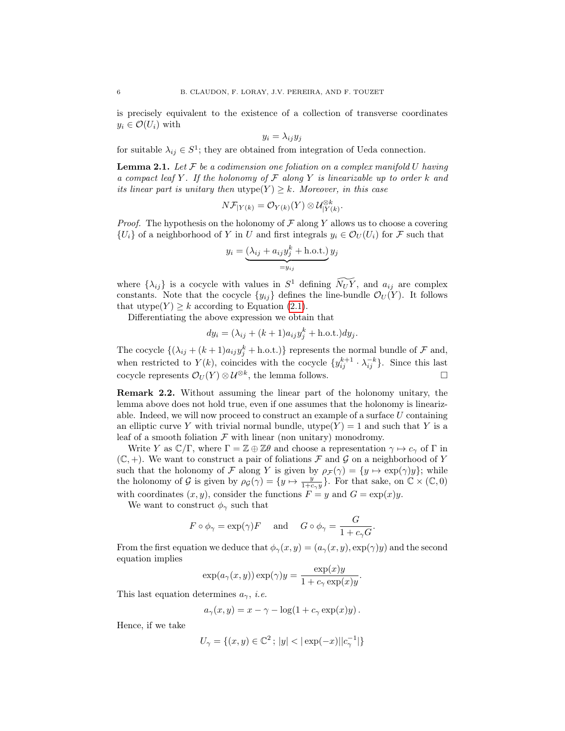is precisely equivalent to the existence of a collection of transverse coordinates $y_i \in \mathcal{O}(U_i)$ with

$$y_i = \lambda_{ij} y_j$$

for suitable $\lambda_{ij} \in S^1$; they are obtained from integration of Ueda connection.

**Lemma 2.1.** *Let $\mathcal{F}$ be a codimension one foliation on a complex manifold $U$ having a compact leaf $Y$. If the holonomy of $\mathcal{F}$ along $Y$ is linearizable up to order $k$ and its linear part is unitary then* $\operatorname{utype}(Y) \geq k$*. Moreover, in this case*

$$N\mathcal{F}_{|Y(k)} = \mathcal{O}_{Y(k)}(Y) \otimes \mathcal{U}^{\otimes k}_{|Y(k)}.$$

*Proof.* The hypothesis on the holonomy of $\mathcal{F}$ along $Y$ allows us to choose a covering $\{U_i\}$ of a neighborhood of $Y$ in $U$ and first integrals $y_i \in \mathcal{O}_U(U_i)$ for $\mathcal{F}$ such that

$$y_i = \underbrace{(\lambda_{ij} + a_{ij} y_j^k + \text{h.o.t.})}_{=y_{ij}} y_j$$

where $\{\lambda_{ij}\}$ is a cocycle with values in $S^1$ defining $\widetilde{N_U Y}$, and $a_{ij}$ are complex constants. Note that the cocycle $\{y_{ij}\}$ defines the line-bundle $\mathcal{O}_U(Y)$. It follows that $\operatorname{utype}(Y) \geq k$ according to Equation (2.1).

Differentiating the above expression we obtain that

$$dy_i = (\lambda_{ij} + (k+1) a_{ij} y_j^k + \text{h.o.t.}) dy_j.$$

The cocycle $\{(\lambda_{ij} + (k+1) a_{ij} y_j^k + \text{h.o.t.})\}$ represents the normal bundle of $\mathcal{F}$ and, when restricted to $Y(k)$, coincides with the cocycle $\{y_{ij}^{k+1} \cdot \lambda_{ij}^{-k}\}$. Since this last cocycle represents $\mathcal{O}_U(Y) \otimes \mathcal{U}^{\otimes k}$, the lemma follows. $\square$

**Remark 2.2.** Without assuming the linear part of the holonomy unitary, the lemma above does not hold true, even if one assumes that the holonomy is linearizable. Indeed, we will now proceed to construct an example of a surface $U$ containing an elliptic curve $Y$ with trivial normal bundle, $\operatorname{utype}(Y) = 1$ and such that $Y$ is a leaf of a smooth foliation $\mathcal{F}$ with linear (non unitary) monodromy.

Write $Y$ as $\mathbb{C}/\Gamma$, where $\Gamma = \mathbb{Z} \oplus \mathbb{Z}\theta$ and choose a representation $\gamma \mapsto c_\gamma$ of $\Gamma$ in $(\mathbb{C}, +)$. We want to construct a pair of foliations $\mathcal{F}$ and $\mathcal{G}$ on a neighborhood of $Y$ such that the holonomy of $\mathcal{F}$ along $Y$ is given by $\rho_{\mathcal{F}}(\gamma) = \{y \mapsto \exp(\gamma) y\}$; while the holonomy of $\mathcal{G}$ is given by $\rho_{\mathcal{G}}(\gamma) = \{y \mapsto \frac{y}{1 + c_\gamma y}\}$. For that sake, on $\mathbb{C} \times (\mathbb{C}, 0)$ with coordinates $(x, y)$, consider the functions $F = y$ and $G = \exp(x) y$.

We want to construct $\phi_\gamma$ such that

$$F \circ \phi_\gamma = \exp(\gamma) F \quad \text{ and } \quad G \circ \phi_\gamma = \frac{G}{1 + c_\gamma G}.$$

From the first equation we deduce that $\phi_\gamma(x, y) = (a_\gamma(x, y), \exp(\gamma) y)$ and the second equation implies

$$\exp(a_\gamma(x, y)) \exp(\gamma) y = \frac{\exp(x) y}{1 + c_\gamma \exp(x) y}.$$

This last equation determines $a_\gamma$, *i.e.*

$$a_\gamma(x, y) = x - \gamma - \log(1 + c_\gamma \exp(x) y).$$

Hence, if we take

$$U_\gamma = \{(x, y) \in \mathbb{C}^2 \, ; \, |y| < |\exp(-x)||c_\gamma^{-1}|\}$$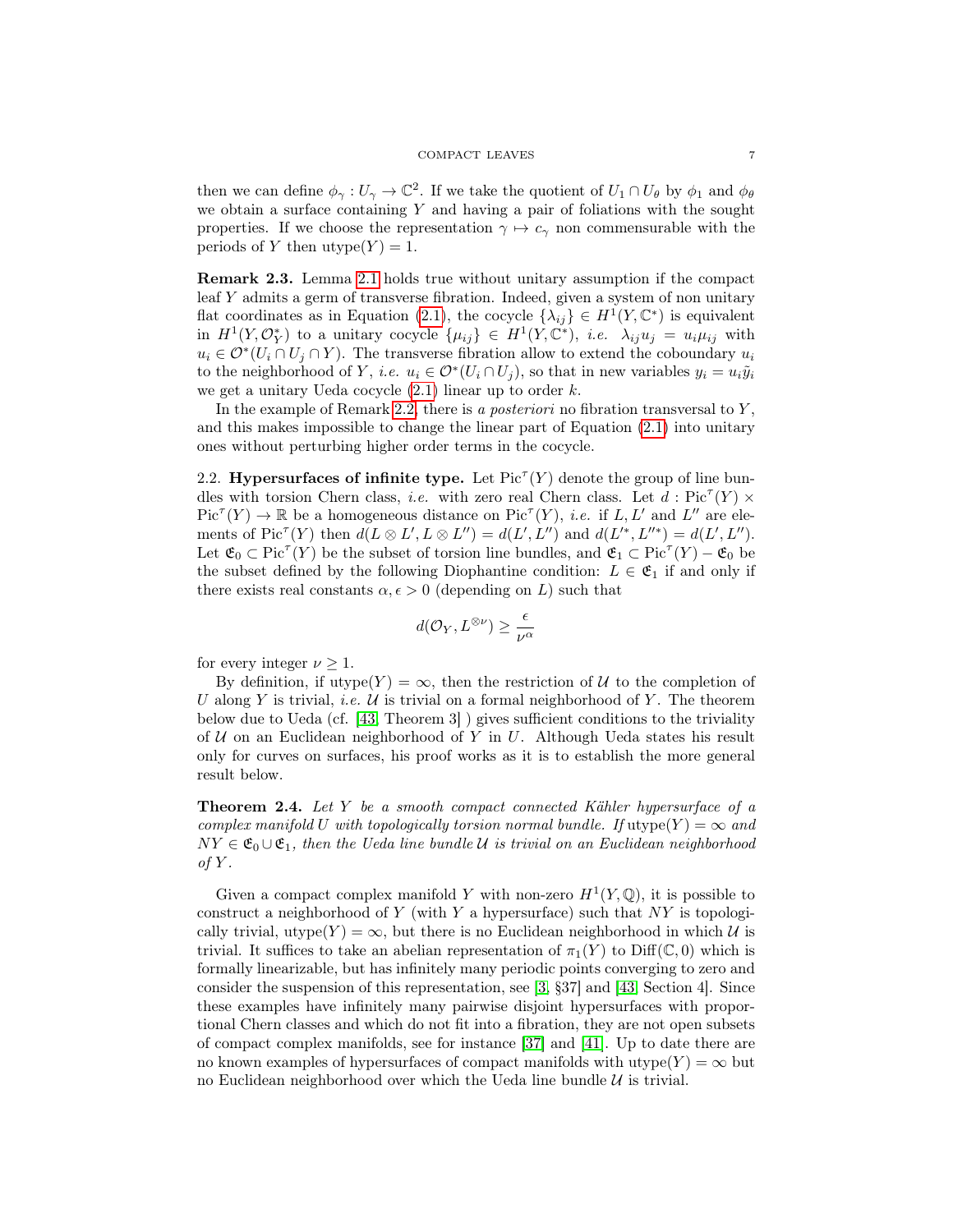then we can define $\phi_\gamma : U_\gamma \to \mathbb{C}^2$. If we take the quotient of $U_1 \cap U_\theta$ by $\phi_1$ and $\phi_\theta$ we obtain a surface containing $Y$ and having a pair of foliations with the sought properties. If we choose the representation $\gamma \mapsto c_\gamma$ non commensurable with the periods of $Y$ then $\mathrm{utype}(Y) = 1$.

**Remark 2.3.** Lemma 2.1 holds true without unitary assumption if the compact leaf $Y$ admits a germ of transverse fibration. Indeed, given a system of non unitary flat coordinates as in Equation (2.1), the cocycle $\{\lambda_{ij}\} \in H^1(Y, \mathbb{C}^*)$ is equivalent in $H^1(Y, \mathcal{O}_Y^*)$ to a unitary cocycle $\{\mu_{ij}\} \in H^1(Y, \mathbb{C}^*)$, *i.e.* $\lambda_{ij} u_j = u_i \mu_{ij}$ with $u_i \in \mathcal{O}^*(U_i \cap U_j \cap Y)$. The transverse fibration allow to extend the coboundary $u_i$ to the neighborhood of $Y$, *i.e.* $u_i \in \mathcal{O}^*(U_i \cap U_j)$, so that in new variables $y_i = u_i \tilde{y}_i$ we get a unitary Ueda cocycle (2.1) linear up to order $k$.

In the example of Remark 2.2, there is *a posteriori* no fibration transversal to $Y$, and this makes impossible to change the linear part of Equation (2.1) into unitary ones without perturbing higher order terms in the cocycle.

2.2. **Hypersurfaces of infinite type.** Let $\mathrm{Pic}^\tau(Y)$ denote the group of line bundles with torsion Chern class, *i.e.* with zero real Chern class. Let $d : \mathrm{Pic}^\tau(Y) \times \mathrm{Pic}^\tau(Y) \to \mathbb{R}$ be a homogeneous distance on $\mathrm{Pic}^\tau(Y)$, *i.e.* if $L, L'$ and $L''$ are elements of $\mathrm{Pic}^\tau(Y)$ then $d(L \otimes L', L \otimes L'') = d(L', L'')$ and $d(L'^*, L''^*) = d(L', L'')$. Let $\mathfrak{E}_0 \subset \mathrm{Pic}^\tau(Y)$ be the subset of torsion line bundles, and $\mathfrak{E}_1 \subset \mathrm{Pic}^\tau(Y) - \mathfrak{E}_0$ be the subset defined by the following Diophantine condition: $L \in \mathfrak{E}_1$ if and only if there exists real constants $\alpha, \epsilon > 0$ (depending on $L$) such that

$$d(\mathcal{O}_Y, L^{\otimes \nu}) \geq \frac{\epsilon}{\nu^\alpha}$$

for every integer $\nu \geq 1$.

By definition, if $\mathrm{utype}(Y) = \infty$, then the restriction of $\mathcal{U}$ to the completion of $U$ along $Y$ is trivial, *i.e.* $\mathcal{U}$ is trivial on a formal neighborhood of $Y$. The theorem below due to Ueda (cf. [43, Theorem 3] ) gives sufficient conditions to the triviality of $\mathcal{U}$ on an Euclidean neighborhood of $Y$ in $U$. Although Ueda states his result only for curves on surfaces, his proof works as it is to establish the more general result below.

**Theorem 2.4.** *Let $Y$ be a smooth compact connected Kähler hypersurface of a complex manifold $U$ with topologically torsion normal bundle. If $\mathrm{utype}(Y) = \infty$ and $NY \in \mathfrak{E}_0 \cup \mathfrak{E}_1$, then the Ueda line bundle $\mathcal{U}$ is trivial on an Euclidean neighborhood of $Y$.*

Given a compact complex manifold $Y$ with non-zero $H^1(Y, \mathbb{Q})$, it is possible to construct a neighborhood of $Y$ (with $Y$ a hypersurface) such that $NY$ is topologically trivial, $\mathrm{utype}(Y) = \infty$, but there is no Euclidean neighborhood in which $\mathcal{U}$ is trivial. It suffices to take an abelian representation of $\pi_1(Y)$ to $\mathrm{Diff}(\mathbb{C}, 0)$ which is formally linearizable, but has infinitely many periodic points converging to zero and consider the suspension of this representation, see [3, §37] and [43, Section 4]. Since these examples have infinitely many pairwise disjoint hypersurfaces with proportional Chern classes and which do not fit into a fibration, they are not open subsets of compact complex manifolds, see for instance [37] and [41]. Up to date there are no known examples of hypersurfaces of compact manifolds with $\mathrm{utype}(Y) = \infty$ but no Euclidean neighborhood over which the Ueda line bundle $\mathcal{U}$ is trivial.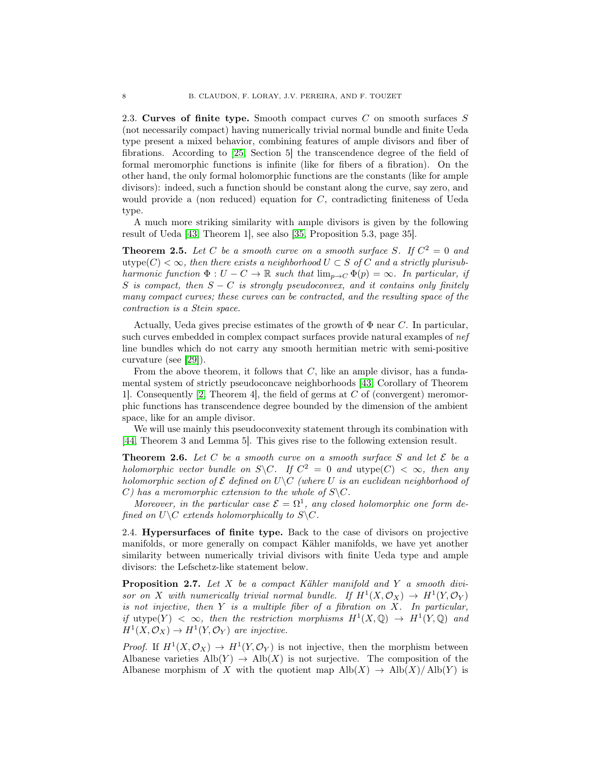2.3. **Curves of finite type.** Smooth compact curves $C$ on smooth surfaces $S$ (not necessarily compact) having numerically trivial normal bundle and finite Ueda type present a mixed behavior, combining features of ample divisors and fiber of fibrations. According to [25, Section 5] the transcendence degree of the field of formal meromorphic functions is infinite (like for fibers of a fibration). On the other hand, the only formal holomorphic functions are the constants (like for ample divisors): indeed, such a function should be constant along the curve, say zero, and would provide a (non reduced) equation for $C$, contradicting finiteness of Ueda type.

A much more striking similarity with ample divisors is given by the following result of Ueda [43, Theorem 1], see also [35, Proposition 5.3, page 35].

**Theorem 2.5.** *Let $C$ be a smooth curve on a smooth surface $S$. If $C^2 = 0$ and $\mathrm{utype}(C) < \infty$, then there exists a neighborhood $U \subset S$ of $C$ and a strictly plurisubharmonic function $\Phi : U - C \to \mathbb{R}$ such that $\lim_{p\to C} \Phi(p) = \infty$. In particular, if $S$ is compact, then $S - C$ is strongly pseudoconvex, and it contains only finitely many compact curves; these curves can be contracted, and the resulting space of the contraction is a Stein space.*

Actually, Ueda gives precise estimates of the growth of $\Phi$ near $C$. In particular, such curves embedded in complex compact surfaces provide natural examples of *nef* line bundles which do not carry any smooth hermitian metric with semi-positive curvature (see [29]).

From the above theorem, it follows that $C$, like an ample divisor, has a fundamental system of strictly pseudoconcave neighborhoods [43, Corollary of Theorem 1]. Consequently [2, Theorem 4], the field of germs at $C$ of (convergent) meromorphic functions has transcendence degree bounded by the dimension of the ambient space, like for an ample divisor.

We will use mainly this pseudoconvexity statement through its combination with [44, Theorem 3 and Lemma 5]. This gives rise to the following extension result.

**Theorem 2.6.** *Let $C$ be a smooth curve on a smooth surface $S$ and let $\mathcal{E}$ be a holomorphic vector bundle on $S\backslash C$. If $C^2 = 0$ and $\mathrm{utype}(C) < \infty$, then any holomorphic section of $\mathcal{E}$ defined on $U\backslash C$ (where $U$ is an euclidean neighborhood of $C$) has a meromorphic extension to the whole of $S\backslash C$.*

*Moreover, in the particular case $\mathcal{E} = \Omega^1$, any closed holomorphic one form defined on $U\backslash C$ extends holomorphically to $S\backslash C$.*

2.4. **Hypersurfaces of finite type.** Back to the case of divisors on projective manifolds, or more generally on compact Kähler manifolds, we have yet another similarity between numerically trivial divisors with finite Ueda type and ample divisors: the Lefschetz-like statement below.

**Proposition 2.7.** *Let $X$ be a compact Kähler manifold and $Y$ a smooth divisor on $X$ with numerically trivial normal bundle. If $H^1(X, \mathcal{O}_X) \to H^1(Y, \mathcal{O}_Y)$ is not injective, then $Y$ is a multiple fiber of a fibration on $X$. In particular, if $\mathrm{utype}(Y) < \infty$, then the restriction morphisms $H^1(X, \mathbb{Q}) \to H^1(Y, \mathbb{Q})$ and $H^1(X, \mathcal{O}_X) \to H^1(Y, \mathcal{O}_Y)$ are injective.*

*Proof.* If $H^1(X, \mathcal{O}_X) \to H^1(Y, \mathcal{O}_Y)$ is not injective, then the morphism between Albanese varieties $\mathrm{Alb}(Y) \to \mathrm{Alb}(X)$ is not surjective. The composition of the Albanese morphism of $X$ with the quotient map $\mathrm{Alb}(X) \to \mathrm{Alb}(X)/\mathrm{Alb}(Y)$ is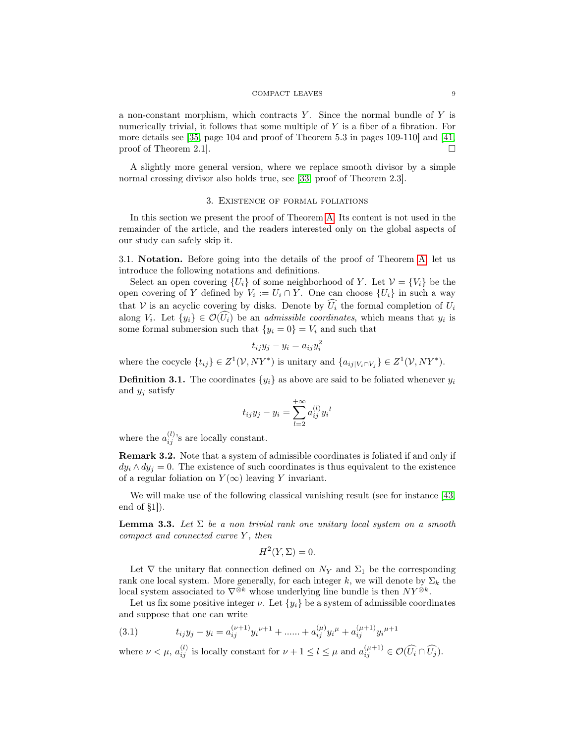a non-constant morphism, which contracts $Y$. Since the normal bundle of $Y$ is numerically trivial, it follows that some multiple of $Y$ is a fiber of a fibration. For more details see [35, page 104 and proof of Theorem 5.3 in pages 109-110] and [41, proof of Theorem 2.1]. □

A slightly more general version, where we replace smooth divisor by a simple normal crossing divisor also holds true, see [33, proof of Theorem 2.3].

## 3. Existence of formal foliations

In this section we present the proof of Theorem A. Its content is not used in the remainder of the article, and the readers interested only on the global aspects of our study can safely skip it.

3.1. **Notation.** Before going into the details of the proof of Theorem A, let us introduce the following notations and definitions.

Select an open covering $\{U_i\}$ of some neighborhood of $Y$. Let $\mathcal{V} = \{V_i\}$ be the open covering of $Y$ defined by $V_i := U_i \cap Y$. One can choose $\{U_i\}$ in such a way that $\mathcal{V}$ is an acyclic covering by disks. Denote by $\widehat{U_i}$ the formal completion of $U_i$ along $V_i$. Let $\{y_i\} \in \mathcal{O}(\widehat{U_i})$ be an *admissible coordinates*, which means that $y_i$ is some formal submersion such that $\{y_i = 0\} = V_i$ and such that

$$t_{ij}y_j - y_i = a_{ij}y_i^2$$

where the cocycle $\{t_{ij}\} \in Z^1(\mathcal{V}, NY^*)$ is unitary and $\{a_{ij|V_i\cap V_j}\} \in Z^1(\mathcal{V}, NY^*)$.

**Definition 3.1.** The coordinates $\{y_i\}$ as above are said to be foliated whenever $y_i$ and $y_j$ satisfy

$$t_{ij}y_j - y_i = \sum_{l=2}^{+\infty} a_{ij}^{(l)} {y_i}^l$$

where the $a_{ij}^{(l)}$'s are locally constant.

**Remark 3.2.** Note that a system of admissible coordinates is foliated if and only if $dy_i \wedge dy_j = 0$. The existence of such coordinates is thus equivalent to the existence of a regular foliation on $Y(\infty)$ leaving $Y$ invariant.

We will make use of the following classical vanishing result (see for instance [43, end of §1]).

**Lemma 3.3.** *Let $\Sigma$ be a non trivial rank one unitary local system on a smooth compact and connected curve $Y$, then*

$$H^2(Y, \Sigma) = 0.$$

Let $\nabla$ the unitary flat connection defined on $N_Y$ and $\Sigma_1$ be the corresponding rank one local system. More generally, for each integer $k$, we will denote by $\Sigma_k$ the local system associated to $\nabla^{\otimes k}$ whose underlying line bundle is then $NY^{\otimes k}$.

Let us fix some positive integer $\nu$. Let $\{y_i\}$ be a system of admissible coordinates and suppose that one can write

$$t_{ij}y_j - y_i = a_{ij}^{(\nu+1)}{y_i}^{\nu+1} + \dots\dots + a_{ij}^{(\mu)}{y_i}^{\mu} + a_{ij}^{(\mu+1)}{y_i}^{\mu+1} \tag{3.1}$$

where $\nu < \mu$, $a_{ij}^{(l)}$ is locally constant for $\nu + 1 \le l \le \mu$ and $a_{ij}^{(\mu+1)} \in \mathcal{O}(\widehat{U_i} \cap \widehat{U_j})$.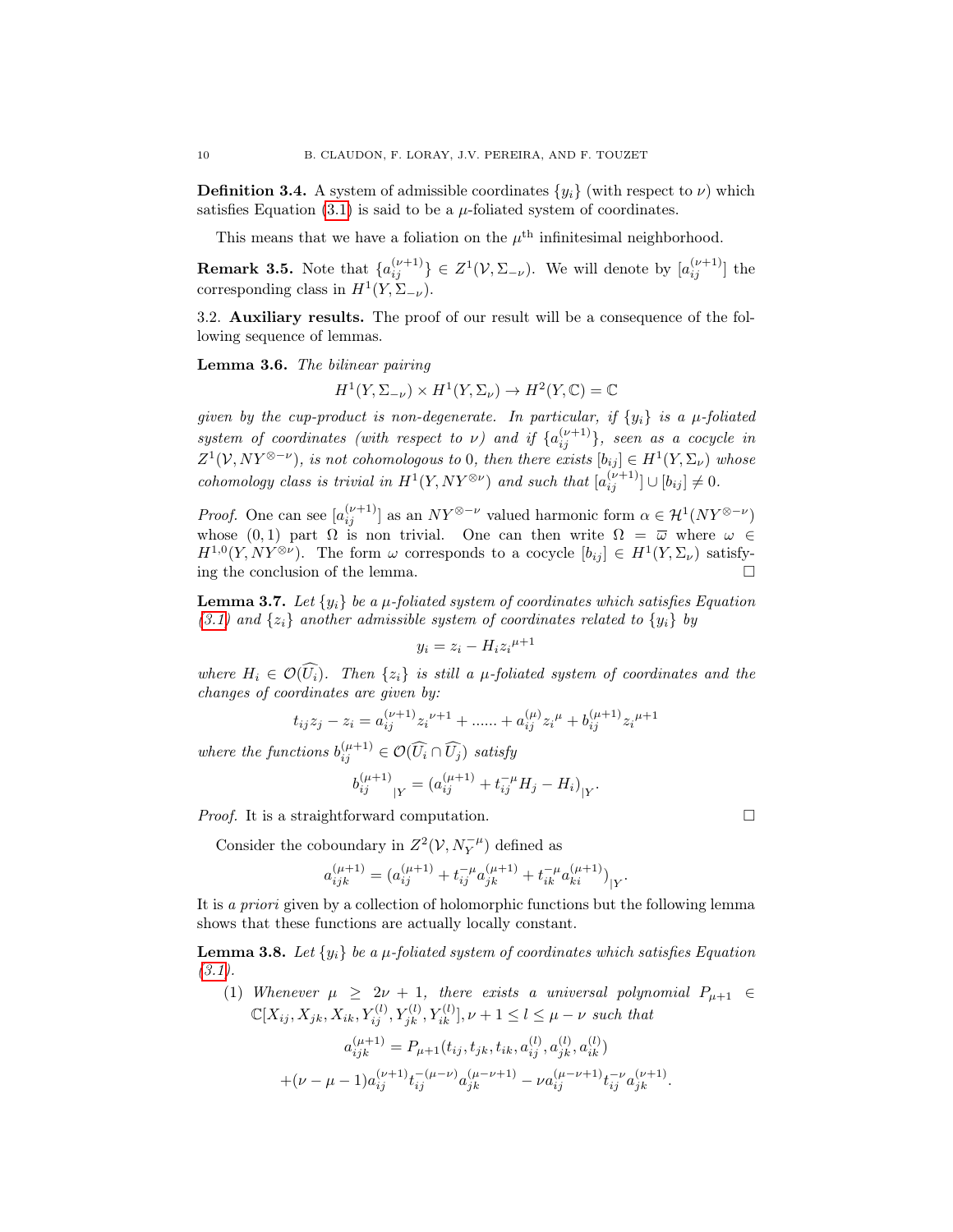**Definition 3.4.** A system of admissible coordinates $\{y_i\}$ (with respect to $\nu$) which satisfies Equation (3.1) is said to be a $\mu$-foliated system of coordinates.

This means that we have a foliation on the $\mu^{\text{th}}$ infinitesimal neighborhood.

**Remark 3.5.** Note that $\{a_{ij}^{(\nu+1)}\} \in Z^1(\mathcal{V}, \Sigma_{-\nu})$. We will denote by $[a_{ij}^{(\nu+1)}]$ the corresponding class in $H^1(Y, \Sigma_{-\nu})$.

3.2. **Auxiliary results.** The proof of our result will be a consequence of the following sequence of lemmas.

**Lemma 3.6.** *The bilinear pairing*

$$H^1(Y, \Sigma_{-\nu}) \times H^1(Y, \Sigma_{\nu}) \to H^2(Y, \mathbb{C}) = \mathbb{C}$$

*given by the cup-product is non-degenerate. In particular, if $\{y_i\}$ is a $\mu$-foliated system of coordinates (with respect to $\nu$) and if $\{a_{ij}^{(\nu+1)}\}$, seen as a cocycle in $Z^1(\mathcal{V}, NY^{\otimes -\nu})$, is not cohomologous to $0$, then there exists $[b_{ij}] \in H^1(Y, \Sigma_\nu)$ whose cohomology class is trivial in $H^1(Y, NY^{\otimes \nu})$ and such that $[a_{ij}^{(\nu+1)}] \cup [b_{ij}] \neq 0$.*

*Proof.* One can see $[a_{ij}^{(\nu+1)}]$ as an $NY^{\otimes -\nu}$ valued harmonic form $\alpha \in \mathcal{H}^1(NY^{\otimes -\nu})$ whose $(0,1)$ part $\Omega$ is non trivial. One can then write $\Omega = \overline{\omega}$ where $\omega \in H^{1,0}(Y, NY^{\otimes \nu})$. The form $\omega$ corresponds to a cocycle $[b_{ij}] \in H^1(Y, \Sigma_\nu)$ satisfying the conclusion of the lemma. □

**Lemma 3.7.** *Let $\{y_i\}$ be a $\mu$-foliated system of coordinates which satisfies Equation (3.1) and $\{z_i\}$ another admissible system of coordinates related to $\{y_i\}$ by*

$$y_i = z_i - H_i {z_i}^{\mu+1}$$

*where $H_i \in \mathcal{O}(\widehat{U_i})$. Then $\{z_i\}$ is still a $\mu$-foliated system of coordinates and the changes of coordinates are given by:*

$$t_{ij} z_j - z_i = a_{ij}^{(\nu+1)} {z_i}^{\nu+1} + \ldots\ldots + a_{ij}^{(\mu)} {z_i}^{\mu} + b_{ij}^{(\mu+1)} {z_i}^{\mu+1}$$

*where the functions $b_{ij}^{(\mu+1)} \in \mathcal{O}(\widehat{U_i} \cap \widehat{U_j})$ satisfy*

$$b_{ij}^{(\mu+1)}{}_{|Y} = (a_{ij}^{(\mu+1)} + t_{ij}^{-\mu} H_j - H_i)_{|Y}.$$

*Proof.* It is a straightforward computation. □

Consider the coboundary in $Z^2(\mathcal{V}, N_Y^{-\mu})$ defined as

$$a_{ijk}^{(\mu+1)} = (a_{ij}^{(\mu+1)} + t_{ij}^{-\mu} a_{jk}^{(\mu+1)} + t_{ik}^{-\mu} a_{ki}^{(\mu+1)})_{|Y}.$$

It is *a priori* given by a collection of holomorphic functions but the following lemma shows that these functions are actually locally constant.

**Lemma 3.8.** *Let $\{y_i\}$ be a $\mu$-foliated system of coordinates which satisfies Equation (3.1).*

(1) *Whenever $\mu \geq 2\nu + 1$, there exists a universal polynomial $P_{\mu+1} \in \mathbb{C}[X_{ij}, X_{jk}, X_{ik}, Y_{ij}^{(l)}, Y_{jk}^{(l)}, Y_{ik}^{(l)}], \nu + 1 \leq l \leq \mu - \nu$ such that*

$$a_{ijk}^{(\mu+1)} = P_{\mu+1}(t_{ij}, t_{jk}, t_{ik}, a_{ij}^{(l)}, a_{jk}^{(l)}, a_{ik}^{(l)})$$
$$+(\nu - \mu - 1) a_{ij}^{(\nu+1)} t_{ij}^{-(\mu-\nu)} a_{jk}^{(\mu-\nu+1)} - \nu a_{ij}^{(\mu-\nu+1)} t_{ij}^{-\nu} a_{jk}^{(\nu+1)}.$$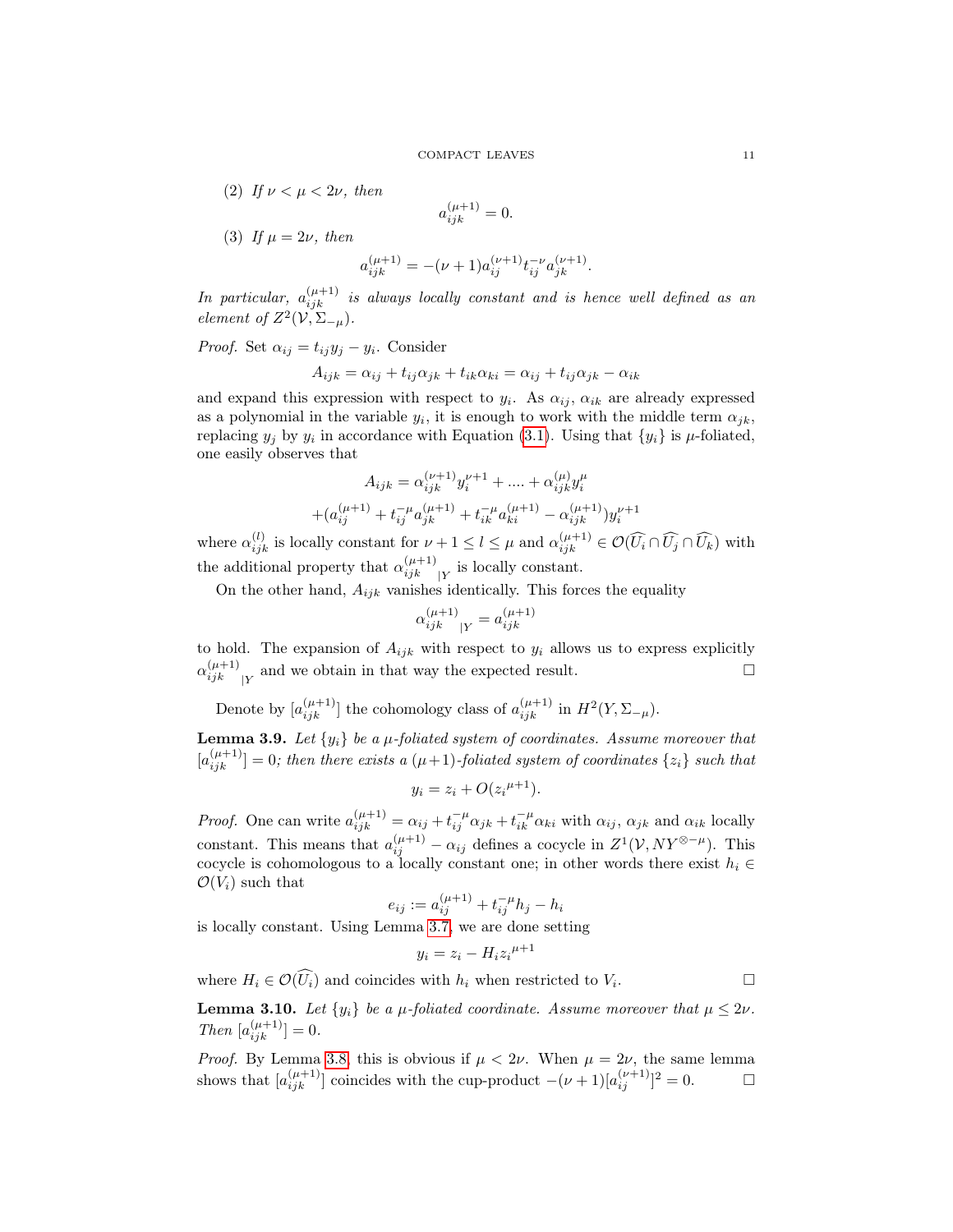(2) *If $\nu < \mu < 2\nu$, then*

$$a_{ijk}^{(\mu+1)} = 0.$$

(3) *If $\mu = 2\nu$, then*

$$a_{ijk}^{(\mu+1)} = -(\nu+1)a_{ij}^{(\nu+1)} t_{ij}^{-\nu} a_{jk}^{(\nu+1)}.$$

*In particular, $a_{ijk}^{(\mu+1)}$ is always locally constant and is hence well defined as an element of $Z^2(\mathcal{V}, \Sigma_{-\mu})$.*

*Proof.* Set $\alpha_{ij} = t_{ij}y_j - y_i$. Consider

$$A_{ijk} = \alpha_{ij} + t_{ij}\alpha_{jk} + t_{ik}\alpha_{ki} = \alpha_{ij} + t_{ij}\alpha_{jk} - \alpha_{ik}$$

and expand this expression with respect to $y_i$. As $\alpha_{ij}$, $\alpha_{ik}$ are already expressed as a polynomial in the variable $y_i$, it is enough to work with the middle term $\alpha_{jk}$, replacing $y_j$ by $y_i$ in accordance with Equation (3.1). Using that $\{y_i\}$ is $\mu$-foliated, one easily observes that

$$A_{ijk} = \alpha_{ijk}^{(\nu+1)} y_i^{\nu+1} + .... + \alpha_{ijk}^{(\mu)} y_i^{\mu}$$

$$+ (a_{ij}^{(\mu+1)} + t_{ij}^{-\mu} a_{jk}^{(\mu+1)} + t_{ik}^{-\mu} a_{ki}^{(\mu+1)} - \alpha_{ijk}^{(\mu+1)}) y_i^{\nu+1}$$

where $\alpha_{ijk}^{(l)}$ is locally constant for $\nu + 1 \leq l \leq \mu$ and $\alpha_{ijk}^{(\mu+1)} \in \mathcal{O}(\widehat{U_i} \cap \widehat{U_j} \cap \widehat{U_k})$ with the additional property that ${\alpha_{ijk}^{(\mu+1)}}_{|Y}$ is locally constant.

On the other hand, $A_{ijk}$ vanishes identically. This forces the equality

$${\alpha_{ijk}^{(\mu+1)}}_{|Y} = a_{ijk}^{(\mu+1)}$$

to hold. The expansion of $A_{ijk}$ with respect to $y_i$ allows us to express explicitly ${\alpha_{ijk}^{(\mu+1)}}_{|Y}$ and we obtain in that way the expected result. □

Denote by $[a_{ijk}^{(\mu+1)}]$ the cohomology class of $a_{ijk}^{(\mu+1)}$ in $H^2(Y, \Sigma_{-\mu})$.

**Lemma 3.9.** *Let $\{y_i\}$ be a $\mu$-foliated system of coordinates. Assume moreover that $[a_{ijk}^{(\mu+1)}] = 0$; then there exists a $(\mu+1)$-foliated system of coordinates $\{z_i\}$ such that*

$$y_i = z_i + O({z_i}^{\mu+1}).$$

*Proof.* One can write $a_{ijk}^{(\mu+1)} = \alpha_{ij} + t_{ij}^{-\mu}\alpha_{jk} + t_{ik}^{-\mu}\alpha_{ki}$ with $\alpha_{ij}$, $\alpha_{jk}$ and $\alpha_{ik}$ locally constant. This means that $a_{ij}^{(\mu+1)} - \alpha_{ij}$ defines a cocycle in $Z^1(\mathcal{V}, NY^{\otimes -\mu})$. This cocycle is cohomologous to a locally constant one; in other words there exist $h_i \in \mathcal{O}(V_i)$ such that

$$e_{ij} := a_{ij}^{(\mu+1)} + t_{ij}^{-\mu} h_j - h_i$$

is locally constant. Using Lemma 3.7, we are done setting

$$y_i = z_i - H_i {z_i}^{\mu+1}$$

where $H_i \in \mathcal{O}(\widehat{U_i})$ and coincides with $h_i$ when restricted to $V_i$. □

**Lemma 3.10.** *Let $\{y_i\}$ be a $\mu$-foliated coordinate. Assume moreover that $\mu \leq 2\nu$. Then $[a_{ijk}^{(\mu+1)}] = 0$.*

*Proof.* By Lemma 3.8, this is obvious if $\mu < 2\nu$. When $\mu = 2\nu$, the same lemma shows that $[a_{ijk}^{(\mu+1)}]$ coincides with the cup-product $-(\nu+1)[a_{ij}^{(\nu+1)}]^2 = 0$. □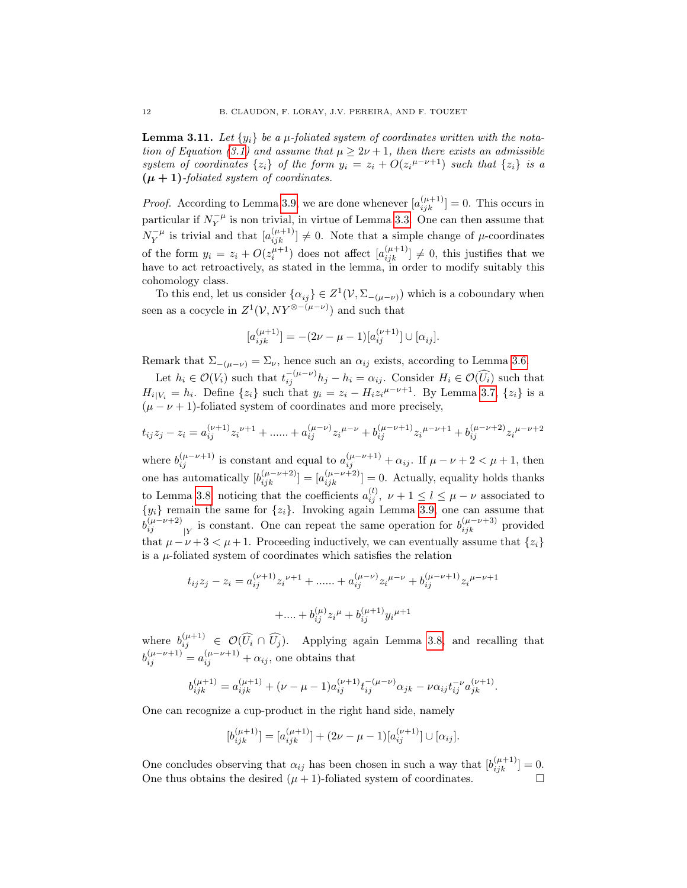**Lemma 3.11.** *Let $\{y_i\}$ be a $\mu$-foliated system of coordinates written with the notation of Equation (3.1) and assume that $\mu \geq 2\nu + 1$, then there exists an admissible system of coordinates $\{z_i\}$ of the form $y_i = z_i + O({z_i}^{\mu-\nu+1})$ such that $\{z_i\}$ is a* $\boldsymbol{(\mu+1)}$*-foliated system of coordinates.*

*Proof.* According to Lemma 3.9, we are done whenever $[a_{ijk}^{(\mu+1)}] = 0$. This occurs in particular if $N_Y^{-\mu}$ is non trivial, in virtue of Lemma 3.3. One can then assume that $N_Y^{-\mu}$ is trivial and that $[a_{ijk}^{(\mu+1)}] \neq 0$. Note that a simple change of $\mu$-coordinates of the form $y_i = z_i + O(z_i^{\mu+1})$ does not affect $[a_{ijk}^{(\mu+1)}] \neq 0$, this justifies that we have to act retroactively, as stated in the lemma, in order to modify suitably this cohomology class.

To this end, let us consider $\{\alpha_{ij}\} \in Z^1(\mathcal{V}, \Sigma_{-(\mu-\nu)})$ which is a coboundary when seen as a cocycle in $Z^1(\mathcal{V}, NY^{\otimes -(\mu-\nu)})$ and such that

$$[a_{ijk}^{(\mu+1)}] = -(2\nu - \mu - 1)[a_{ij}^{(\nu+1)}] \cup [\alpha_{ij}].$$

Remark that $\Sigma_{-(\mu-\nu)} = \Sigma_\nu$, hence such an $\alpha_{ij}$ exists, according to Lemma 3.6.

Let $h_i \in \mathcal{O}(V_i)$ such that $t_{ij}^{-(\mu-\nu)} h_j - h_i = \alpha_{ij}$. Consider $H_i \in \mathcal{O}(\widehat{U_i})$ such that $H_{i|V_i} = h_i$. Define $\{z_i\}$ such that $y_i = z_i - H_i {z_i}^{\mu-\nu+1}$. By Lemma 3.7, $\{z_i\}$ is a $(\mu - \nu + 1)$-foliated system of coordinates and more precisely,

$$t_{ij} z_j - z_i = a_{ij}^{(\nu+1)} {z_i}^{\nu+1} + \ldots\ldots + a_{ij}^{(\mu-\nu)} {z_i}^{\mu-\nu} + b_{ij}^{(\mu-\nu+1)} {z_i}^{\mu-\nu+1} + b_{ij}^{(\mu-\nu+2)} {z_i}^{\mu-\nu+2}$$

where $b_{ij}^{(\mu-\nu+1)}$ is constant and equal to $a_{ij}^{(\mu-\nu+1)} + \alpha_{ij}$. If $\mu - \nu + 2 < \mu + 1$, then one has automatically $[b_{ijk}^{(\mu-\nu+2)}] = [a_{ijk}^{(\mu-\nu+2)}] = 0$. Actually, equality holds thanks to Lemma 3.8, noticing that the coefficients $a_{ij}^{(l)}$, $\nu + 1 \leq l \leq \mu - \nu$ associated to $\{y_i\}$ remain the same for $\{z_i\}$. Invoking again Lemma 3.9, one can assume that ${b_{ij}^{(\mu-\nu+2)}}_{|Y}$ is constant. One can repeat the same operation for $b_{ijk}^{(\mu-\nu+3)}$ provided that $\mu - \nu + 3 < \mu + 1$. Proceeding inductively, we can eventually assume that $\{z_i\}$ is a $\mu$-foliated system of coordinates which satisfies the relation

$$t_{ij} z_j - z_i = a_{ij}^{(\nu+1)} {z_i}^{\nu+1} + \ldots\ldots + a_{ij}^{(\mu-\nu)} {z_i}^{\mu-\nu} + b_{ij}^{(\mu-\nu+1)} {z_i}^{\mu-\nu+1}$$

$$+ \ldots. + b_{ij}^{(\mu)} {z_i}^{\mu} + b_{ij}^{(\mu+1)} {y_i}^{\mu+1}$$

where $b_{ij}^{(\mu+1)} \in \mathcal{O}(\widehat{U_i} \cap \widehat{U_j})$. Applying again Lemma 3.8, and recalling that $b_{ij}^{(\mu-\nu+1)} = a_{ij}^{(\mu-\nu+1)} + \alpha_{ij}$, one obtains that

$$b_{ijk}^{(\mu+1)} = a_{ijk}^{(\mu+1)} + (\nu - \mu - 1) a_{ij}^{(\nu+1)} t_{ij}^{-(\mu-\nu)} \alpha_{jk} - \nu \alpha_{ij} t_{ij}^{-\nu} a_{jk}^{(\nu+1)}.$$

One can recognize a cup-product in the right hand side, namely

$$[b_{ijk}^{(\mu+1)}] = [a_{ijk}^{(\mu+1)}] + (2\nu - \mu - 1)[a_{ij}^{(\nu+1)}] \cup [\alpha_{ij}].$$

One concludes observing that $\alpha_{ij}$ has been chosen in such a way that $[b_{ijk}^{(\mu+1)}] = 0$. One thus obtains the desired $(\mu + 1)$-foliated system of coordinates. $\square$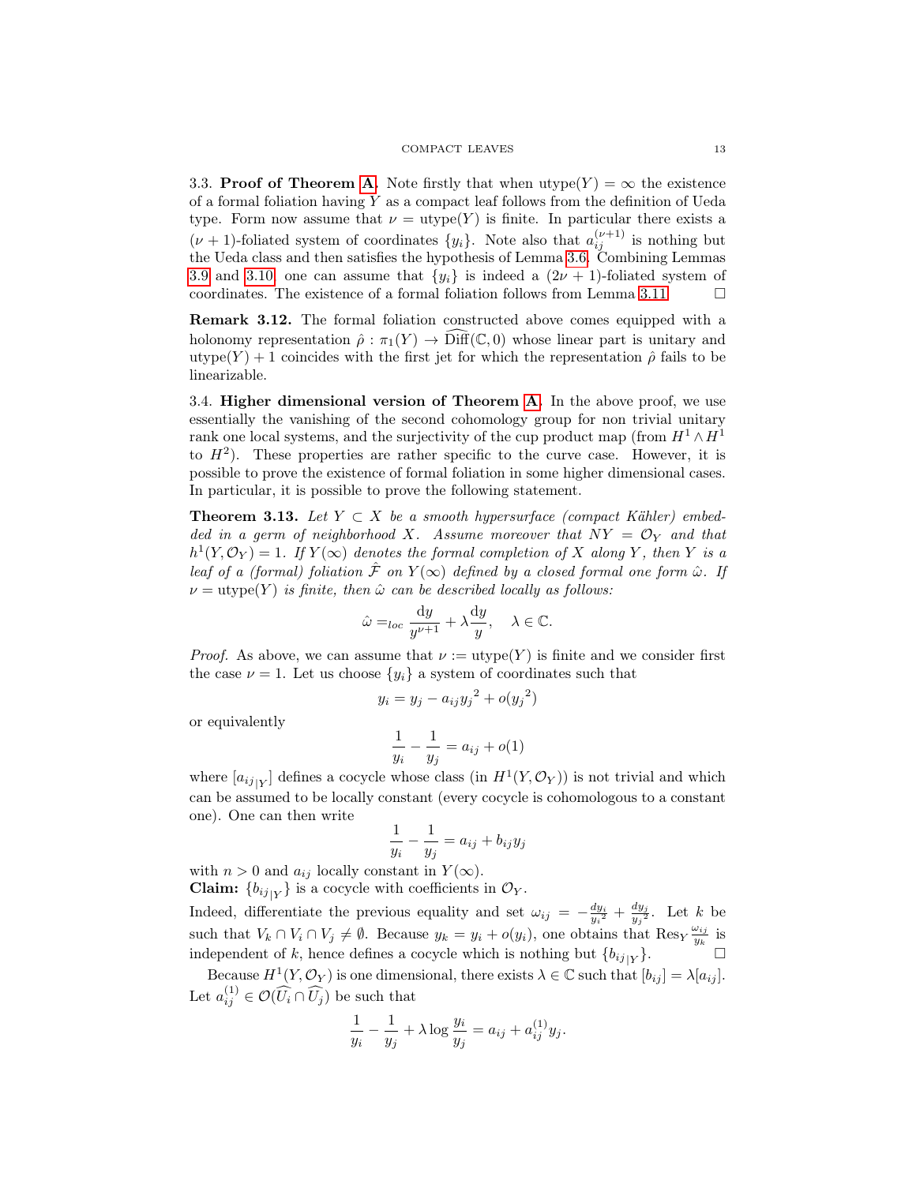3.3. **Proof of Theorem A.** Note firstly that when $\text{utype}(Y) = \infty$ the existence of a formal foliation having $Y$ as a compact leaf follows from the definition of Ueda type. Form now assume that $\nu = \text{utype}(Y)$ is finite. In particular there exists a $(\nu+1)$-foliated system of coordinates $\{y_i\}$. Note also that $a_{ij}^{(\nu+1)}$ is nothing but the Ueda class and then satisfies the hypothesis of Lemma 3.6. Combining Lemmas 3.9 and 3.10, one can assume that $\{y_i\}$ is indeed a $(2\nu+1)$-foliated system of coordinates. The existence of a formal foliation follows from Lemma 3.11. □

**Remark 3.12.** The formal foliation constructed above comes equipped with a holonomy representation $\hat{\rho} : \pi_1(Y) \to \widehat{\text{Diff}}(\mathbb{C}, 0)$ whose linear part is unitary and $\text{utype}(Y) + 1$ coincides with the first jet for which the representation $\hat{\rho}$ fails to be linearizable.

3.4. **Higher dimensional version of Theorem A.** In the above proof, we use essentially the vanishing of the second cohomology group for non trivial unitary rank one local systems, and the surjectivity of the cup product map (from $H^1 \wedge H^1$ to $H^2$). These properties are rather specific to the curve case. However, it is possible to prove the existence of formal foliation in some higher dimensional cases. In particular, it is possible to prove the following statement.

**Theorem 3.13.** *Let $Y \subset X$ be a smooth hypersurface (compact Kähler) embedded in a germ of neighborhood $X$. Assume moreover that $NY = \mathcal{O}_Y$ and that $h^1(Y, \mathcal{O}_Y) = 1$. If $Y(\infty)$ denotes the formal completion of $X$ along $Y$, then $Y$ is a leaf of a (formal) foliation $\hat{\mathcal{F}}$ on $Y(\infty)$ defined by a closed formal one form $\hat{\omega}$. If $\nu = \text{utype}(Y)$ is finite, then $\hat{\omega}$ can be described locally as follows:*

$$\hat{\omega} =_{loc} \frac{\mathrm{d}y}{y^{\nu+1}} + \lambda \frac{\mathrm{d}y}{y}, \quad \lambda \in \mathbb{C}.$$

*Proof.* As above, we can assume that $\nu := \text{utype}(Y)$ is finite and we consider first the case $\nu = 1$. Let us choose $\{y_i\}$ a system of coordinates such that

$$y_i = y_j - a_{ij}{y_j}^2 + o({y_j}^2)$$

or equivalently

$$\frac{1}{y_i} - \frac{1}{y_j} = a_{ij} + o(1)$$

where $[a_{ij_{|Y}}]$ defines a cocycle whose class (in $H^1(Y, \mathcal{O}_Y)$) is not trivial and which can be assumed to be locally constant (every cocycle is cohomologous to a constant one). One can then write

$$\frac{1}{y_i} - \frac{1}{y_j} = a_{ij} + b_{ij}y_j$$

with $n > 0$ and $a_{ij}$ locally constant in $Y(\infty)$.

**Claim:** $\{b_{ij_{|Y}}\}$ is a cocycle with coefficients in $\mathcal{O}_Y$.

Indeed, differentiate the previous equality and set $\omega_{ij} = -\frac{dy_i}{{y_i}^2} + \frac{dy_j}{{y_j}^2}$. Let $k$ be such that $V_k \cap V_i \cap V_j \neq \emptyset$. Because $y_k = y_i + o(y_i)$, one obtains that $\text{Res}_Y \frac{\omega_{ij}}{y_k}$ is independent of $k$, hence defines a cocycle which is nothing but $\{b_{ij_{|Y}}\}$. □

Because $H^1(Y, \mathcal{O}_Y)$ is one dimensional, there exists $\lambda \in \mathbb{C}$ such that $[b_{ij}] = \lambda[a_{ij}]$. Let $a_{ij}^{(1)} \in \mathcal{O}(\widehat{U_i} \cap \widehat{U_j})$ be such that

$$\frac{1}{y_i} - \frac{1}{y_j} + \lambda \log \frac{y_i}{y_j} = a_{ij} + a_{ij}^{(1)} y_j.$$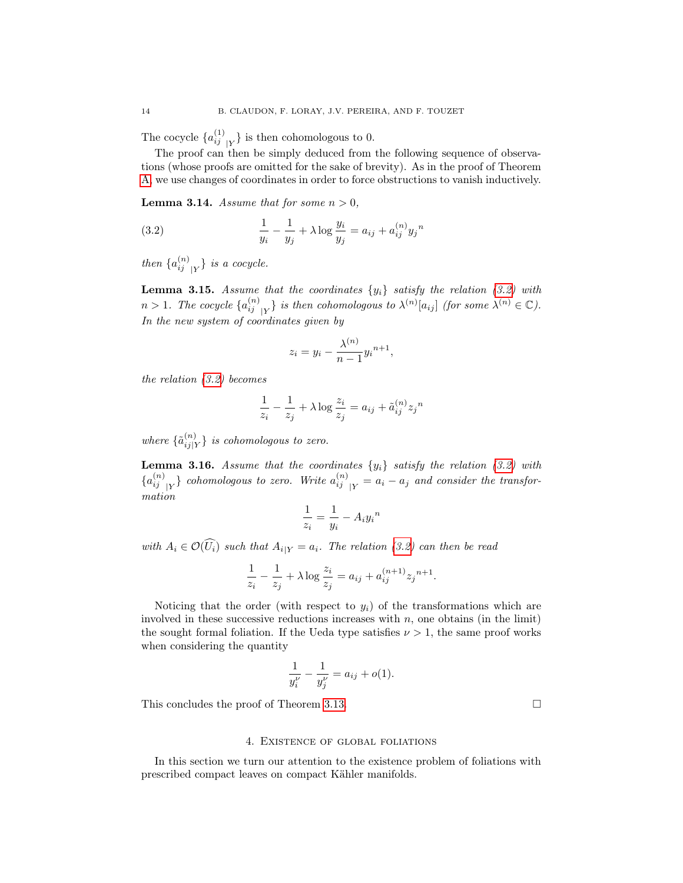The cocycle $\{a_{ij}^{(1)}{}_{|Y}\}$ is then cohomologous to 0.

The proof can then be simply deduced from the following sequence of observations (whose proofs are omitted for the sake of brevity). As in the proof of Theorem A, we use changes of coordinates in order to force obstructions to vanish inductively.

**Lemma 3.14.** *Assume that for some $n > 0$,*

$$\frac{1}{y_i} - \frac{1}{y_j} + \lambda \log \frac{y_i}{y_j} = a_{ij} + a_{ij}^{(n)} {y_j}^n \tag{3.2}$$

*then $\{a_{ij}^{(n)}{}_{|Y}\}$ is a cocycle.*

**Lemma 3.15.** *Assume that the coordinates $\{y_i\}$ satisfy the relation (3.2) with $n > 1$. The cocycle $\{a_{ij}^{(n)}{}_{|Y}\}$ is then cohomologous to $\lambda^{(n)}[a_{ij}]$ (for some $\lambda^{(n)} \in \mathbb{C}$). In the new system of coordinates given by*

$$z_i = y_i - \frac{\lambda^{(n)}}{n-1} {y_i}^{n+1},$$

*the relation (3.2) becomes*

$$\frac{1}{z_i} - \frac{1}{z_j} + \lambda \log \frac{z_i}{z_j} = a_{ij} + \tilde{a}_{ij}^{(n)} {z_j}^n$$

*where $\{\tilde{a}_{ij|Y}^{(n)}\}$ is cohomologous to zero.*

**Lemma 3.16.** *Assume that the coordinates $\{y_i\}$ satisfy the relation (3.2) with $\{a_{ij}^{(n)}{}_{|Y}\}$ cohomologous to zero. Write $a_{ij}^{(n)}{}_{|Y} = a_i - a_j$ and consider the transformation*

$$\frac{1}{z_i} = \frac{1}{y_i} - A_i {y_i}^n$$

*with $A_i \in \mathcal{O}(\widehat{U_i})$ such that $A_{i|Y} = a_i$. The relation (3.2) can then be read*

$$\frac{1}{z_i} - \frac{1}{z_j} + \lambda \log \frac{z_i}{z_j} = a_{ij} + a_{ij}^{(n+1)} {z_j}^{n+1}.$$

Noticing that the order (with respect to $y_i$) of the transformations which are involved in these successive reductions increases with $n$, one obtains (in the limit) the sought formal foliation. If the Ueda type satisfies $\nu > 1$, the same proof works when considering the quantity

$$\frac{1}{y_i^\nu} - \frac{1}{y_j^\nu} = a_{ij} + o(1).$$

This concludes the proof of Theorem 3.13. □

## 4. Existence of global foliations

In this section we turn our attention to the existence problem of foliations with prescribed compact leaves on compact Kähler manifolds.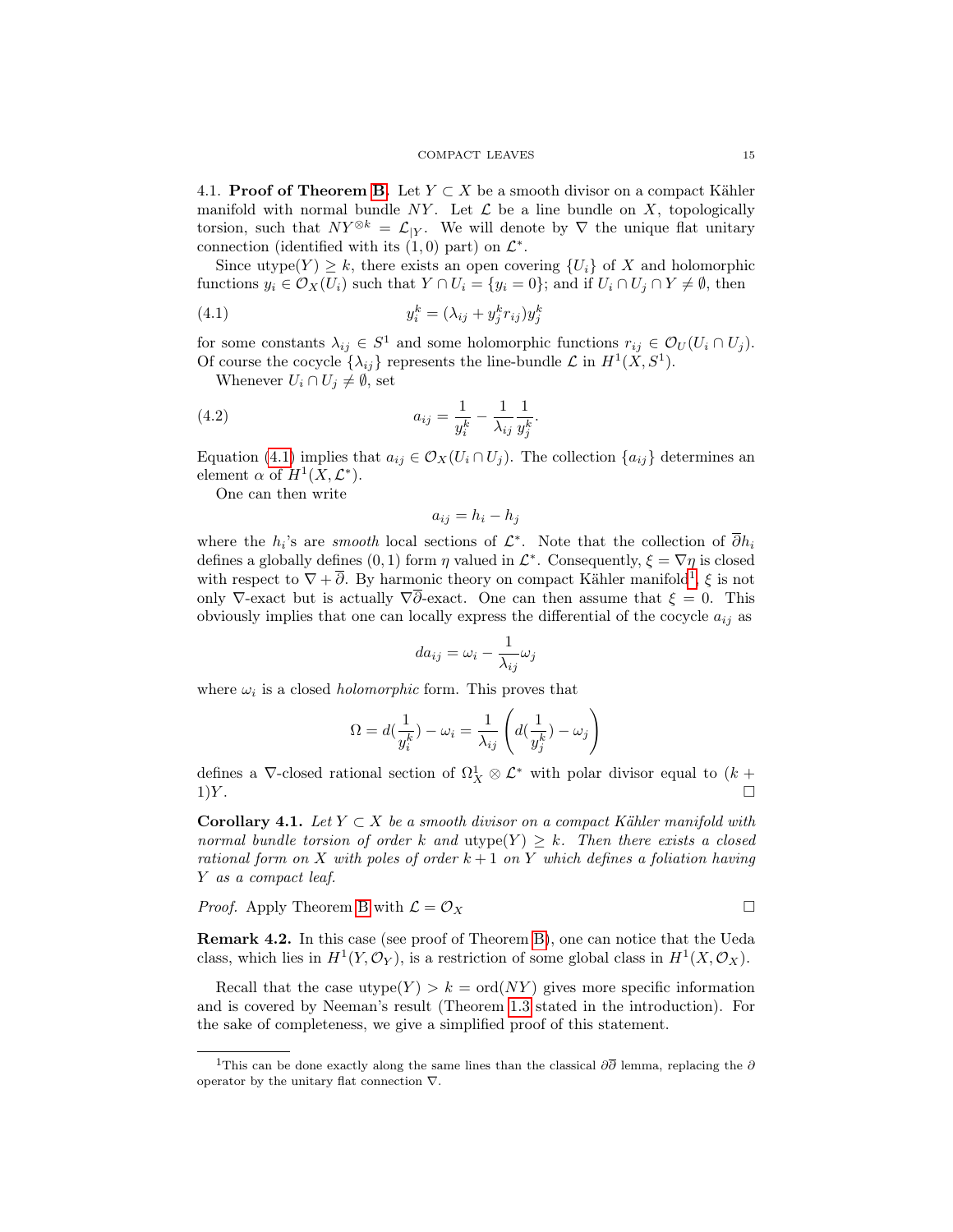4.1. **Proof of Theorem B.** Let $Y \subset X$ be a smooth divisor on a compact Kähler manifold with normal bundle $NY$. Let $\mathcal{L}$ be a line bundle on $X$, topologically torsion, such that $NY^{\otimes k} = \mathcal{L}_{|Y}$. We will denote by $\nabla$ the unique flat unitary connection (identified with its $(1,0)$ part) on $\mathcal{L}^*$.

Since $\text{utype}(Y) \geq k$, there exists an open covering $\{U_i\}$ of $X$ and holomorphic functions $y_i \in \mathcal{O}_X(U_i)$ such that $Y \cap U_i = \{y_i = 0\}$; and if $U_i \cap U_j \cap Y \neq \emptyset$, then

$$y_i^k = (\lambda_{ij} + y_j^k r_{ij}) y_j^k \tag{4.1}$$

for some constants $\lambda_{ij} \in S^1$ and some holomorphic functions $r_{ij} \in \mathcal{O}_U(U_i \cap U_j)$. Of course the cocycle $\{\lambda_{ij}\}$ represents the line-bundle $\mathcal{L}$ in $H^1(X, S^1)$.

Whenever $U_i \cap U_j \neq \emptyset$, set

$$a_{ij} = \frac{1}{y_i^k} - \frac{1}{\lambda_{ij}} \frac{1}{y_j^k}. \tag{4.2}$$

Equation (4.1) implies that $a_{ij} \in \mathcal{O}_X(U_i \cap U_j)$. The collection $\{a_{ij}\}$ determines an element $\alpha$ of $H^1(X, \mathcal{L}^*)$.

One can then write

$$a_{ij} = h_i - h_j$$

where the $h_i$'s are *smooth* local sections of $\mathcal{L}^*$. Note that the collection of $\overline{\partial} h_i$ defines a globally defines $(0,1)$ form $\eta$ valued in $\mathcal{L}^*$. Consequently, $\xi = \nabla \eta$ is closed with respect to $\nabla + \overline{\partial}$. By harmonic theory on compact Kähler manifold[1], $\xi$ is not only $\nabla$-exact but is actually $\nabla\overline{\partial}$-exact. One can then assume that $\xi = 0$. This obviously implies that one can locally express the differential of the cocycle $a_{ij}$ as

$$da_{ij} = \omega_i - \frac{1}{\lambda_{ij}} \omega_j$$

where $\omega_i$ is a closed *holomorphic* form. This proves that

$$\Omega = d\left(\frac{1}{y_i^k}\right) - \omega_i = \frac{1}{\lambda_{ij}} \left( d\left(\frac{1}{y_j^k}\right) - \omega_j \right)$$

defines a $\nabla$-closed rational section of $\Omega_X^1 \otimes \mathcal{L}^*$ with polar divisor equal to $(k+1)Y$. $\square$

**Corollary 4.1.** *Let $Y \subset X$ be a smooth divisor on a compact Kähler manifold with normal bundle torsion of order $k$ and $\text{utype}(Y) \geq k$. Then there exists a closed rational form on $X$ with poles of order $k+1$ on $Y$ which defines a foliation having $Y$ as a compact leaf.*

*Proof.* Apply Theorem B with $\mathcal{L} = \mathcal{O}_X$ $\square$

**Remark 4.2.** In this case (see proof of Theorem B), one can notice that the Ueda class, which lies in $H^1(Y, \mathcal{O}_Y)$, is a restriction of some global class in $H^1(X, \mathcal{O}_X)$.

Recall that the case $\text{utype}(Y) > k = \text{ord}(NY)$ gives more specific information and is covered by Neeman's result (Theorem 1.3 stated in the introduction). For the sake of completeness, we give a simplified proof of this statement.

---

[1] This can be done exactly along the same lines than the classical $\partial\overline{\partial}$ lemma, replacing the $\partial$ operator by the unitary flat connection $\nabla$.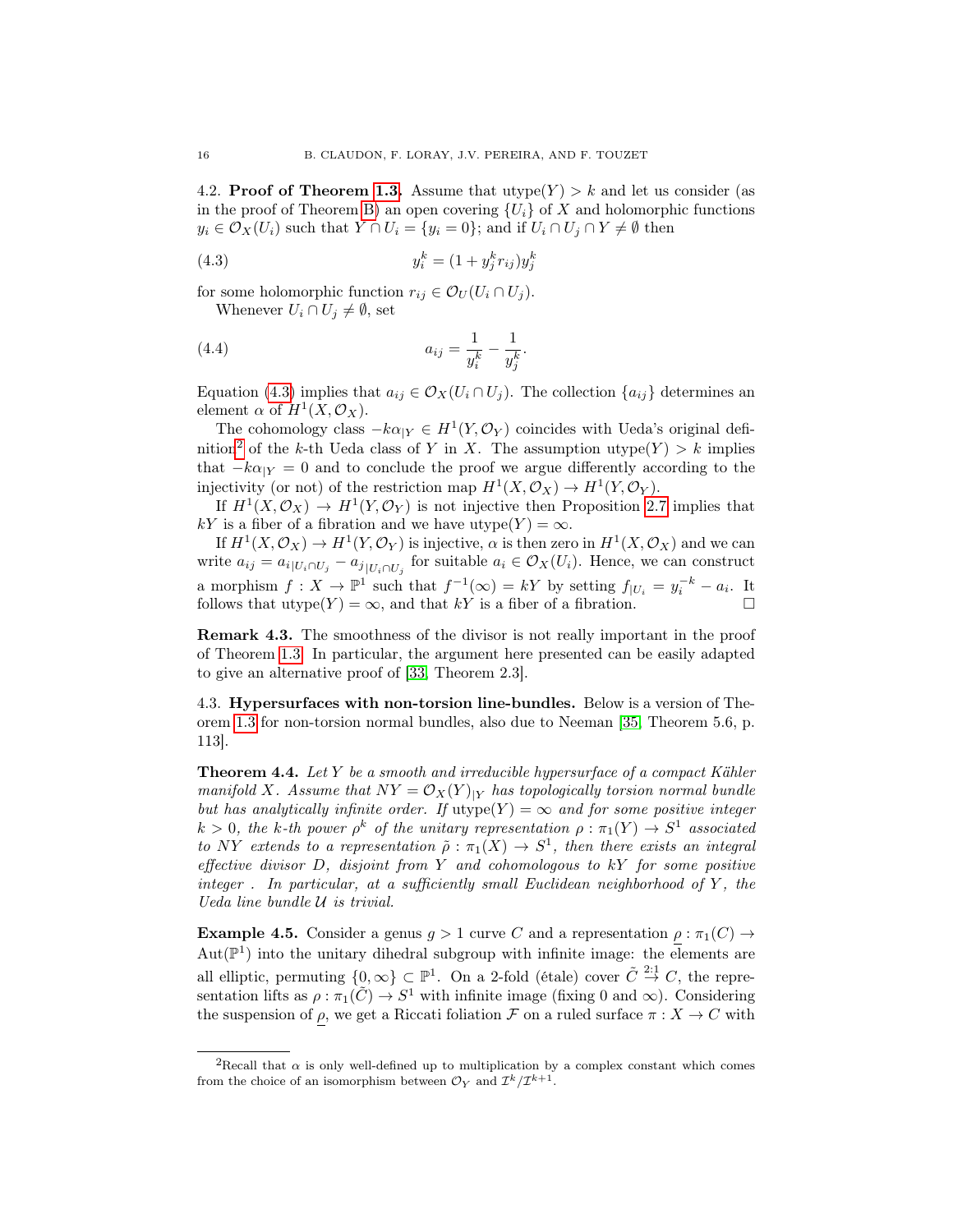4.2. **Proof of Theorem 1.3.** Assume that $\mathrm{utype}(Y) > k$ and let us consider (as in the proof of Theorem B) an open covering $\{U_i\}$ of $X$ and holomorphic functions $y_i \in \mathcal{O}_X(U_i)$ such that $Y \cap U_i = \{y_i = 0\}$; and if $U_i \cap U_j \cap Y \neq \emptyset$ then

$$y_i^k = (1 + y_j^k r_{ij}) y_j^k \tag{4.3}$$

for some holomorphic function $r_{ij} \in \mathcal{O}_U(U_i \cap U_j)$.

Whenever $U_i \cap U_j \neq \emptyset$, set

$$a_{ij} = \frac{1}{y_i^k} - \frac{1}{y_j^k}. \tag{4.4}$$

Equation (4.3) implies that $a_{ij} \in \mathcal{O}_X(U_i \cap U_j)$. The collection $\{a_{ij}\}$ determines an element $\alpha$ of $H^1(X, \mathcal{O}_X)$.

The cohomology class $-k\alpha_{|Y} \in H^1(Y, \mathcal{O}_Y)$ coincides with Ueda's original definition[2] of the $k$-th Ueda class of $Y$ in $X$. The assumption $\mathrm{utype}(Y) > k$ implies that $-k\alpha_{|Y} = 0$ and to conclude the proof we argue differently according to the injectivity (or not) of the restriction map $H^1(X, \mathcal{O}_X) \to H^1(Y, \mathcal{O}_Y)$.

If $H^1(X, \mathcal{O}_X) \to H^1(Y, \mathcal{O}_Y)$ is not injective then Proposition 2.7 implies that $kY$ is a fiber of a fibration and we have $\mathrm{utype}(Y) = \infty$.

If $H^1(X, \mathcal{O}_X) \to H^1(Y, \mathcal{O}_Y)$ is injective, $\alpha$ is then zero in $H^1(X, \mathcal{O}_X)$ and we can write $a_{ij} = a_{i|U_i \cap U_j} - a_{j|U_i \cap U_j}$ for suitable $a_i \in \mathcal{O}_X(U_i)$. Hence, we can construct a morphism $f : X \to \mathbb{P}^1$ such that $f^{-1}(\infty) = kY$ by setting $f_{|U_i} = y_i^{-k} - a_i$. It follows that $\mathrm{utype}(Y) = \infty$, and that $kY$ is a fiber of a fibration. □

**Remark 4.3.** The smoothness of the divisor is not really important in the proof of Theorem 1.3. In particular, the argument here presented can be easily adapted to give an alternative proof of [33, Theorem 2.3].

4.3. **Hypersurfaces with non-torsion line-bundles.** Below is a version of Theorem 1.3 for non-torsion normal bundles, also due to Neeman [35, Theorem 5.6, p. 113].

**Theorem 4.4.** *Let $Y$ be a smooth and irreducible hypersurface of a compact Kähler manifold $X$. Assume that $NY = \mathcal{O}_X(Y)_{|Y}$ has topologically torsion normal bundle but has analytically infinite order. If $\mathrm{utype}(Y) = \infty$ and for some positive integer $k > 0$, the $k$-th power $\rho^k$ of the unitary representation $\rho : \pi_1(Y) \to S^1$ associated to $NY$ extends to a representation $\tilde{\rho} : \pi_1(X) \to S^1$, then there exists an integral effective divisor $D$, disjoint from $Y$ and cohomologous to $kY$ for some positive integer . In particular, at a sufficiently small Euclidean neighborhood of $Y$, the Ueda line bundle $\mathcal{U}$ is trivial.*

**Example 4.5.** Consider a genus $g > 1$ curve $C$ and a representation $\underline{\rho} : \pi_1(C) \to \mathrm{Aut}(\mathbb{P}^1)$ into the unitary dihedral subgroup with infinite image: the elements are all elliptic, permuting $\{0, \infty\} \subset \mathbb{P}^1$. On a 2-fold (étale) cover $\tilde{C} \overset{2:1}{\to} C$, the representation lifts as $\rho : \pi_1(\tilde{C}) \to S^1$ with infinite image (fixing 0 and $\infty$). Considering the suspension of $\underline{\rho}$, we get a Riccati foliation $\mathcal{F}$ on a ruled surface $\pi : X \to C$ with

[2] Recall that $\alpha$ is only well-defined up to multiplication by a complex constant which comes from the choice of an isomorphism between $\mathcal{O}_Y$ and $\mathcal{I}^k/\mathcal{I}^{k+1}$.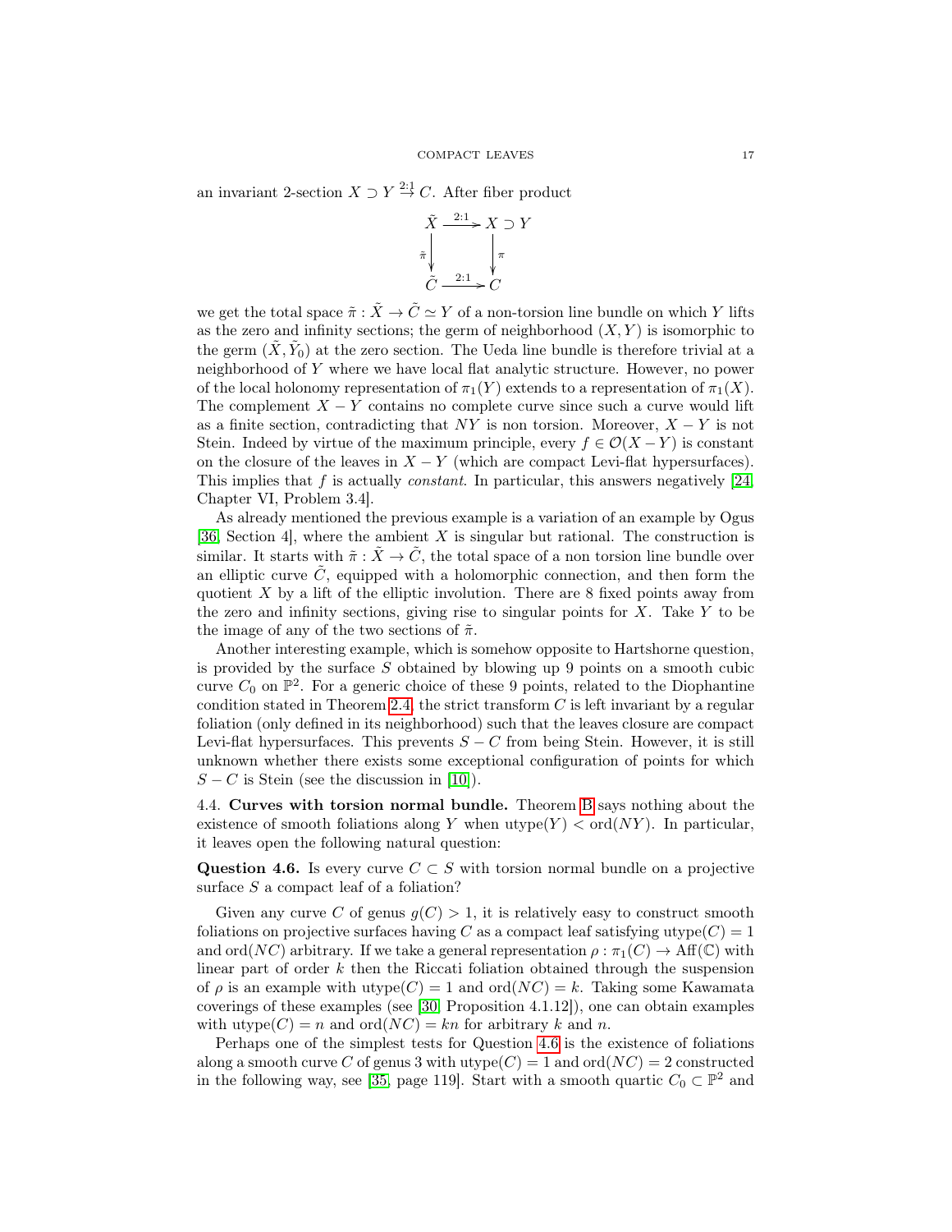an invariant 2-section $X \supset Y \overset{2:1}{\to} C$. After fiber product

$$\begin{array}{ccc} \tilde{X} & \xrightarrow{2:1} & X \supset Y \\ \downarrow \tilde{\pi} & & \downarrow \pi \\ \tilde{C} & \xrightarrow{2:1} & C \end{array}$$

we get the total space $\tilde{\pi} : \tilde{X} \to \tilde{C} \simeq Y$ of a non-torsion line bundle on which $Y$ lifts as the zero and infinity sections; the germ of neighborhood $(X, Y)$ is isomorphic to the germ $(\tilde{X}, \tilde{Y}_0)$ at the zero section. The Ueda line bundle is therefore trivial at a neighborhood of $Y$ where we have local flat analytic structure. However, no power of the local holonomy representation of $\pi_1(Y)$ extends to a representation of $\pi_1(X)$. The complement $X - Y$ contains no complete curve since such a curve would lift as a finite section, contradicting that $NY$ is non torsion. Moreover, $X - Y$ is not Stein. Indeed by virtue of the maximum principle, every $f \in \mathcal{O}(X - Y)$ is constant on the closure of the leaves in $X - Y$ (which are compact Levi-flat hypersurfaces). This implies that $f$ is actually *constant*. In particular, this answers negatively [24, Chapter VI, Problem 3.4].

As already mentioned the previous example is a variation of an example by Ogus [36, Section 4], where the ambient $X$ is singular but rational. The construction is similar. It starts with $\tilde{\pi} : \tilde{X} \to \tilde{C}$, the total space of a non torsion line bundle over an elliptic curve $\tilde{C}$, equipped with a holomorphic connection, and then form the quotient $X$ by a lift of the elliptic involution. There are 8 fixed points away from the zero and infinity sections, giving rise to singular points for $X$. Take $Y$ to be the image of any of the two sections of $\tilde{\pi}$.

Another interesting example, which is somehow opposite to Hartshorne question, is provided by the surface $S$ obtained by blowing up 9 points on a smooth cubic curve $C_0$ on $\mathbb{P}^2$. For a generic choice of these 9 points, related to the Diophantine condition stated in Theorem 2.4, the strict transform $C$ is left invariant by a regular foliation (only defined in its neighborhood) such that the leaves closure are compact Levi-flat hypersurfaces. This prevents $S - C$ from being Stein. However, it is still unknown whether there exists some exceptional configuration of points for which $S - C$ is Stein (see the discussion in [10]).

4.4. **Curves with torsion normal bundle.** Theorem B says nothing about the existence of smooth foliations along $Y$ when $\mathrm{utype}(Y) < \mathrm{ord}(NY)$. In particular, it leaves open the following natural question:

**Question 4.6.** Is every curve $C \subset S$ with torsion normal bundle on a projective surface $S$ a compact leaf of a foliation?

Given any curve $C$ of genus $g(C) > 1$, it is relatively easy to construct smooth foliations on projective surfaces having $C$ as a compact leaf satisfying $\mathrm{utype}(C) = 1$ and $\mathrm{ord}(NC)$ arbitrary. If we take a general representation $\rho : \pi_1(C) \to \mathrm{Aff}(\mathbb{C})$ with linear part of order $k$ then the Riccati foliation obtained through the suspension of $\rho$ is an example with $\mathrm{utype}(C) = 1$ and $\mathrm{ord}(NC) = k$. Taking some Kawamata coverings of these examples (see [30, Proposition 4.1.12]), one can obtain examples with $\mathrm{utype}(C) = n$ and $\mathrm{ord}(NC) = kn$ for arbitrary $k$ and $n$.

Perhaps one of the simplest tests for Question 4.6 is the existence of foliations along a smooth curve $C$ of genus 3 with $\mathrm{utype}(C) = 1$ and $\mathrm{ord}(NC) = 2$ constructed in the following way, see [35, page 119]. Start with a smooth quartic $C_0 \subset \mathbb{P}^2$ and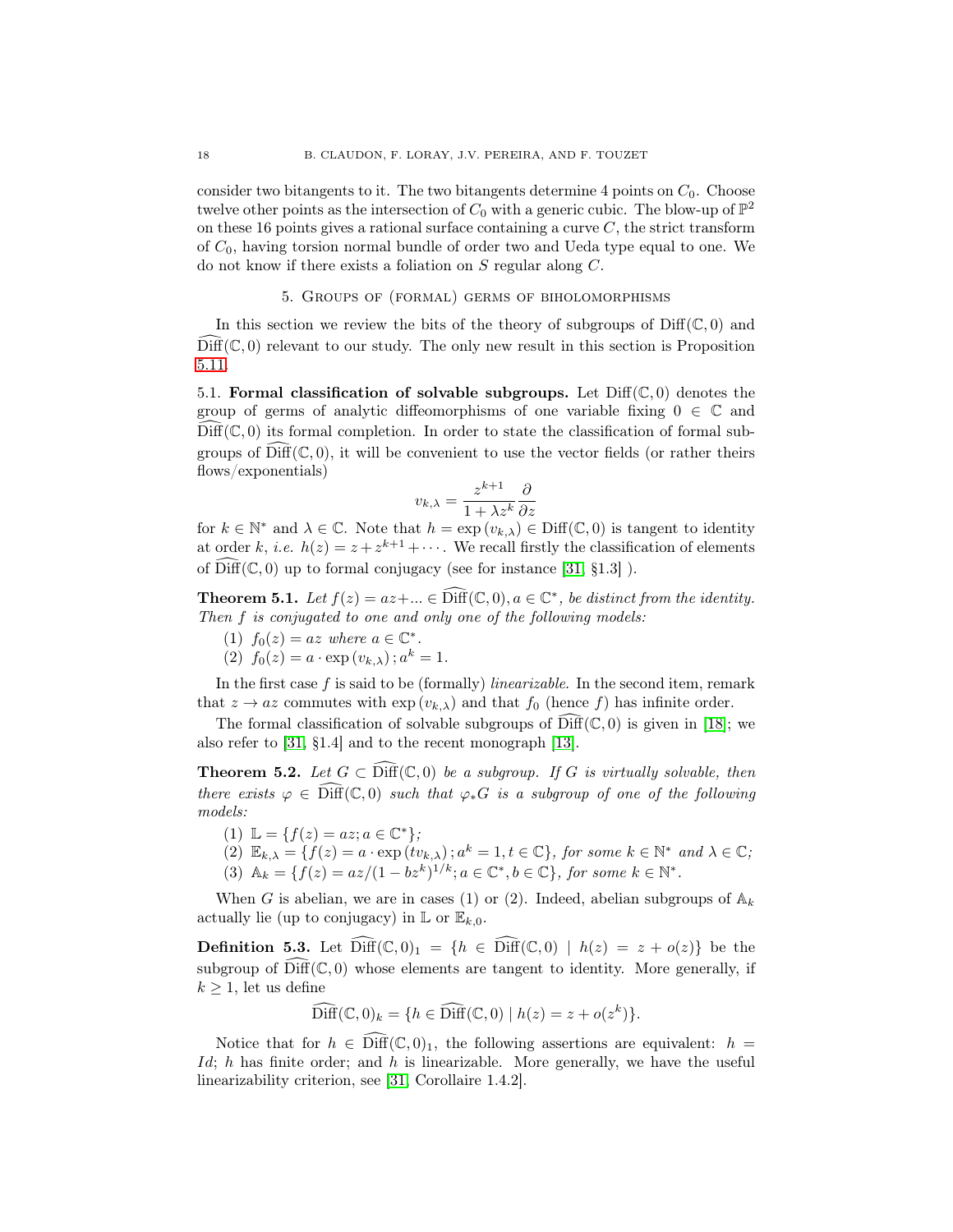consider two bitangents to it. The two bitangents determine 4 points on $C_0$. Choose twelve other points as the intersection of $C_0$ with a generic cubic. The blow-up of $\mathbb{P}^2$ on these 16 points gives a rational surface containing a curve $C$, the strict transform of $C_0$, having torsion normal bundle of order two and Ueda type equal to one. We do not know if there exists a foliation on $S$ regular along $C$.

## 5. Groups of (formal) germs of biholomorphisms

In this section we review the bits of the theory of subgroups of $\mathrm{Diff}(\mathbb{C},0)$ and $\widehat{\mathrm{Diff}}(\mathbb{C},0)$ relevant to our study. The only new result in this section is Proposition 5.11.

**5.1. Formal classification of solvable subgroups.** Let $\mathrm{Diff}(\mathbb{C},0)$ denotes the group of germs of analytic diffeomorphisms of one variable fixing $0 \in \mathbb{C}$ and $\widehat{\mathrm{Diff}}(\mathbb{C},0)$ its formal completion. In order to state the classification of formal subgroups of $\widehat{\mathrm{Diff}}(\mathbb{C},0)$, it will be convenient to use the vector fields (or rather theirs flows/exponentials)

$$v_{k,\lambda} = \frac{z^{k+1}}{1+\lambda z^k}\frac{\partial}{\partial z}$$

for $k \in \mathbb{N}^*$ and $\lambda \in \mathbb{C}$. Note that $h = \exp(v_{k,\lambda}) \in \mathrm{Diff}(\mathbb{C},0)$ is tangent to identity at order $k$, *i.e.* $h(z) = z + z^{k+1} + \cdots$. We recall firstly the classification of elements of $\widehat{\mathrm{Diff}}(\mathbb{C},0)$ up to formal conjugacy (see for instance [31, §1.3] ).

**Theorem 5.1.** *Let $f(z) = az + ... \in \widehat{\mathrm{Diff}}(\mathbb{C},0), a \in \mathbb{C}^*$, be distinct from the identity. Then $f$ is conjugated to one and only one of the following models:*

1. *$f_0(z) = az$ where $a \in \mathbb{C}^*$.*
2. *$f_0(z) = a \cdot \exp(v_{k,\lambda})\,; a^k = 1$.*

In the first case $f$ is said to be (formally) *linearizable*. In the second item, remark that $z \to az$ commutes with $\exp(v_{k,\lambda})$ and that $f_0$ (hence $f$) has infinite order.

The formal classification of solvable subgroups of $\widehat{\mathrm{Diff}}(\mathbb{C},0)$ is given in [18]; we also refer to [31, §1.4] and to the recent monograph [13].

**Theorem 5.2.** *Let $G \subset \widehat{\mathrm{Diff}}(\mathbb{C},0)$ be a subgroup. If $G$ is virtually solvable, then there exists $\varphi \in \widehat{\mathrm{Diff}}(\mathbb{C},0)$ such that $\varphi_* G$ is a subgroup of one of the following models:*

1. *$\mathbb{L} = \{f(z) = az; a \in \mathbb{C}^*\}$;*
2. *$\mathbb{E}_{k,\lambda} = \{f(z) = a \cdot \exp(tv_{k,\lambda})\,; a^k = 1, t \in \mathbb{C}\}$, for some $k \in \mathbb{N}^*$ and $\lambda \in \mathbb{C}$;*
3. *$\mathbb{A}_k = \{f(z) = az/(1-bz^k)^{1/k}; a \in \mathbb{C}^*, b \in \mathbb{C}\}$, for some $k \in \mathbb{N}^*$.*

When $G$ is abelian, we are in cases (1) or (2). Indeed, abelian subgroups of $\mathbb{A}_k$ actually lie (up to conjugacy) in $\mathbb{L}$ or $\mathbb{E}_{k,0}$.

**Definition 5.3.** Let $\widehat{\mathrm{Diff}}(\mathbb{C},0)_1 = \{h \in \widehat{\mathrm{Diff}}(\mathbb{C},0) \mid h(z) = z + o(z)\}$ be the subgroup of $\widehat{\mathrm{Diff}}(\mathbb{C},0)$ whose elements are tangent to identity. More generally, if $k \geq 1$, let us define

$$\widehat{\mathrm{Diff}}(\mathbb{C},0)_k = \{h \in \widehat{\mathrm{Diff}}(\mathbb{C},0) \mid h(z) = z + o(z^k)\}.$$

Notice that for $h \in \widehat{\mathrm{Diff}}(\mathbb{C},0)_1$, the following assertions are equivalent: $h = Id$; $h$ has finite order; and $h$ is linearizable. More generally, we have the useful linearizability criterion, see [31, Corollaire 1.4.2].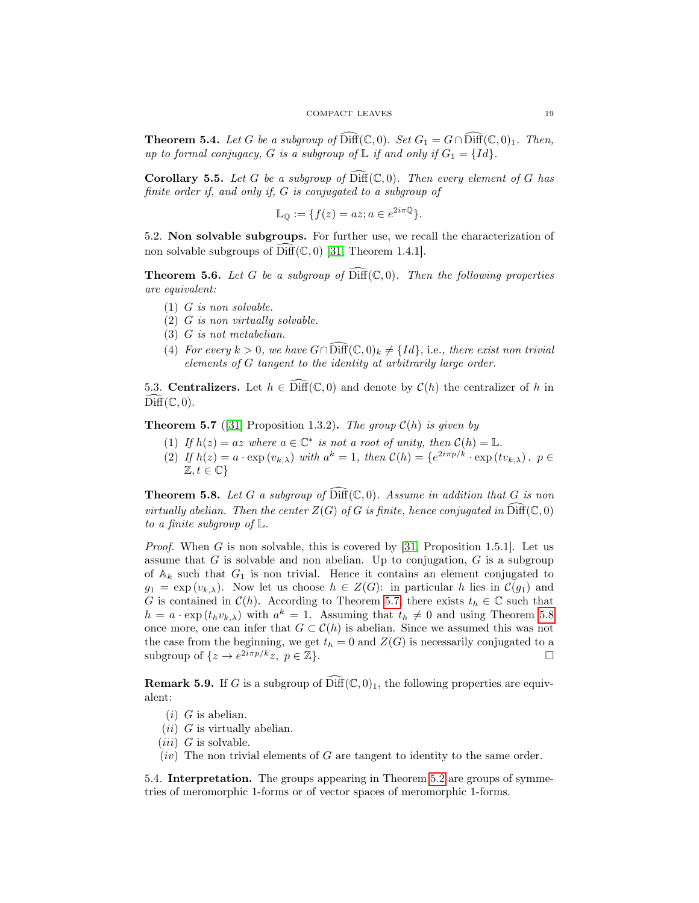**Theorem 5.4.** *Let $G$ be a subgroup of $\widehat{\mathrm{Diff}}(\mathbb{C},0)$. Set $G_1 = G\cap\widehat{\mathrm{Diff}}(\mathbb{C},0)_1$. Then, up to formal conjugacy, $G$ is a subgroup of $\mathbb{L}$ if and only if $G_1 = \{Id\}$.*

**Corollary 5.5.** *Let $G$ be a subgroup of $\widehat{\mathrm{Diff}}(\mathbb{C},0)$. Then every element of $G$ has finite order if, and only if, $G$ is conjugated to a subgroup of*

$$\mathbb{L}_{\mathbb{Q}} := \{f(z) = az; a \in e^{2i\pi\mathbb{Q}}\}.$$

5.2. **Non solvable subgroups.** For further use, we recall the characterization of non solvable subgroups of $\widehat{\mathrm{Diff}}(\mathbb{C},0)$ [31, Theorem 1.4.1].

**Theorem 5.6.** *Let $G$ be a subgroup of $\widehat{\mathrm{Diff}}(\mathbb{C},0)$. Then the following properties are equivalent:*

1. *$G$ is non solvable.*
2. *$G$ is non virtually solvable.*
3. *$G$ is not metabelian.*
4. *For every $k>0$, we have $G\cap\widehat{\mathrm{Diff}}(\mathbb{C},0)_k \neq \{Id\}$,* i.e.*, there exist non trivial elements of $G$ tangent to the identity at arbitrarily large order.*

5.3. **Centralizers.** Let $h \in \widehat{\mathrm{Diff}}(\mathbb{C},0)$ and denote by $\mathcal{C}(h)$ the centralizer of $h$ in $\widehat{\mathrm{Diff}}(\mathbb{C},0)$.

**Theorem 5.7** ([31] Proposition 1.3.2)**.** *The group $\mathcal{C}(h)$ is given by*

1. *If $h(z) = az$ where $a \in \mathbb{C}^*$ is not a root of unity, then $\mathcal{C}(h) = \mathbb{L}$.*
2. *If $h(z) = a\cdot\exp(v_{k,\lambda})$ with $a^k = 1$, then $\mathcal{C}(h) = \{e^{2i\pi p/k}\cdot\exp(tv_{k,\lambda}),\ p \in \mathbb{Z}, t\in\mathbb{C}\}$*

**Theorem 5.8.** *Let $G$ a subgroup of $\widehat{\mathrm{Diff}}(\mathbb{C},0)$. Assume in addition that $G$ is non virtually abelian. Then the center $Z(G)$ of $G$ is finite, hence conjugated in $\widehat{\mathrm{Diff}}(\mathbb{C},0)$ to a finite subgroup of $\mathbb{L}$.*

*Proof.* When $G$ is non solvable, this is covered by [31, Proposition 1.5.1]. Let us assume that $G$ is solvable and non abelian. Up to conjugation, $G$ is a subgroup of $\mathbb{A}_k$ such that $G_1$ is non trivial. Hence it contains an element conjugated to $g_1 = \exp(v_{k,\lambda})$. Now let us choose $h \in Z(G)$: in particular $h$ lies in $\mathcal{C}(g_1)$ and $G$ is contained in $\mathcal{C}(h)$. According to Theorem 5.7, there exists $t_h \in \mathbb{C}$ such that $h = a\cdot\exp(t_h v_{k,\lambda})$ with $a^k = 1$. Assuming that $t_h \neq 0$ and using Theorem 5.8 once more, one can infer that $G \subset \mathcal{C}(h)$ is abelian. Since we assumed this was not the case from the beginning, we get $t_h = 0$ and $Z(G)$ is necessarily conjugated to a subgroup of $\{z \to e^{2i\pi p/k}z,\ p\in\mathbb{Z}\}$. □

**Remark 5.9.** If $G$ is a subgroup of $\widehat{\mathrm{Diff}}(\mathbb{C},0)_1$, the following properties are equivalent:

- $(i)$ $G$ is abelian.
- $(ii)$ $G$ is virtually abelian.
- $(iii)$ $G$ is solvable.
- $(iv)$ The non trivial elements of $G$ are tangent to identity to the same order.

5.4. **Interpretation.** The groups appearing in Theorem 5.2 are groups of symmetries of meromorphic 1-forms or of vector spaces of meromorphic 1-forms.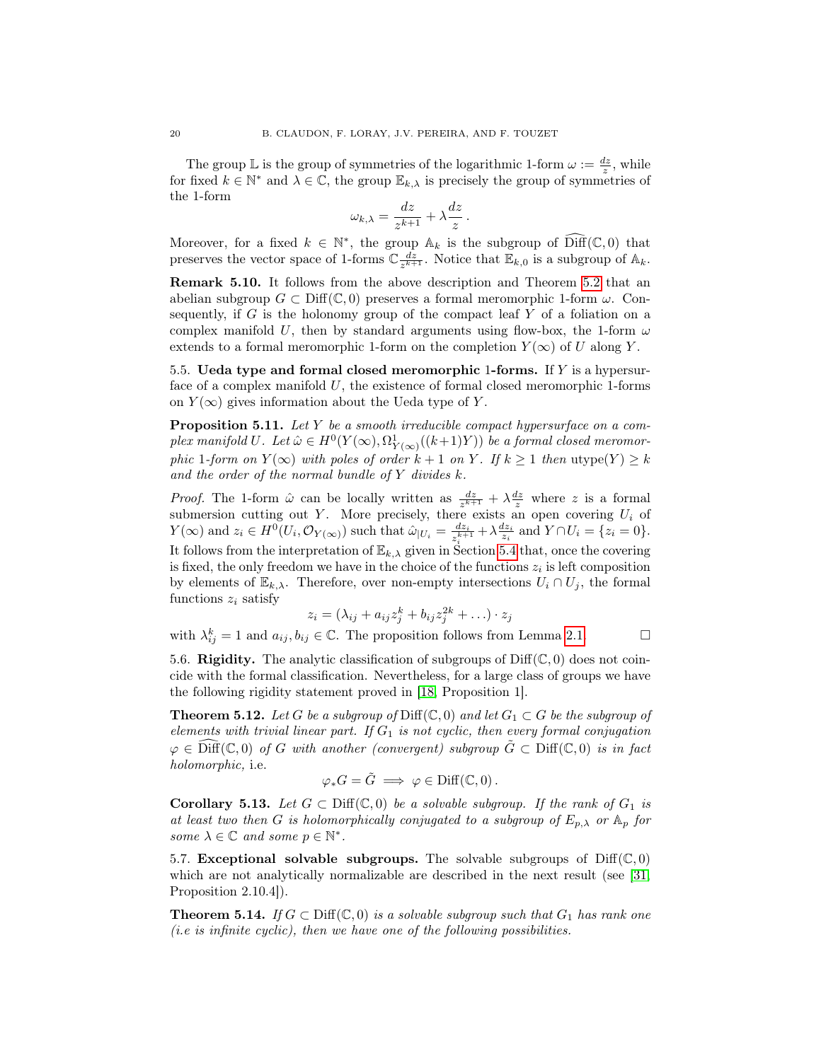The group $\mathbb{L}$ is the group of symmetries of the logarithmic 1-form $\omega := \frac{dz}{z}$, while for fixed $k \in \mathbb{N}^*$ and $\lambda \in \mathbb{C}$, the group $\mathbb{E}_{k,\lambda}$ is precisely the group of symmetries of the 1-form

$$\omega_{k,\lambda} = \frac{dz}{z^{k+1}} + \lambda \frac{dz}{z}\,.$$

Moreover, for a fixed $k \in \mathbb{N}^*$, the group $\mathbb{A}_k$ is the subgroup of $\widehat{\mathrm{Diff}}(\mathbb{C},0)$ that preserves the vector space of 1-forms $\mathbb{C}\frac{dz}{z^{k+1}}$. Notice that $\mathbb{E}_{k,0}$ is a subgroup of $\mathbb{A}_k$.

**Remark 5.10.** It follows from the above description and Theorem 5.2 that an abelian subgroup $G \subset \mathrm{Diff}(\mathbb{C},0)$ preserves a formal meromorphic 1-form $\omega$. Consequently, if $G$ is the holonomy group of the compact leaf $Y$ of a foliation on a complex manifold $U$, then by standard arguments using flow-box, the 1-form $\omega$ extends to a formal meromorphic 1-form on the completion $Y(\infty)$ of $U$ along $Y$.

5.5. **Ueda type and formal closed meromorphic 1-forms.** If $Y$ is a hypersurface of a complex manifold $U$, the existence of formal closed meromorphic 1-forms on $Y(\infty)$ gives information about the Ueda type of $Y$.

**Proposition 5.11.** *Let $Y$ be a smooth irreducible compact hypersurface on a complex manifold $U$. Let $\hat{\omega} \in H^0(Y(\infty), \Omega^1_{Y(\infty)}((k+1)Y))$ be a formal closed meromorphic 1-form on $Y(\infty)$ with poles of order $k+1$ on $Y$. If $k \geq 1$ then $\mathrm{utype}(Y) \geq k$ and the order of the normal bundle of $Y$ divides $k$.*

*Proof.* The 1-form $\hat{\omega}$ can be locally written as $\frac{dz}{z^{k+1}} + \lambda\frac{dz}{z}$ where $z$ is a formal submersion cutting out $Y$. More precisely, there exists an open covering $U_i$ of $Y(\infty)$ and $z_i \in H^0(U_i, \mathcal{O}_{Y(\infty)})$ such that $\hat{\omega}_{|U_i} = \frac{dz_i}{z_i^{k+1}} + \lambda\frac{dz_i}{z_i}$ and $Y \cap U_i = \{z_i = 0\}$. It follows from the interpretation of $\mathbb{E}_{k,\lambda}$ given in Section 5.4 that, once the covering is fixed, the only freedom we have in the choice of the functions $z_i$ is left composition by elements of $\mathbb{E}_{k,\lambda}$. Therefore, over non-empty intersections $U_i \cap U_j$, the formal functions $z_i$ satisfy

$$z_i = (\lambda_{ij} + a_{ij}z_j^k + b_{ij}z_j^{2k} + \ldots) \cdot z_j$$

with $\lambda_{ij}^k = 1$ and $a_{ij}, b_{ij} \in \mathbb{C}$. The proposition follows from Lemma 2.1. $\square$

5.6. **Rigidity.** The analytic classification of subgroups of $\mathrm{Diff}(\mathbb{C},0)$ does not coincide with the formal classification. Nevertheless, for a large class of groups we have the following rigidity statement proved in [18, Proposition 1].

**Theorem 5.12.** *Let $G$ be a subgroup of $\mathrm{Diff}(\mathbb{C},0)$ and let $G_1 \subset G$ be the subgroup of elements with trivial linear part. If $G_1$ is not cyclic, then every formal conjugation $\varphi \in \widehat{\mathrm{Diff}}(\mathbb{C},0)$ of $G$ with another (convergent) subgroup $\tilde{G} \subset \mathrm{Diff}(\mathbb{C},0)$ is in fact holomorphic,* i.e.

$$\varphi_* G = \tilde{G} \implies \varphi \in \mathrm{Diff}(\mathbb{C},0)\,.$$

**Corollary 5.13.** *Let $G \subset \mathrm{Diff}(\mathbb{C},0)$ be a solvable subgroup. If the rank of $G_1$ is at least two then $G$ is holomorphically conjugated to a subgroup of $E_{p,\lambda}$ or $\mathbb{A}_p$ for some $\lambda \in \mathbb{C}$ and some $p \in \mathbb{N}^*$.*

5.7. **Exceptional solvable subgroups.** The solvable subgroups of $\mathrm{Diff}(\mathbb{C},0)$ which are not analytically normalizable are described in the next result (see [31, Proposition 2.10.4]).

**Theorem 5.14.** *If $G \subset \mathrm{Diff}(\mathbb{C},0)$ is a solvable subgroup such that $G_1$ has rank one (i.e is infinite cyclic), then we have one of the following possibilities.*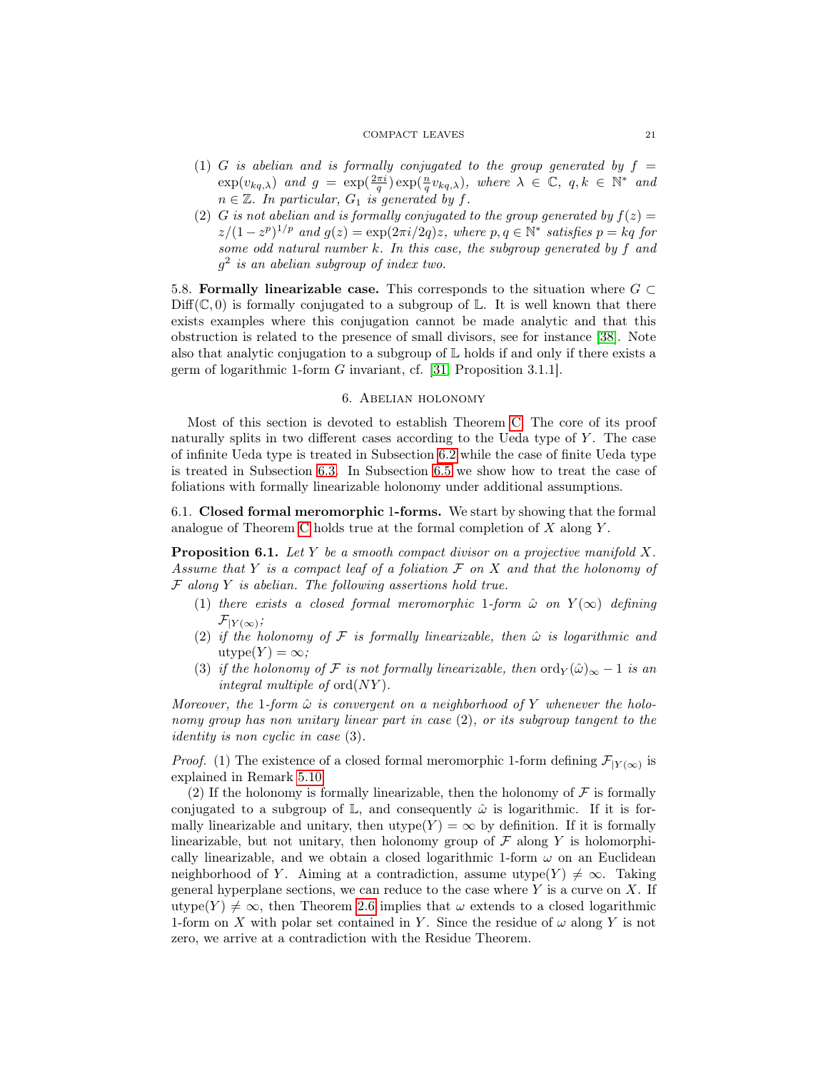(1) *$G$ is abelian and is formally conjugated to the group generated by $f = \exp(v_{kq,\lambda})$ and $g = \exp(\frac{2\pi i}{q})\exp(\frac{n}{q}v_{kq,\lambda})$, where $\lambda \in \mathbb{C}$, $q, k \in \mathbb{N}^*$ and $n \in \mathbb{Z}$. In particular, $G_1$ is generated by $f$.*

(2) *$G$ is not abelian and is formally conjugated to the group generated by $f(z) = z/(1-z^p)^{1/p}$ and $g(z) = \exp(2\pi i/2q)z$, where $p, q \in \mathbb{N}^*$ satisfies $p = kq$ for some odd natural number $k$. In this case, the subgroup generated by $f$ and $g^2$ is an abelian subgroup of index two.*

5.8. **Formally linearizable case.** This corresponds to the situation where $G \subset \mathrm{Diff}(\mathbb{C}, 0)$ is formally conjugated to a subgroup of $\mathbb{L}$. It is well known that there exists examples where this conjugation cannot be made analytic and that this obstruction is related to the presence of small divisors, see for instance [38]. Note also that analytic conjugation to a subgroup of $\mathbb{L}$ holds if and only if there exists a germ of logarithmic 1-form $G$ invariant, cf. [31, Proposition 3.1.1].

## 6. Abelian holonomy

Most of this section is devoted to establish Theorem C. The core of its proof naturally splits in two different cases according to the Ueda type of $Y$. The case of infinite Ueda type is treated in Subsection 6.2 while the case of finite Ueda type is treated in Subsection 6.3. In Subsection 6.5 we show how to treat the case of foliations with formally linearizable holonomy under additional assumptions.

6.1. **Closed formal meromorphic 1-forms.** We start by showing that the formal analogue of Theorem C holds true at the formal completion of $X$ along $Y$.

**Proposition 6.1.** *Let $Y$ be a smooth compact divisor on a projective manifold $X$. Assume that $Y$ is a compact leaf of a foliation $\mathcal{F}$ on $X$ and that the holonomy of $\mathcal{F}$ along $Y$ is abelian. The following assertions hold true.*

(1) *there exists a closed formal meromorphic 1-form $\hat{\omega}$ on $Y(\infty)$ defining $\mathcal{F}_{|Y(\infty)}$;*
(2) *if the holonomy of $\mathcal{F}$ is formally linearizable, then $\hat{\omega}$ is logarithmic and $\mathrm{utype}(Y) = \infty$;*
(3) *if the holonomy of $\mathcal{F}$ is not formally linearizable, then $\mathrm{ord}_Y(\hat{\omega})_\infty - 1$ is an integral multiple of $\mathrm{ord}(NY)$.*

*Moreover, the 1-form $\hat{\omega}$ is convergent on a neighborhood of $Y$ whenever the holonomy group has non unitary linear part in case (2), or its subgroup tangent to the identity is non cyclic in case (3).*

*Proof.* (1) The existence of a closed formal meromorphic 1-form defining $\mathcal{F}_{|Y(\infty)}$ is explained in Remark 5.10.

(2) If the holonomy is formally linearizable, then the holonomy of $\mathcal{F}$ is formally conjugated to a subgroup of $\mathbb{L}$, and consequently $\hat{\omega}$ is logarithmic. If it is formally linearizable and unitary, then $\mathrm{utype}(Y) = \infty$ by definition. If it is formally linearizable, but not unitary, then holonomy group of $\mathcal{F}$ along $Y$ is holomorphically linearizable, and we obtain a closed logarithmic 1-form $\omega$ on an Euclidean neighborhood of $Y$. Aiming at a contradiction, assume $\mathrm{utype}(Y) \neq \infty$. Taking general hyperplane sections, we can reduce to the case where $Y$ is a curve on $X$. If $\mathrm{utype}(Y) \neq \infty$, then Theorem 2.6 implies that $\omega$ extends to a closed logarithmic 1-form on $X$ with polar set contained in $Y$. Since the residue of $\omega$ along $Y$ is not zero, we arrive at a contradiction with the Residue Theorem.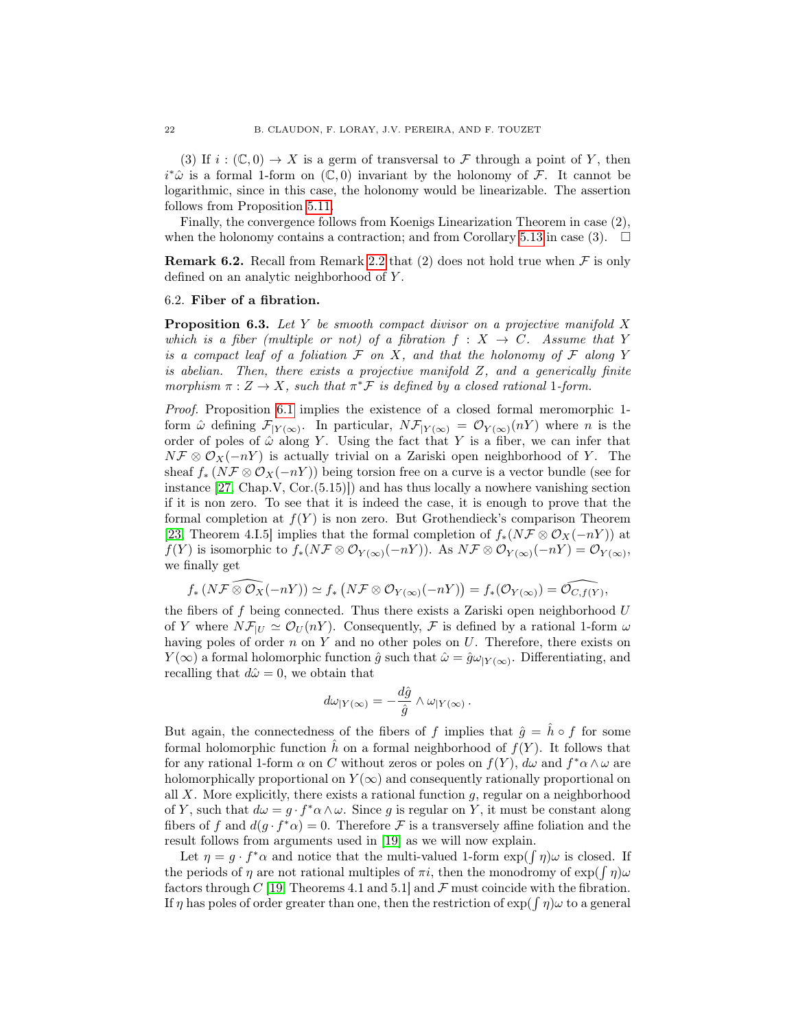(3) If $i : (\mathbb{C}, 0) \to X$ is a germ of transversal to $\mathcal{F}$ through a point of $Y$, then $i^*\hat{\omega}$ is a formal 1-form on $(\mathbb{C}, 0)$ invariant by the holonomy of $\mathcal{F}$. It cannot be logarithmic, since in this case, the holonomy would be linearizable. The assertion follows from Proposition 5.11.

Finally, the convergence follows from Koenigs Linearization Theorem in case (2), when the holonomy contains a contraction; and from Corollary 5.13 in case (3). $\square$

**Remark 6.2.** Recall from Remark 2.2 that (2) does not hold true when $\mathcal{F}$ is only defined on an analytic neighborhood of $Y$.

### 6.2. Fiber of a fibration.

**Proposition 6.3.** *Let $Y$ be smooth compact divisor on a projective manifold $X$ which is a fiber (multiple or not) of a fibration $f : X \to C$. Assume that $Y$ is a compact leaf of a foliation $\mathcal{F}$ on $X$, and that the holonomy of $\mathcal{F}$ along $Y$ is abelian. Then, there exists a projective manifold $Z$, and a generically finite morphism $\pi : Z \to X$, such that $\pi^*\mathcal{F}$ is defined by a closed rational 1-form.*

*Proof.* Proposition 6.1 implies the existence of a closed formal meromorphic 1-form $\hat{\omega}$ defining $\mathcal{F}_{|Y(\infty)}$. In particular, $N\mathcal{F}_{|Y(\infty)} = \mathcal{O}_{Y(\infty)}(nY)$ where $n$ is the order of poles of $\hat{\omega}$ along $Y$. Using the fact that $Y$ is a fiber, we can infer that $N\mathcal{F} \otimes \mathcal{O}_X(-nY)$ is actually trivial on a Zariski open neighborhood of $Y$. The sheaf $f_*(N\mathcal{F} \otimes \mathcal{O}_X(-nY))$ being torsion free on a curve is a vector bundle (see for instance [27, Chap.V, Cor.(5.15)]) and has thus locally a nowhere vanishing section if it is non zero. To see that it is indeed the case, it is enough to prove that the formal completion at $f(Y)$ is non zero. But Grothendieck's comparison Theorem [23, Theorem 4.I.5] implies that the formal completion of $f_*(N\mathcal{F} \otimes \mathcal{O}_X(-nY))$ at $f(Y)$ is isomorphic to $f_*(N\mathcal{F} \otimes \mathcal{O}_{Y(\infty)}(-nY))$. As $N\mathcal{F} \otimes \mathcal{O}_{Y(\infty)}(-nY) = \mathcal{O}_{Y(\infty)}$, we finally get

$$f_* \left(N\mathcal{F} \widehat{\otimes \mathcal{O}_X}(-nY)\right) \simeq f_* \left(N\mathcal{F} \otimes \mathcal{O}_{Y(\infty)}(-nY)\right) = f_*(\mathcal{O}_{Y(\infty)}) = \widehat{\mathcal{O}_{C,f(Y)}},$$

the fibers of $f$ being connected. Thus there exists a Zariski open neighborhood $U$ of $Y$ where $N\mathcal{F}_{|U} \simeq \mathcal{O}_U(nY)$. Consequently, $\mathcal{F}$ is defined by a rational 1-form $\omega$ having poles of order $n$ on $Y$ and no other poles on $U$. Therefore, there exists on $Y(\infty)$ a formal holomorphic function $\hat{g}$ such that $\hat{\omega} = \hat{g}\omega_{|Y(\infty)}$. Differentiating, and recalling that $d\hat{\omega} = 0$, we obtain that

$$d\omega_{|Y(\infty)} = -\frac{d\hat{g}}{\hat{g}} \wedge \omega_{|Y(\infty)}\,.$$

But again, the connectedness of the fibers of $f$ implies that $\hat{g} = \hat{h} \circ f$ for some formal holomorphic function $\hat{h}$ on a formal neighborhood of $f(Y)$. It follows that for any rational 1-form $\alpha$ on $C$ without zeros or poles on $f(Y)$, $d\omega$ and $f^*\alpha \wedge \omega$ are holomorphically proportional on $Y(\infty)$ and consequently rationally proportional on all $X$. More explicitly, there exists a rational function $g$, regular on a neighborhood of $Y$, such that $d\omega = g \cdot f^*\alpha \wedge \omega$. Since $g$ is regular on $Y$, it must be constant along fibers of $f$ and $d(g \cdot f^*\alpha) = 0$. Therefore $\mathcal{F}$ is a transversely affine foliation and the result follows from arguments used in [19] as we will now explain.

Let $\eta = g \cdot f^*\alpha$ and notice that the multi-valued 1-form $\exp(\int \eta)\omega$ is closed. If the periods of $\eta$ are not rational multiples of $\pi i$, then the monodromy of $\exp(\int \eta)\omega$ factors through $C$ [19, Theorems 4.1 and 5.1] and $\mathcal{F}$ must coincide with the fibration. If $\eta$ has poles of order greater than one, then the restriction of $\exp(\int \eta)\omega$ to a general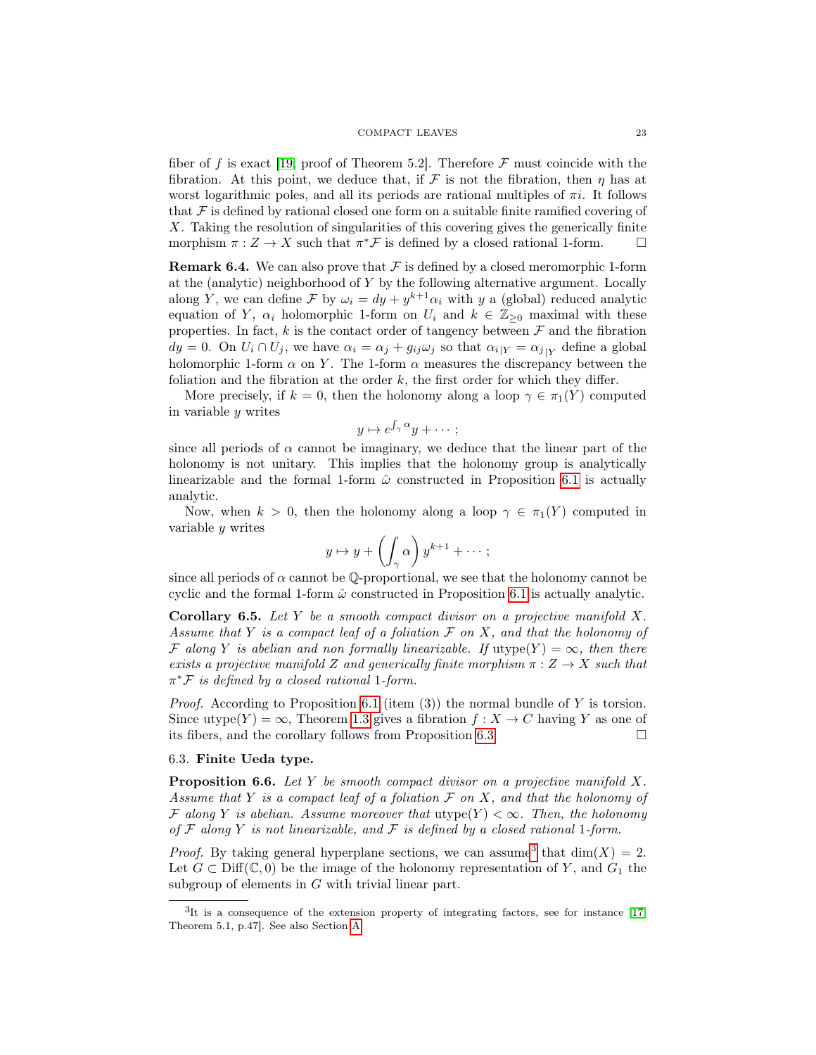fiber of $f$ is exact [19, proof of Theorem 5.2]. Therefore $\mathcal{F}$ must coincide with the fibration. At this point, we deduce that, if $\mathcal{F}$ is not the fibration, then $\eta$ has at worst logarithmic poles, and all its periods are rational multiples of $\pi i$. It follows that $\mathcal{F}$ is defined by rational closed one form on a suitable finite ramified covering of $X$. Taking the resolution of singularities of this covering gives the generically finite morphism $\pi : Z \to X$ such that $\pi^*\mathcal{F}$ is defined by a closed rational 1-form. $\square$

**Remark 6.4.** We can also prove that $\mathcal{F}$ is defined by a closed meromorphic 1-form at the (analytic) neighborhood of $Y$ by the following alternative argument. Locally along $Y$, we can define $\mathcal{F}$ by $\omega_i = dy + y^{k+1}\alpha_i$ with $y$ a (global) reduced analytic equation of $Y$, $\alpha_i$ holomorphic 1-form on $U_i$ and $k \in \mathbb{Z}_{\geq 0}$ maximal with these properties. In fact, $k$ is the contact order of tangency between $\mathcal{F}$ and the fibration $dy = 0$. On $U_i \cap U_j$, we have $\alpha_i = \alpha_j + g_{ij}\omega_j$ so that $\alpha_{i|Y} = \alpha_{j|Y}$ define a global holomorphic 1-form $\alpha$ on $Y$. The 1-form $\alpha$ measures the discrepancy between the foliation and the fibration at the order $k$, the first order for which they differ.

More precisely, if $k = 0$, then the holonomy along a loop $\gamma \in \pi_1(Y)$ computed in variable $y$ writes

$$y \mapsto e^{\int_\gamma \alpha} y + \cdots ;$$

since all periods of $\alpha$ cannot be imaginary, we deduce that the linear part of the holonomy is not unitary. This implies that the holonomy group is analytically linearizable and the formal 1-form $\hat{\omega}$ constructed in Proposition 6.1 is actually analytic.

Now, when $k > 0$, then the holonomy along a loop $\gamma \in \pi_1(Y)$ computed in variable $y$ writes

$$y \mapsto y + \left(\int_\gamma \alpha\right) y^{k+1} + \cdots ;$$

since all periods of $\alpha$ cannot be $\mathbb{Q}$-proportional, we see that the holonomy cannot be cyclic and the formal 1-form $\hat{\omega}$ constructed in Proposition 6.1 is actually analytic.

**Corollary 6.5.** *Let $Y$ be a smooth compact divisor on a projective manifold $X$. Assume that $Y$ is a compact leaf of a foliation $\mathcal{F}$ on $X$, and that the holonomy of $\mathcal{F}$ along $Y$ is abelian and non formally linearizable. If $\mathrm{utype}(Y) = \infty$, then there exists a projective manifold $Z$ and generically finite morphism $\pi : Z \to X$ such that $\pi^*\mathcal{F}$ is defined by a closed rational 1-form.*

*Proof.* According to Proposition 6.1 (item (3)) the normal bundle of $Y$ is torsion. Since $\mathrm{utype}(Y) = \infty$, Theorem 1.3 gives a fibration $f : X \to C$ having $Y$ as one of its fibers, and the corollary follows from Proposition 6.3. $\square$

### 6.3. Finite Ueda type.

**Proposition 6.6.** *Let $Y$ be smooth compact divisor on a projective manifold $X$. Assume that $Y$ is a compact leaf of a foliation $\mathcal{F}$ on $X$, and that the holonomy of $\mathcal{F}$ along $Y$ is abelian. Assume moreover that $\mathrm{utype}(Y) < \infty$. Then, the holonomy of $\mathcal{F}$ along $Y$ is not linearizable, and $\mathcal{F}$ is defined by a closed rational 1-form.*

*Proof.* By taking general hyperplane sections, we can assume[3] that $\dim(X) = 2$. Let $G \subset \mathrm{Diff}(\mathbb{C}, 0)$ be the image of the holonomy representation of $Y$, and $G_1$ the subgroup of elements in $G$ with trivial linear part.

[3] It is a consequence of the extension property of integrating factors, see for instance [17, Theorem 5.1, p.47]. See also Section A.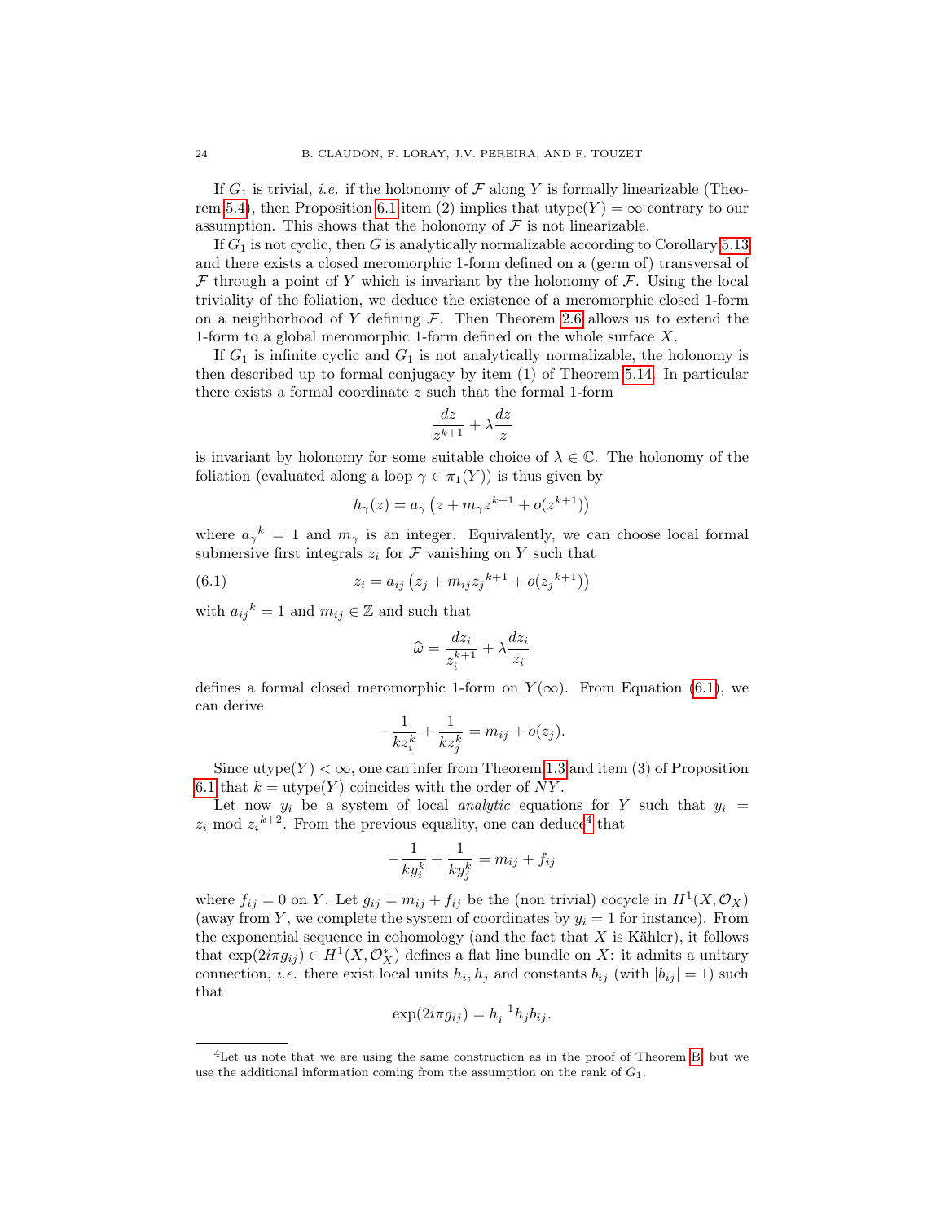If $G_1$ is trivial, *i.e.* if the holonomy of $\mathcal{F}$ along $Y$ is formally linearizable (Theorem 5.4), then Proposition 6.1 item (2) implies that $\mathrm{utype}(Y) = \infty$ contrary to our assumption. This shows that the holonomy of $\mathcal{F}$ is not linearizable.

If $G_1$ is not cyclic, then $G$ is analytically normalizable according to Corollary 5.13 and there exists a closed meromorphic 1-form defined on a (germ of) transversal of $\mathcal{F}$ through a point of $Y$ which is invariant by the holonomy of $\mathcal{F}$. Using the local triviality of the foliation, we deduce the existence of a meromorphic closed 1-form on a neighborhood of $Y$ defining $\mathcal{F}$. Then Theorem 2.6 allows us to extend the 1-form to a global meromorphic 1-form defined on the whole surface $X$.

If $G_1$ is infinite cyclic and $G_1$ is not analytically normalizable, the holonomy is then described up to formal conjugacy by item (1) of Theorem 5.14. In particular there exists a formal coordinate $z$ such that the formal 1-form

$$\frac{dz}{z^{k+1}} + \lambda \frac{dz}{z}$$

is invariant by holonomy for some suitable choice of $\lambda \in \mathbb{C}$. The holonomy of the foliation (evaluated along a loop $\gamma \in \pi_1(Y)$) is thus given by

$$h_\gamma(z) = a_\gamma \left( z + m_\gamma z^{k+1} + o(z^{k+1}) \right)$$

where ${a_\gamma}^k = 1$ and $m_\gamma$ is an integer. Equivalently, we can choose local formal submersive first integrals $z_i$ for $\mathcal{F}$ vanishing on $Y$ such that

$$z_i = a_{ij} \left( z_j + m_{ij} {z_j}^{k+1} + o({z_j}^{k+1}) \right) \tag{6.1}$$

with ${a_{ij}}^k = 1$ and $m_{ij} \in \mathbb{Z}$ and such that

$$\widehat{\omega} = \frac{dz_i}{z_i^{k+1}} + \lambda \frac{dz_i}{z_i}$$

defines a formal closed meromorphic 1-form on $Y(\infty)$. From Equation (6.1), we can derive

$$-\frac{1}{kz_i^k} + \frac{1}{kz_j^k} = m_{ij} + o(z_j).$$

Since $\mathrm{utype}(Y) < \infty$, one can infer from Theorem 1.3 and item (3) of Proposition 6.1 that $k = \mathrm{utype}(Y)$ coincides with the order of $NY$.

Let now $y_i$ be a system of local *analytic* equations for $Y$ such that $y_i = z_i \mod {z_i}^{k+2}$. From the previous equality, one can deduce[4] that

$$-\frac{1}{ky_i^k} + \frac{1}{ky_j^k} = m_{ij} + f_{ij}$$

where $f_{ij} = 0$ on $Y$. Let $g_{ij} = m_{ij} + f_{ij}$ be the (non trivial) cocycle in $H^1(X, \mathcal{O}_X)$ (away from $Y$, we complete the system of coordinates by $y_i = 1$ for instance). From the exponential sequence in cohomology (and the fact that $X$ is Kähler), it follows that $\exp(2i\pi g_{ij}) \in H^1(X, \mathcal{O}_X^*)$ defines a flat line bundle on $X$: it admits a unitary connection, *i.e.* there exist local units $h_i, h_j$ and constants $b_{ij}$ (with $|b_{ij}| = 1$) such that

$$\exp(2i\pi g_{ij}) = h_i^{-1} h_j b_{ij}.$$

---

[4] Let us note that we are using the same construction as in the proof of Theorem B, but we use the additional information coming from the assumption on the rank of $G_1$.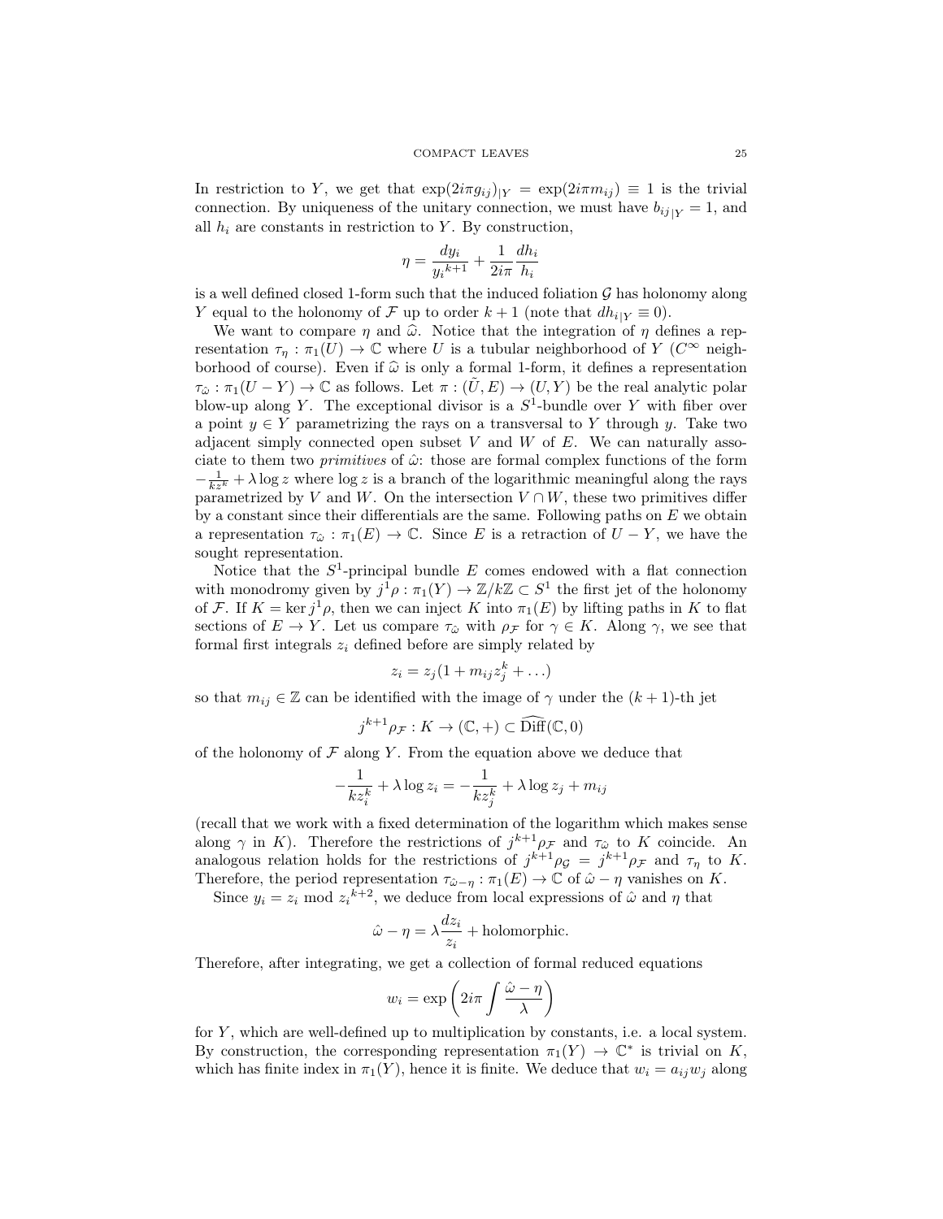In restriction to $Y$, we get that $\exp(2i\pi g_{ij})_{|Y} = \exp(2i\pi m_{ij}) \equiv 1$ is the trivial connection. By uniqueness of the unitary connection, we must have $b_{ij}{}_{|Y} = 1$, and all $h_i$ are constants in restriction to $Y$. By construction,

$$\eta = \frac{dy_i}{{y_i}^{k+1}} + \frac{1}{2i\pi}\frac{dh_i}{h_i}$$

is a well defined closed 1-form such that the induced foliation $\mathcal{G}$ has holonomy along $Y$ equal to the holonomy of $\mathcal{F}$ up to order $k+1$ (note that $dh_{i|Y} \equiv 0$).

We want to compare $\eta$ and $\widehat{\omega}$. Notice that the integration of $\eta$ defines a representation $\tau_\eta : \pi_1(U) \to \mathbb{C}$ where $U$ is a tubular neighborhood of $Y$ ($C^\infty$ neighborhood of course). Even if $\widehat{\omega}$ is only a formal 1-form, it defines a representation $\tau_{\hat{\omega}} : \pi_1(U - Y) \to \mathbb{C}$ as follows. Let $\pi : (\tilde{U}, E) \to (U, Y)$ be the real analytic polar blow-up along $Y$. The exceptional divisor is a $S^1$-bundle over $Y$ with fiber over a point $y \in Y$ parametrizing the rays on a transversal to $Y$ through $y$. Take two adjacent simply connected open subset $V$ and $W$ of $E$. We can naturally associate to them two *primitives* of $\hat{\omega}$: those are formal complex functions of the form $-\frac{1}{kz^k} + \lambda \log z$ where $\log z$ is a branch of the logarithmic meaningful along the rays parametrized by $V$ and $W$. On the intersection $V \cap W$, these two primitives differ by a constant since their differentials are the same. Following paths on $E$ we obtain a representation $\tau_{\hat{\omega}} : \pi_1(E) \to \mathbb{C}$. Since $E$ is a retraction of $U - Y$, we have the sought representation.

Notice that the $S^1$-principal bundle $E$ comes endowed with a flat connection with monodromy given by $j^1\rho : \pi_1(Y) \to \mathbb{Z}/k\mathbb{Z} \subset S^1$ the first jet of the holonomy of $\mathcal{F}$. If $K = \ker j^1\rho$, then we can inject $K$ into $\pi_1(E)$ by lifting paths in $K$ to flat sections of $E \to Y$. Let us compare $\tau_{\hat{\omega}}$ with $\rho_{\mathcal{F}}$ for $\gamma \in K$. Along $\gamma$, we see that formal first integrals $z_i$ defined before are simply related by

$$z_i = z_j(1 + m_{ij}z_j^k + \ldots)$$

so that $m_{ij} \in \mathbb{Z}$ can be identified with the image of $\gamma$ under the $(k+1)$-th jet

$$j^{k+1}\rho_{\mathcal{F}} : K \to (\mathbb{C}, +) \subset \widehat{\mathrm{Diff}}(\mathbb{C}, 0)$$

of the holonomy of $\mathcal{F}$ along $Y$. From the equation above we deduce that

$$-\frac{1}{kz_i^k} + \lambda \log z_i = -\frac{1}{kz_j^k} + \lambda \log z_j + m_{ij}$$

(recall that we work with a fixed determination of the logarithm which makes sense along $\gamma$ in $K$). Therefore the restrictions of $j^{k+1}\rho_{\mathcal{F}}$ and $\tau_{\hat{\omega}}$ to $K$ coincide. An analogous relation holds for the restrictions of $j^{k+1}\rho_{\mathcal{G}} = j^{k+1}\rho_{\mathcal{F}}$ and $\tau_\eta$ to $K$. Therefore, the period representation $\tau_{\hat{\omega}-\eta} : \pi_1(E) \to \mathbb{C}$ of $\hat{\omega} - \eta$ vanishes on $K$.

Since $y_i = z_i \bmod {z_i}^{k+2}$, we deduce from local expressions of $\hat{\omega}$ and $\eta$ that

$$\hat{\omega} - \eta = \lambda \frac{dz_i}{z_i} + \text{holomorphic}.$$

Therefore, after integrating, we get a collection of formal reduced equations

$$w_i = \exp\left(2i\pi \int \frac{\hat{\omega} - \eta}{\lambda}\right)$$

for $Y$, which are well-defined up to multiplication by constants, i.e. a local system. By construction, the corresponding representation $\pi_1(Y) \to \mathbb{C}^*$ is trivial on $K$, which has finite index in $\pi_1(Y)$, hence it is finite. We deduce that $w_i = a_{ij}w_j$ along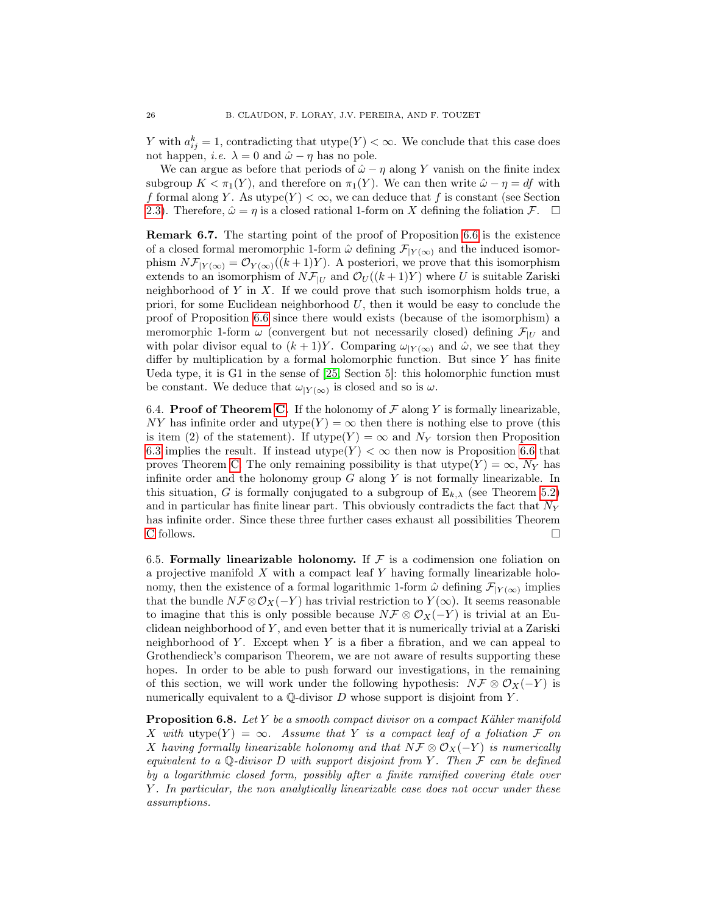$Y$ with $a_{ij}^k = 1$, contradicting that $\text{utype}(Y) < \infty$. We conclude that this case does not happen, *i.e.* $\lambda = 0$ and $\hat{\omega} - \eta$ has no pole.

We can argue as before that periods of $\hat{\omega} - \eta$ along $Y$ vanish on the finite index subgroup $K < \pi_1(Y)$, and therefore on $\pi_1(Y)$. We can then write $\hat{\omega} - \eta = df$ with $f$ formal along $Y$. As $\text{utype}(Y) < \infty$, we can deduce that $f$ is constant (see Section 2.3). Therefore, $\hat{\omega} = \eta$ is a closed rational 1-form on $X$ defining the foliation $\mathcal{F}$. □

**Remark 6.7.** The starting point of the proof of Proposition 6.6 is the existence of a closed formal meromorphic 1-form $\hat{\omega}$ defining $\mathcal{F}_{|Y(\infty)}$ and the induced isomorphism $N\mathcal{F}_{|Y(\infty)} = \mathcal{O}_{Y(\infty)}((k+1)Y)$. A posteriori, we prove that this isomorphism extends to an isomorphism of $N\mathcal{F}_{|U}$ and $\mathcal{O}_U((k+1)Y)$ where $U$ is suitable Zariski neighborhood of $Y$ in $X$. If we could prove that such isomorphism holds true, a priori, for some Euclidean neighborhood $U$, then it would be easy to conclude the proof of Proposition 6.6 since there would exists (because of the isomorphism) a meromorphic 1-form $\omega$ (convergent but not necessarily closed) defining $\mathcal{F}_{|U}$ and with polar divisor equal to $(k+1)Y$. Comparing $\omega_{|Y(\infty)}$ and $\hat{\omega}$, we see that they differ by multiplication by a formal holomorphic function. But since $Y$ has finite Ueda type, it is G1 in the sense of [25, Section 5]: this holomorphic function must be constant. We deduce that $\omega_{|Y(\infty)}$ is closed and so is $\omega$.

6.4. **Proof of Theorem C.** If the holonomy of $\mathcal{F}$ along $Y$ is formally linearizable, $NY$ has infinite order and $\text{utype}(Y) = \infty$ then there is nothing else to prove (this is item (2) of the statement). If $\text{utype}(Y) = \infty$ and $N_Y$ torsion then Proposition 6.3 implies the result. If instead $\text{utype}(Y) < \infty$ then now is Proposition 6.6 that proves Theorem C. The only remaining possibility is that $\text{utype}(Y) = \infty$, $N_Y$ has infinite order and the holonomy group $G$ along $Y$ is not formally linearizable. In this situation, $G$ is formally conjugated to a subgroup of $\mathbb{E}_{k,\lambda}$ (see Theorem 5.2) and in particular has finite linear part. This obviously contradicts the fact that $N_Y$ has infinite order. Since these three further cases exhaust all possibilities Theorem C follows. □

6.5. **Formally linearizable holonomy.** If $\mathcal{F}$ is a codimension one foliation on a projective manifold $X$ with a compact leaf $Y$ having formally linearizable holonomy, then the existence of a formal logarithmic 1-form $\hat{\omega}$ defining $\mathcal{F}_{|Y(\infty)}$ implies that the bundle $N\mathcal{F} \otimes \mathcal{O}_X(-Y)$ has trivial restriction to $Y(\infty)$. It seems reasonable to imagine that this is only possible because $N\mathcal{F} \otimes \mathcal{O}_X(-Y)$ is trivial at an Euclidean neighborhood of $Y$, and even better that it is numerically trivial at a Zariski neighborhood of $Y$. Except when $Y$ is a fiber a fibration, and we can appeal to Grothendieck's comparison Theorem, we are not aware of results supporting these hopes. In order to be able to push forward our investigations, in the remaining of this section, we will work under the following hypothesis: $N\mathcal{F} \otimes \mathcal{O}_X(-Y)$ is numerically equivalent to a $\mathbb{Q}$-divisor $D$ whose support is disjoint from $Y$.

**Proposition 6.8.** *Let $Y$ be a smooth compact divisor on a compact Kähler manifold $X$ with $\text{utype}(Y) = \infty$. Assume that $Y$ is a compact leaf of a foliation $\mathcal{F}$ on $X$ having formally linearizable holonomy and that $N\mathcal{F} \otimes \mathcal{O}_X(-Y)$ is numerically equivalent to a $\mathbb{Q}$-divisor $D$ with support disjoint from $Y$. Then $\mathcal{F}$ can be defined by a logarithmic closed form, possibly after a finite ramified covering étale over $Y$. In particular, the non analytically linearizable case does not occur under these assumptions.*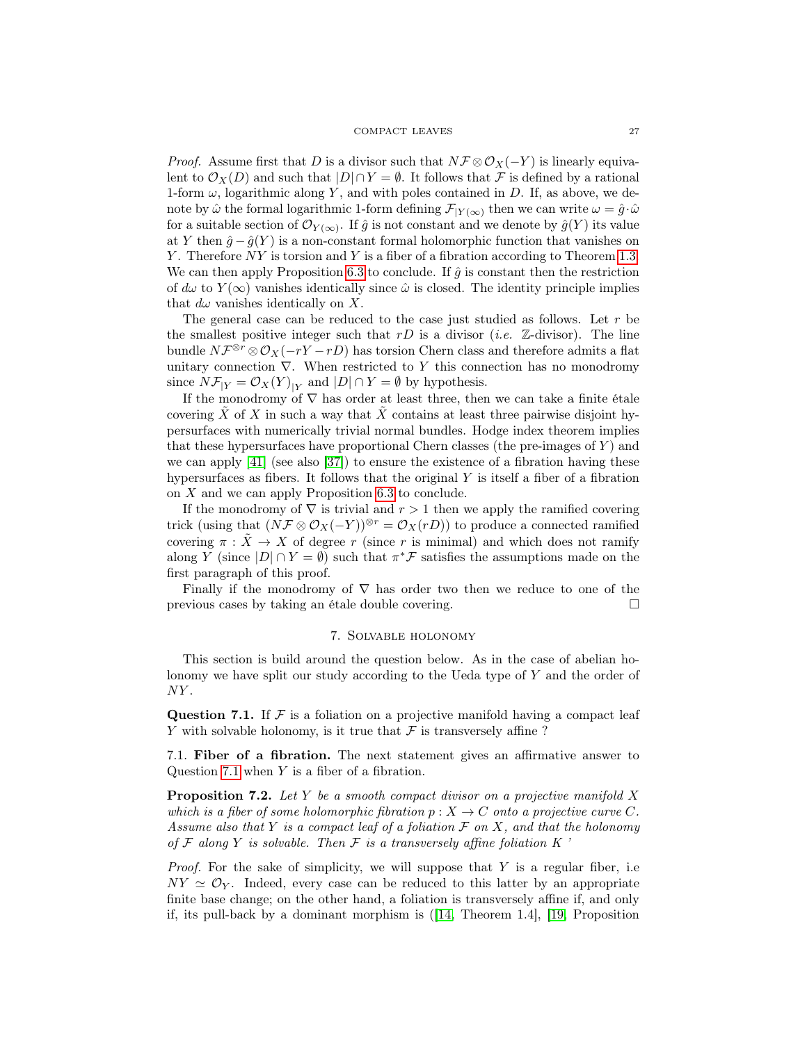*Proof.* Assume first that $D$ is a divisor such that $N\mathcal{F} \otimes \mathcal{O}_X(-Y)$ is linearly equivalent to $\mathcal{O}_X(D)$ and such that $|D| \cap Y = \emptyset$. It follows that $\mathcal{F}$ is defined by a rational 1-form $\omega$, logarithmic along $Y$, and with poles contained in $D$. If, as above, we denote by $\hat{\omega}$ the formal logarithmic 1-form defining $\mathcal{F}_{|Y(\infty)}$ then we can write $\omega = \hat{g} \cdot \hat{\omega}$ for a suitable section of $\mathcal{O}_{Y(\infty)}$. If $\hat{g}$ is not constant and we denote by $\hat{g}(Y)$ its value at $Y$ then $\hat{g} - \hat{g}(Y)$ is a non-constant formal holomorphic function that vanishes on $Y$. Therefore $NY$ is torsion and $Y$ is a fiber of a fibration according to Theorem 1.3. We can then apply Proposition 6.3 to conclude. If $\hat{g}$ is constant then the restriction of $d\omega$ to $Y(\infty)$ vanishes identically since $\hat{\omega}$ is closed. The identity principle implies that $d\omega$ vanishes identically on $X$.

The general case can be reduced to the case just studied as follows. Let $r$ be the smallest positive integer such that $rD$ is a divisor (*i.e.* $\mathbb{Z}$-divisor). The line bundle $N\mathcal{F}^{\otimes r} \otimes \mathcal{O}_X(-rY - rD)$ has torsion Chern class and therefore admits a flat unitary connection $\nabla$. When restricted to $Y$ this connection has no monodromy since $N\mathcal{F}_{|Y} = \mathcal{O}_X(Y)_{|Y}$ and $|D| \cap Y = \emptyset$ by hypothesis.

If the monodromy of $\nabla$ has order at least three, then we can take a finite étale covering $\tilde{X}$ of $X$ in such a way that $\tilde{X}$ contains at least three pairwise disjoint hypersurfaces with numerically trivial normal bundles. Hodge index theorem implies that these hypersurfaces have proportional Chern classes (the pre-images of $Y$) and we can apply [41] (see also [37]) to ensure the existence of a fibration having these hypersurfaces as fibers. It follows that the original $Y$ is itself a fiber of a fibration on $X$ and we can apply Proposition 6.3 to conclude.

If the monodromy of $\nabla$ is trivial and $r > 1$ then we apply the ramified covering trick (using that $(N\mathcal{F} \otimes \mathcal{O}_X(-Y))^{\otimes r} = \mathcal{O}_X(rD)$) to produce a connected ramified covering $\pi : \tilde{X} \to X$ of degree $r$ (since $r$ is minimal) and which does not ramify along $Y$ (since $|D| \cap Y = \emptyset$) such that $\pi^*\mathcal{F}$ satisfies the assumptions made on the first paragraph of this proof.

Finally if the monodromy of $\nabla$ has order two then we reduce to one of the previous cases by taking an étale double covering. □

## 7. Solvable holonomy

This section is build around the question below. As in the case of abelian holonomy we have split our study according to the Ueda type of $Y$ and the order of $NY$.

**Question 7.1.** If $\mathcal{F}$ is a foliation on a projective manifold having a compact leaf $Y$ with solvable holonomy, is it true that $\mathcal{F}$ is transversely affine ?

7.1. **Fiber of a fibration.** The next statement gives an affirmative answer to Question 7.1 when $Y$ is a fiber of a fibration.

**Proposition 7.2.** *Let $Y$ be a smooth compact divisor on a projective manifold $X$ which is a fiber of some holomorphic fibration $p : X \to C$ onto a projective curve $C$. Assume also that $Y$ is a compact leaf of a foliation $\mathcal{F}$ on $X$, and that the holonomy of $\mathcal{F}$ along $Y$ is solvable. Then $\mathcal{F}$ is a transversely affine foliation K '*

*Proof.* For the sake of simplicity, we will suppose that $Y$ is a regular fiber, i.e $NY \simeq \mathcal{O}_Y$. Indeed, every case can be reduced to this latter by an appropriate finite base change; on the other hand, a foliation is transversely affine if, and only if, its pull-back by a dominant morphism is ([14, Theorem 1.4], [19, Proposition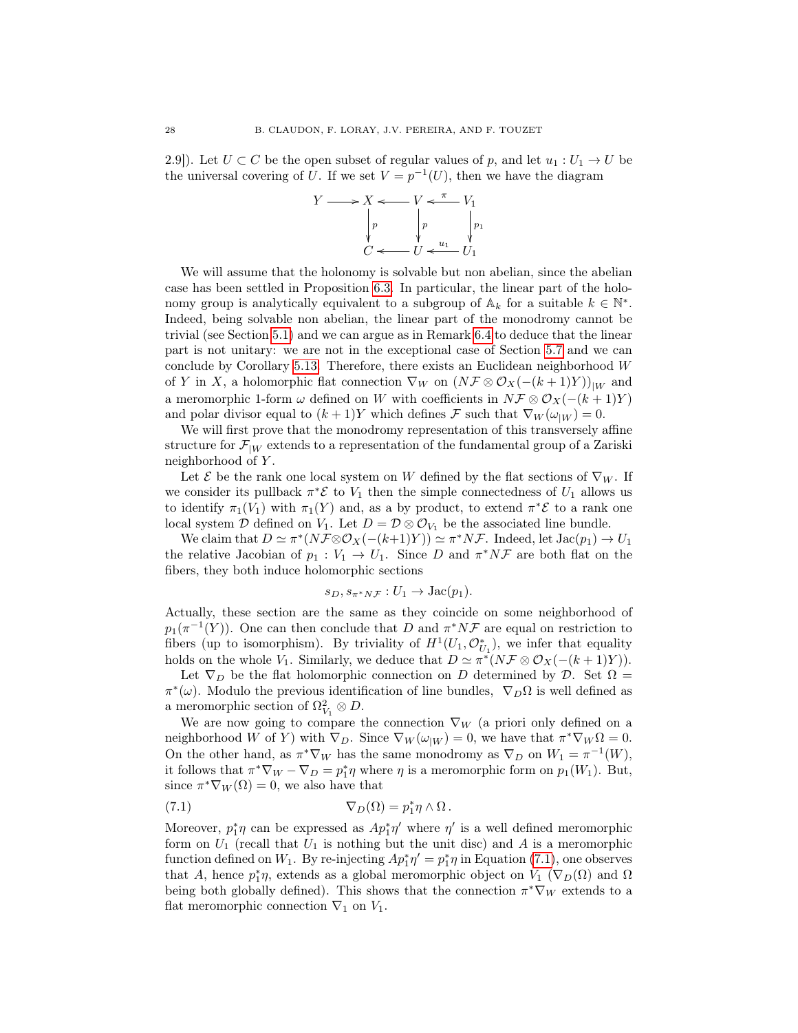2.9]). Let $U \subset C$ be the open subset of regular values of $p$, and let $u_1 : U_1 \to U$ be the universal covering of $U$. If we set $V = p^{-1}(U)$, then we have the diagram

$$\begin{array}{ccccccc} Y & \longrightarrow & X & \longleftarrow & V & \xleftarrow{\ \pi\ } & V_1 \\ & & \downarrow{\scriptstyle p} & & \downarrow{\scriptstyle p} & & \downarrow{\scriptstyle p_1} \\ & & C & \longleftarrow & U & \xleftarrow{\ u_1\ } & U_1 \end{array}$$

We will assume that the holonomy is solvable but non abelian, since the abelian case has been settled in Proposition 6.3. In particular, the linear part of the holonomy group is analytically equivalent to a subgroup of $\mathbb{A}_k$ for a suitable $k \in \mathbb{N}^*$. Indeed, being solvable non abelian, the linear part of the monodromy cannot be trivial (see Section 5.1) and we can argue as in Remark 6.4 to deduce that the linear part is not unitary: we are not in the exceptional case of Section 5.7 and we can conclude by Corollary 5.13. Therefore, there exists an Euclidean neighborhood $W$ of $Y$ in $X$, a holomorphic flat connection $\nabla_W$ on $(N\mathcal{F} \otimes \mathcal{O}_X(-(k+1)Y))_{|W}$ and a meromorphic 1-form $\omega$ defined on $W$ with coefficients in $N\mathcal{F} \otimes \mathcal{O}_X(-(k+1)Y)$ and polar divisor equal to $(k+1)Y$ which defines $\mathcal{F}$ such that $\nabla_W(\omega_{|W}) = 0$.

We will first prove that the monodromy representation of this transversely affine structure for $\mathcal{F}_{|W}$ extends to a representation of the fundamental group of a Zariski neighborhood of $Y$.

Let $\mathcal{E}$ be the rank one local system on $W$ defined by the flat sections of $\nabla_W$. If we consider its pullback $\pi^*\mathcal{E}$ to $V_1$ then the simple connectedness of $U_1$ allows us to identify $\pi_1(V_1)$ with $\pi_1(Y)$ and, as a by product, to extend $\pi^*\mathcal{E}$ to a rank one local system $\mathcal{D}$ defined on $V_1$. Let $D = \mathcal{D} \otimes \mathcal{O}_{V_1}$ be the associated line bundle.

We claim that $D \simeq \pi^*(N\mathcal{F} \otimes \mathcal{O}_X(-(k+1)Y)) \simeq \pi^* N\mathcal{F}$. Indeed, let $\mathrm{Jac}(p_1) \to U_1$ the relative Jacobian of $p_1 : V_1 \to U_1$. Since $D$ and $\pi^*N\mathcal{F}$ are both flat on the fibers, they both induce holomorphic sections

$$s_D, s_{\pi^*N\mathcal{F}} : U_1 \to \mathrm{Jac}(p_1).$$

Actually, these section are the same as they coincide on some neighborhood of $p_1(\pi^{-1}(Y))$. One can then conclude that $D$ and $\pi^*N\mathcal{F}$ are equal on restriction to fibers (up to isomorphism). By triviality of $H^1(U_1, \mathcal{O}^*_{U_1})$, we infer that equality holds on the whole $V_1$. Similarly, we deduce that $D \simeq \pi^*(N\mathcal{F} \otimes \mathcal{O}_X(-(k+1)Y))$.

Let $\nabla_D$ be the flat holomorphic connection on $D$ determined by $\mathcal{D}$. Set $\Omega = \pi^*(\omega)$. Modulo the previous identification of line bundles, $\nabla_D \Omega$ is well defined as a meromorphic section of $\Omega^2_{V_1} \otimes D$.

We are now going to compare the connection $\nabla_W$ (a priori only defined on a neighborhood $W$ of $Y$) with $\nabla_D$. Since $\nabla_W(\omega_{|W}) = 0$, we have that $\pi^*\nabla_W \Omega = 0$. On the other hand, as $\pi^*\nabla_W$ has the same monodromy as $\nabla_D$ on $W_1 = \pi^{-1}(W)$, it follows that $\pi^*\nabla_W - \nabla_D = p_1^*\eta$ where $\eta$ is a meromorphic form on $p_1(W_1)$. But, since $\pi^*\nabla_W(\Omega) = 0$, we also have that

$$\nabla_D(\Omega) = p_1^*\eta \wedge \Omega\,. \tag{7.1}$$

Moreover, $p_1^*\eta$ can be expressed as $Ap_1^*\eta'$ where $\eta'$ is a well defined meromorphic form on $U_1$ (recall that $U_1$ is nothing but the unit disc) and $A$ is a meromorphic function defined on $W_1$. By re-injecting $Ap_1^*\eta' = p_1^*\eta$ in Equation (7.1), one observes that $A$, hence $p_1^*\eta$, extends as a global meromorphic object on $V_1$ ($\nabla_D(\Omega)$ and $\Omega$ being both globally defined). This shows that the connection $\pi^*\nabla_W$ extends to a flat meromorphic connection $\nabla_1$ on $V_1$.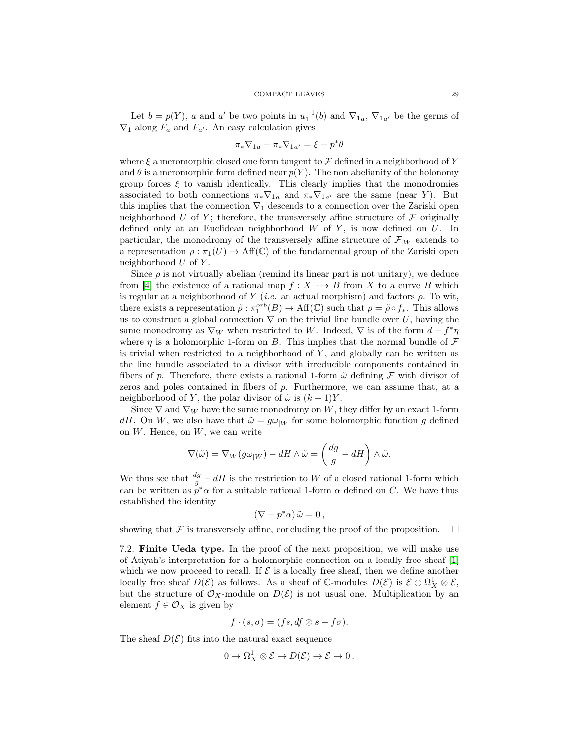Let $b = p(Y)$, $a$ and $a'$ be two points in $u_1^{-1}(b)$ and $\nabla_{1a}$, $\nabla_{1a'}$ be the germs of $\nabla_1$ along $F_a$ and $F_{a'}$. An easy calculation gives

$$\pi_* \nabla_{1a} - \pi_* \nabla_{1a'} = \xi + p^* \theta$$

where $\xi$ a meromorphic closed one form tangent to $\mathcal{F}$ defined in a neighborhood of $Y$ and $\theta$ is a meromorphic form defined near $p(Y)$. The non abelianity of the holonomy group forces $\xi$ to vanish identically. This clearly implies that the monodromies associated to both connections $\pi_* \nabla_{1a}$ and $\pi_* \nabla_{1a'}$ are the same (near $Y$). But this implies that the connection $\nabla_1$ descends to a connection over the Zariski open neighborhood $U$ of $Y$; therefore, the transversely affine structure of $\mathcal{F}$ originally defined only at an Euclidean neighborhood $W$ of $Y$, is now defined on $U$. In particular, the monodromy of the transversely affine structure of $\mathcal{F}_{|W}$ extends to a representation $\rho : \pi_1(U) \to \mathrm{Aff}(\mathbb{C})$ of the fundamental group of the Zariski open neighborhood $U$ of $Y$.

Since $\rho$ is not virtually abelian (remind its linear part is not unitary), we deduce from [4] the existence of a rational map $f : X \dashrightarrow B$ from $X$ to a curve $B$ which is regular at a neighborhood of $Y$ (*i.e.* an actual morphism) and factors $\rho$. To wit, there exists a representation $\tilde{\rho} : \pi_1^{orb}(B) \to \mathrm{Aff}(\mathbb{C})$ such that $\rho = \tilde{\rho} \circ f_*$. This allows us to construct a global connection $\nabla$ on the trivial line bundle over $U$, having the same monodromy as $\nabla_W$ when restricted to $W$. Indeed, $\nabla$ is of the form $d + f^* \eta$ where $\eta$ is a holomorphic 1-form on $B$. This implies that the normal bundle of $\mathcal{F}$ is trivial when restricted to a neighborhood of $Y$, and globally can be written as the line bundle associated to a divisor with irreducible components contained in fibers of $p$. Therefore, there exists a rational 1-form $\tilde{\omega}$ defining $\mathcal{F}$ with divisor of zeros and poles contained in fibers of $p$. Furthermore, we can assume that, at a neighborhood of $Y$, the polar divisor of $\tilde{\omega}$ is $(k+1)Y$.

Since $\nabla$ and $\nabla_W$ have the same monodromy on $W$, they differ by an exact 1-form $dH$. On $W$, we also have that $\tilde{\omega} = g\omega_{|W}$ for some holomorphic function $g$ defined on $W$. Hence, on $W$, we can write

$$\nabla(\tilde{\omega}) = \nabla_W(g\omega_{|W}) - dH \wedge \tilde{\omega} = \left( \frac{dg}{g} - dH \right) \wedge \tilde{\omega}.$$

We thus see that $\frac{dg}{g} - dH$ is the restriction to $W$ of a closed rational 1-form which can be written as $p^* \alpha$ for a suitable rational 1-form $\alpha$ defined on $C$. We have thus established the identity

$$(\nabla - p^* \alpha)\, \tilde{\omega} = 0\,,$$

showing that $\mathcal{F}$ is transversely affine, concluding the proof of the proposition. $\square$

**7.2. Finite Ueda type.** In the proof of the next proposition, we will make use of Atiyah's interpretation for a holomorphic connection on a locally free sheaf [1] which we now proceed to recall. If $\mathcal{E}$ is a locally free sheaf, then we define another locally free sheaf $D(\mathcal{E})$ as follows. As a sheaf of $\mathbb{C}$-modules $D(\mathcal{E})$ is $\mathcal{E} \oplus \Omega_X^1 \otimes \mathcal{E}$, but the structure of $\mathcal{O}_X$-module on $D(\mathcal{E})$ is not usual one. Multiplication by an element $f \in \mathcal{O}_X$ is given by

$$f \cdot (s, \sigma) = (fs, df \otimes s + f\sigma).$$

The sheaf $D(\mathcal{E})$ fits into the natural exact sequence

$$0 \to \Omega_X^1 \otimes \mathcal{E} \to D(\mathcal{E}) \to \mathcal{E} \to 0\,.$$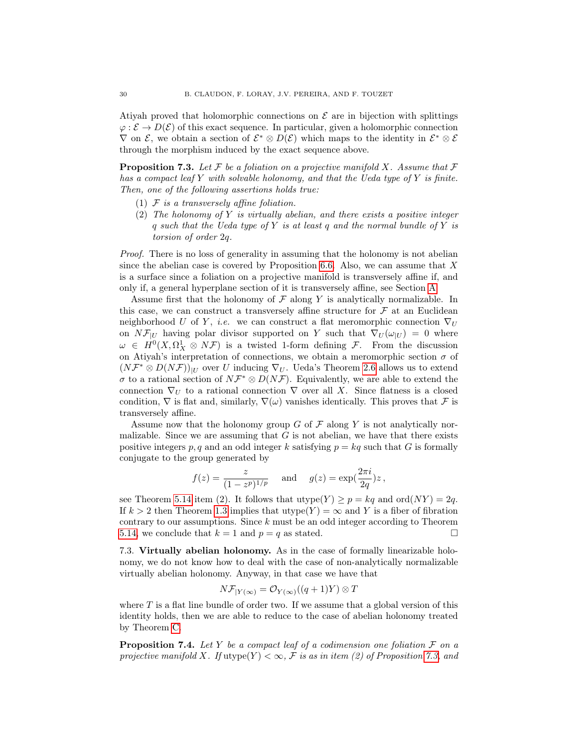Atiyah proved that holomorphic connections on $\mathcal{E}$ are in bijection with splittings $\varphi : \mathcal{E} \to D(\mathcal{E})$ of this exact sequence. In particular, given a holomorphic connection $\nabla$ on $\mathcal{E}$, we obtain a section of $\mathcal{E}^* \otimes D(\mathcal{E})$ which maps to the identity in $\mathcal{E}^* \otimes \mathcal{E}$ through the morphism induced by the exact sequence above.

**Proposition 7.3.** *Let $\mathcal{F}$ be a foliation on a projective manifold $X$. Assume that $\mathcal{F}$ has a compact leaf $Y$ with solvable holonomy, and that the Ueda type of $Y$ is finite. Then, one of the following assertions holds true:*

1. *$\mathcal{F}$ is a transversely affine foliation.*
2. *The holonomy of $Y$ is virtually abelian, and there exists a positive integer $q$ such that the Ueda type of $Y$ is at least $q$ and the normal bundle of $Y$ is torsion of order $2q$.*

*Proof.* There is no loss of generality in assuming that the holonomy is not abelian since the abelian case is covered by Proposition 6.6. Also, we can assume that $X$ is a surface since a foliation on a projective manifold is transversely affine if, and only if, a general hyperplane section of it is transversely affine, see Section A.

Assume first that the holonomy of $\mathcal{F}$ along $Y$ is analytically normalizable. In this case, we can construct a transversely affine structure for $\mathcal{F}$ at an Euclidean neighborhood $U$ of $Y$, *i.e.* we can construct a flat meromorphic connection $\nabla_U$ on $N\mathcal{F}_{|U}$ having polar divisor supported on $Y$ such that $\nabla_U(\omega_{|U}) = 0$ where $\omega \in H^0(X, \Omega^1_X \otimes N\mathcal{F})$ is a twisted 1-form defining $\mathcal{F}$. From the discussion on Atiyah's interpretation of connections, we obtain a meromorphic section $\sigma$ of $(N\mathcal{F}^* \otimes D(N\mathcal{F}))_{|U}$ over $U$ inducing $\nabla_U$. Ueda's Theorem 2.6 allows us to extend $\sigma$ to a rational section of $N\mathcal{F}^* \otimes D(N\mathcal{F})$. Equivalently, we are able to extend the connection $\nabla_U$ to a rational connection $\nabla$ over all $X$. Since flatness is a closed condition, $\nabla$ is flat and, similarly, $\nabla(\omega)$ vanishes identically. This proves that $\mathcal{F}$ is transversely affine.

Assume now that the holonomy group $G$ of $\mathcal{F}$ along $Y$ is not analytically normalizable. Since we are assuming that $G$ is not abelian, we have that there exists positive integers $p, q$ and an odd integer $k$ satisfying $p = kq$ such that $G$ is formally conjugate to the group generated by

$$f(z) = \frac{z}{(1 - z^p)^{1/p}} \quad \text{and} \quad g(z) = \exp(\frac{2\pi i}{2q})z\,,$$

see Theorem 5.14 item (2). It follows that $\operatorname{utype}(Y) \geq p = kq$ and $\operatorname{ord}(NY) = 2q$. If $k > 2$ then Theorem 1.3 implies that $\operatorname{utype}(Y) = \infty$ and $Y$ is a fiber of fibration contrary to our assumptions. Since $k$ must be an odd integer according to Theorem 5.14, we conclude that $k = 1$ and $p = q$ as stated. □

7.3. **Virtually abelian holonomy.** As in the case of formally linearizable holonomy, we do not know how to deal with the case of non-analytically normalizable virtually abelian holonomy. Anyway, in that case we have that

$$N\mathcal{F}_{|Y(\infty)} = \mathcal{O}_{Y(\infty)}((q+1)Y) \otimes T$$

where $T$ is a flat line bundle of order two. If we assume that a global version of this identity holds, then we are able to reduce to the case of abelian holonomy treated by Theorem C.

**Proposition 7.4.** *Let $Y$ be a compact leaf of a codimension one foliation $\mathcal{F}$ on a projective manifold $X$. If $\operatorname{utype}(Y) < \infty$, $\mathcal{F}$ is as in item (2) of Proposition 7.3, and*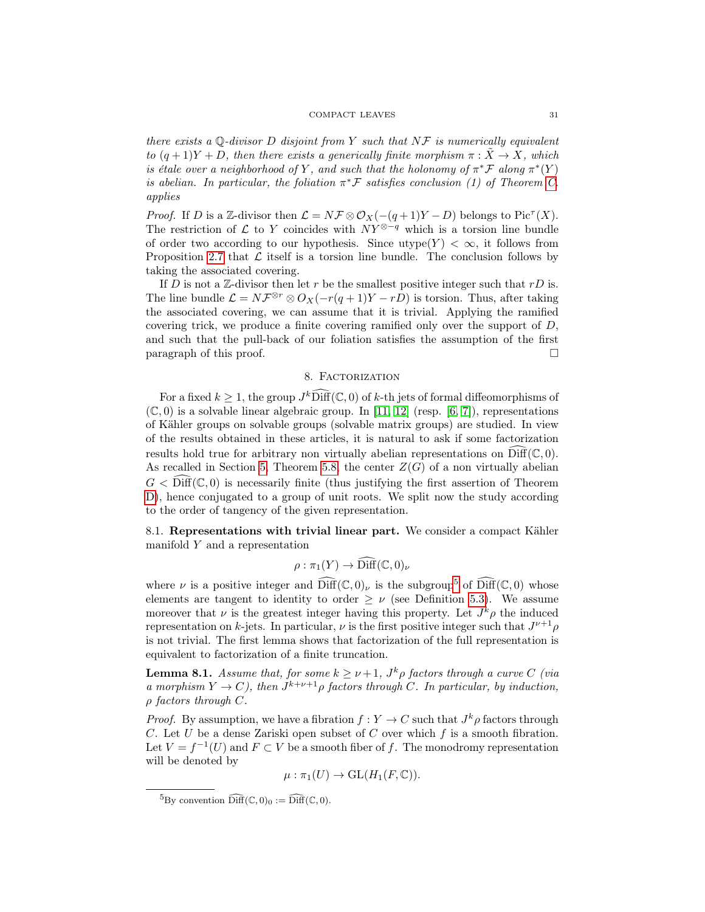*there exists a $\mathbb{Q}$-divisor $D$ disjoint from $Y$ such that $N\mathcal{F}$ is numerically equivalent to $(q+1)Y + D$, then there exists a generically finite morphism $\pi : \tilde{X} \to X$, which is étale over a neighborhood of $Y$, and such that the holonomy of $\pi^*\mathcal{F}$ along $\pi^*(Y)$ is abelian. In particular, the foliation $\pi^*\mathcal{F}$ satisfies conclusion (1) of Theorem C. applies*

*Proof.* If $D$ is a $\mathbb{Z}$-divisor then $\mathcal{L} = N\mathcal{F} \otimes \mathcal{O}_X(-(q+1)Y - D)$ belongs to $\mathrm{Pic}^\tau(X)$. The restriction of $\mathcal{L}$ to $Y$ coincides with $NY^{\otimes -q}$ which is a torsion line bundle of order two according to our hypothesis. Since $\mathrm{utype}(Y) < \infty$, it follows from Proposition 2.7 that $\mathcal{L}$ itself is a torsion line bundle. The conclusion follows by taking the associated covering.

If $D$ is not a $\mathbb{Z}$-divisor then let $r$ be the smallest positive integer such that $rD$ is. The line bundle $\mathcal{L} = N\mathcal{F}^{\otimes r} \otimes O_X(-r(q+1)Y - rD)$ is torsion. Thus, after taking the associated covering, we can assume that it is trivial. Applying the ramified covering trick, we produce a finite covering ramified only over the support of $D$, and such that the pull-back of our foliation satisfies the assumption of the first paragraph of this proof. $\square$

## 8. Factorization

For a fixed $k \geq 1$, the group $J^k\widehat{\mathrm{Diff}}(\mathbb{C}, 0)$ of $k$-th jets of formal diffeomorphisms of $(\mathbb{C}, 0)$ is a solvable linear algebraic group. In [11, 12] (resp. [6, 7]), representations of Kähler groups on solvable groups (solvable matrix groups) are studied. In view of the results obtained in these articles, it is natural to ask if some factorization results hold true for arbitrary non virtually abelian representations on $\widehat{\mathrm{Diff}}(\mathbb{C}, 0)$. As recalled in Section 5, Theorem 5.8, the center $Z(G)$ of a non virtually abelian $G < \widehat{\mathrm{Diff}}(\mathbb{C}, 0)$ is necessarily finite (thus justifying the first assertion of Theorem D), hence conjugated to a group of unit roots. We split now the study according to the order of tangency of the given representation.

### 8.1. Representations with trivial linear part.

We consider a compact Kähler manifold $Y$ and a representation

$$\rho : \pi_1(Y) \to \widehat{\mathrm{Diff}}(\mathbb{C}, 0)_\nu$$

where $\nu$ is a positive integer and $\widehat{\mathrm{Diff}}(\mathbb{C}, 0)_\nu$ is the subgroup[5] of $\widehat{\mathrm{Diff}}(\mathbb{C}, 0)$ whose elements are tangent to identity to order $\geq \nu$ (see Definition 5.3). We assume moreover that $\nu$ is the greatest integer having this property. Let $J^k\rho$ the induced representation on $k$-jets. In particular, $\nu$ is the first positive integer such that $J^{\nu+1}\rho$ is not trivial. The first lemma shows that factorization of the full representation is equivalent to factorization of a finite truncation.

**Lemma 8.1.** *Assume that, for some $k \geq \nu+1$, $J^k\rho$ factors through a curve $C$ (via a morphism $Y \to C$), then $J^{k+\nu+1}\rho$ factors through $C$. In particular, by induction, $\rho$ factors through $C$.*

*Proof.* By assumption, we have a fibration $f : Y \to C$ such that $J^k\rho$ factors through $C$. Let $U$ be a dense Zariski open subset of $C$ over which $f$ is a smooth fibration. Let $V = f^{-1}(U)$ and $F \subset V$ be a smooth fiber of $f$. The monodromy representation will be denoted by

$$\mu : \pi_1(U) \to \mathrm{GL}(H_1(F, \mathbb{C})).$$

[5] By convention $\widehat{\mathrm{Diff}}(\mathbb{C}, 0)_0 := \widehat{\mathrm{Diff}}(\mathbb{C}, 0)$.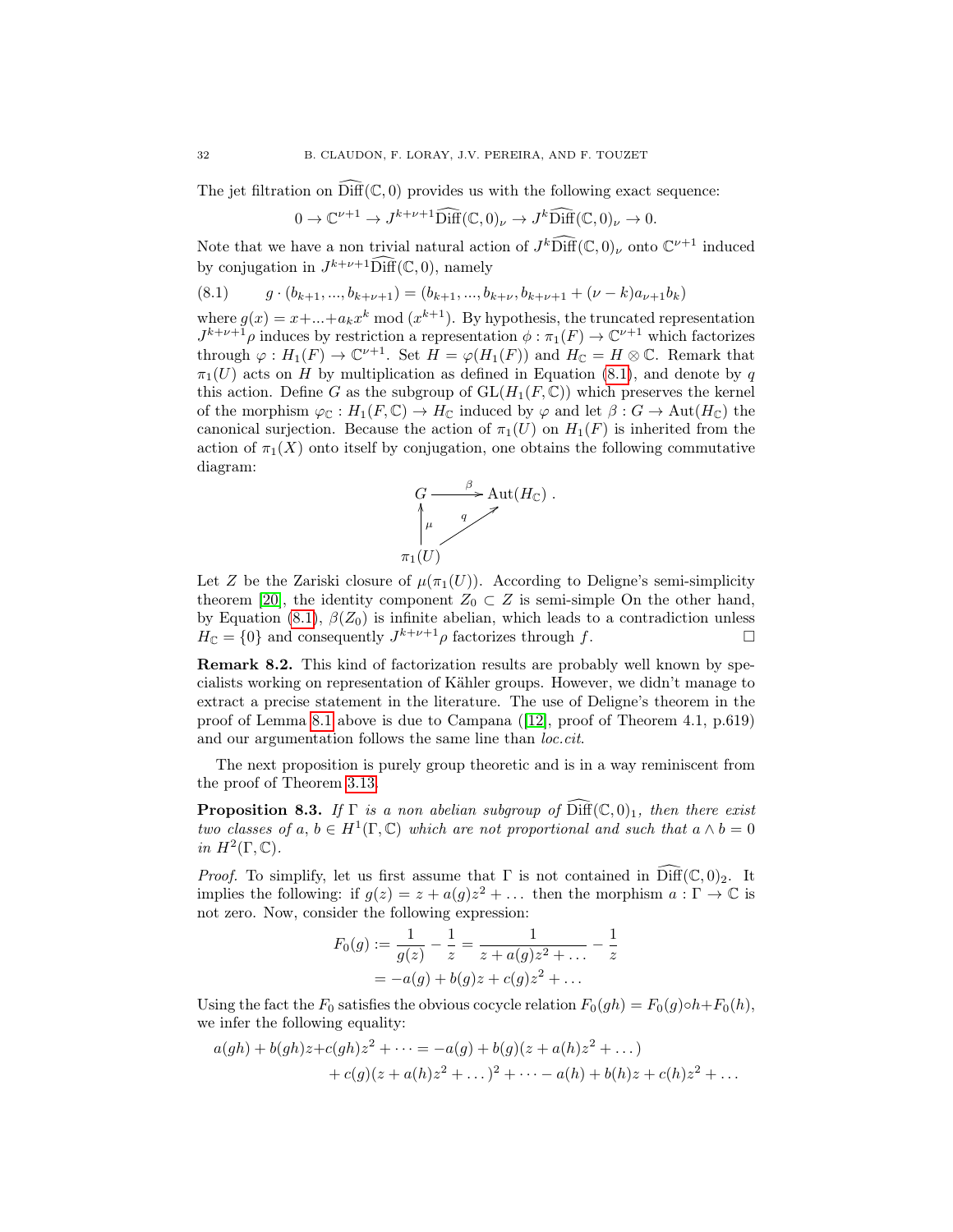The jet filtration on $\widehat{\mathrm{Diff}}(\mathbb{C},0)$ provides us with the following exact sequence:

$$0 \to \mathbb{C}^{\nu+1} \to J^{k+\nu+1}\widehat{\mathrm{Diff}}(\mathbb{C},0)_\nu \to J^k\widehat{\mathrm{Diff}}(\mathbb{C},0)_\nu \to 0.$$

Note that we have a non trivial natural action of $J^k\widehat{\mathrm{Diff}}(\mathbb{C},0)_\nu$ onto $\mathbb{C}^{\nu+1}$ induced by conjugation in $J^{k+\nu+1}\widehat{\mathrm{Diff}}(\mathbb{C},0)$, namely

$$g \cdot (b_{k+1},...,b_{k+\nu+1}) = (b_{k+1},...,b_{k+\nu}, b_{k+\nu+1} + (\nu-k)a_{\nu+1}b_k) \tag{8.1}$$

where $g(x) = x + ... + a_k x^k \bmod (x^{k+1})$. By hypothesis, the truncated representation $J^{k+\nu+1}\rho$ induces by restriction a representation $\phi : \pi_1(F) \to \mathbb{C}^{\nu+1}$ which factorizes through $\varphi : H_1(F) \to \mathbb{C}^{\nu+1}$. Set $H = \varphi(H_1(F))$ and $H_\mathbb{C} = H \otimes \mathbb{C}$. Remark that $\pi_1(U)$ acts on $H$ by multiplication as defined in Equation (8.1), and denote by $q$ this action. Define $G$ as the subgroup of $\mathrm{GL}(H_1(F,\mathbb{C}))$ which preserves the kernel of the morphism $\varphi_\mathbb{C} : H_1(F,\mathbb{C}) \to H_\mathbb{C}$ induced by $\varphi$ and let $\beta : G \to \mathrm{Aut}(H_\mathbb{C})$ the canonical surjection. Because the action of $\pi_1(U)$ on $H_1(F)$ is inherited from the action of $\pi_1(X)$ onto itself by conjugation, one obtains the following commutative diagram:

$$\begin{array}{ccc} G & \xrightarrow{\beta} & \mathrm{Aut}(H_\mathbb{C}) . \\ \uparrow \mu & \nearrow q & \\ \pi_1(U) & & \end{array}$$

Let $Z$ be the Zariski closure of $\mu(\pi_1(U))$. According to Deligne's semi-simplicity theorem [20], the identity component $Z_0 \subset Z$ is semi-simple On the other hand, by Equation (8.1), $\beta(Z_0)$ is infinite abelian, which leads to a contradiction unless $H_\mathbb{C} = \{0\}$ and consequently $J^{k+\nu+1}\rho$ factorizes through $f$. $\square$

**Remark 8.2.** This kind of factorization results are probably well known by specialists working on representation of Kähler groups. However, we didn't manage to extract a precise statement in the literature. The use of Deligne's theorem in the proof of Lemma 8.1 above is due to Campana ([12], proof of Theorem 4.1, p.619) and our argumentation follows the same line than *loc.cit*.

The next proposition is purely group theoretic and is in a way reminiscent from the proof of Theorem 3.13.

**Proposition 8.3.** *If $\Gamma$ is a non abelian subgroup of $\widehat{\mathrm{Diff}}(\mathbb{C},0)_1$, then there exist two classes of $a$, $b \in H^1(\Gamma,\mathbb{C})$ which are not proportional and such that $a \wedge b = 0$ in $H^2(\Gamma,\mathbb{C})$.*

*Proof.* To simplify, let us first assume that $\Gamma$ is not contained in $\widehat{\mathrm{Diff}}(\mathbb{C},0)_2$. It implies the following: if $g(z) = z + a(g)z^2 + \dots$ then the morphism $a : \Gamma \to \mathbb{C}$ is not zero. Now, consider the following expression:

$$\begin{aligned} F_0(g) &:= \frac{1}{g(z)} - \frac{1}{z} = \frac{1}{z + a(g)z^2 + \dots} - \frac{1}{z} \\ &= -a(g) + b(g)z + c(g)z^2 + \dots \end{aligned}$$

Using the fact the $F_0$ satisfies the obvious cocycle relation $F_0(gh) = F_0(g) \circ h + F_0(h)$, we infer the following equality:

$$\begin{aligned} a(gh) + b(gh)z + c(gh)z^2 + \dots &= -a(g) + b(g)(z + a(h)z^2 + \dots) \\ &\quad + c(g)(z + a(h)z^2 + \dots)^2 + \dots - a(h) + b(h)z + c(h)z^2 + \dots \end{aligned}$$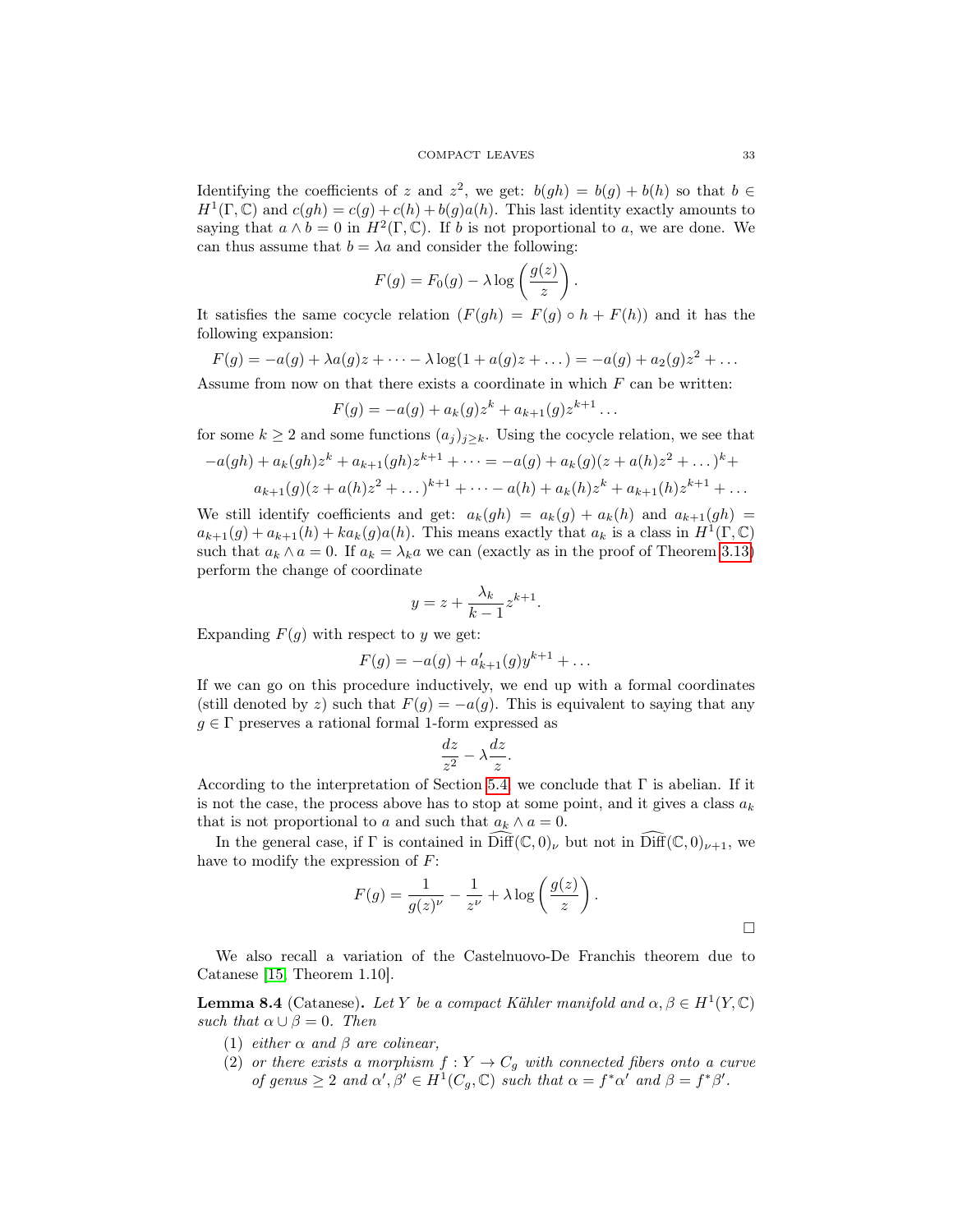Identifying the coefficients of $z$ and $z^2$, we get: $b(gh) = b(g) + b(h)$ so that $b \in H^1(\Gamma, \mathbb{C})$ and $c(gh) = c(g) + c(h) + b(g)a(h)$. This last identity exactly amounts to saying that $a \wedge b = 0$ in $H^2(\Gamma, \mathbb{C})$. If $b$ is not proportional to $a$, we are done. We can thus assume that $b = \lambda a$ and consider the following:

$$F(g) = F_0(g) - \lambda \log\left(\frac{g(z)}{z}\right).$$

It satisfies the same cocycle relation ($F(gh) = F(g) \circ h + F(h)$) and it has the following expansion:

$$F(g) = -a(g) + \lambda a(g) z + \cdots - \lambda \log(1 + a(g)z + \dots) = -a(g) + a_2(g)z^2 + \dots$$

Assume from now on that there exists a coordinate in which $F$ can be written:

$$F(g) = -a(g) + a_k(g)z^k + a_{k+1}(g)z^{k+1} \dots$$

for some $k \geq 2$ and some functions $(a_j)_{j \geq k}$. Using the cocycle relation, we see that

$$-a(gh) + a_k(gh)z^k + a_{k+1}(gh)z^{k+1} + \cdots = -a(g) + a_k(g)(z + a(h)z^2 + \dots)^k +$$
$$a_{k+1}(g)(z + a(h)z^2 + \dots)^{k+1} + \cdots - a(h) + a_k(h)z^k + a_{k+1}(h)z^{k+1} + \dots$$

We still identify coefficients and get: $a_k(gh) = a_k(g) + a_k(h)$ and $a_{k+1}(gh) = a_{k+1}(g) + a_{k+1}(h) + k a_k(g) a(h)$. This means exactly that $a_k$ is a class in $H^1(\Gamma, \mathbb{C})$ such that $a_k \wedge a = 0$. If $a_k = \lambda_k a$ we can (exactly as in the proof of Theorem 3.13) perform the change of coordinate

$$y = z + \frac{\lambda_k}{k-1} z^{k+1}.$$

Expanding $F(g)$ with respect to $y$ we get:

$$F(g) = -a(g) + a'_{k+1}(g)y^{k+1} + \dots$$

If we can go on this procedure inductively, we end up with a formal coordinates (still denoted by $z$) such that $F(g) = -a(g)$. This is equivalent to saying that any $g \in \Gamma$ preserves a rational formal 1-form expressed as

$$\frac{dz}{z^2} - \lambda \frac{dz}{z}.$$

According to the interpretation of Section 5.4, we conclude that $\Gamma$ is abelian. If it is not the case, the process above has to stop at some point, and it gives a class $a_k$ that is not proportional to $a$ and such that $a_k \wedge a = 0$.

In the general case, if $\Gamma$ is contained in $\widehat{\mathrm{Diff}}(\mathbb{C}, 0)_\nu$ but not in $\widehat{\mathrm{Diff}}(\mathbb{C}, 0)_{\nu+1}$, we have to modify the expression of $F$:

$$F(g) = \frac{1}{g(z)^\nu} - \frac{1}{z^\nu} + \lambda \log\left(\frac{g(z)}{z}\right).$$

□

We also recall a variation of the Castelnuovo-De Franchis theorem due to Catanese [15, Theorem 1.10].

**Lemma 8.4** (Catanese)**.** *Let $Y$ be a compact Kähler manifold and $\alpha, \beta \in H^1(Y, \mathbb{C})$ such that $\alpha \cup \beta = 0$. Then*

1. *either $\alpha$ and $\beta$ are colinear,*
2. *or there exists a morphism $f : Y \to C_g$ with connected fibers onto a curve of genus $\geq 2$ and $\alpha', \beta' \in H^1(C_g, \mathbb{C})$ such that $\alpha = f^*\alpha'$ and $\beta = f^*\beta'$.*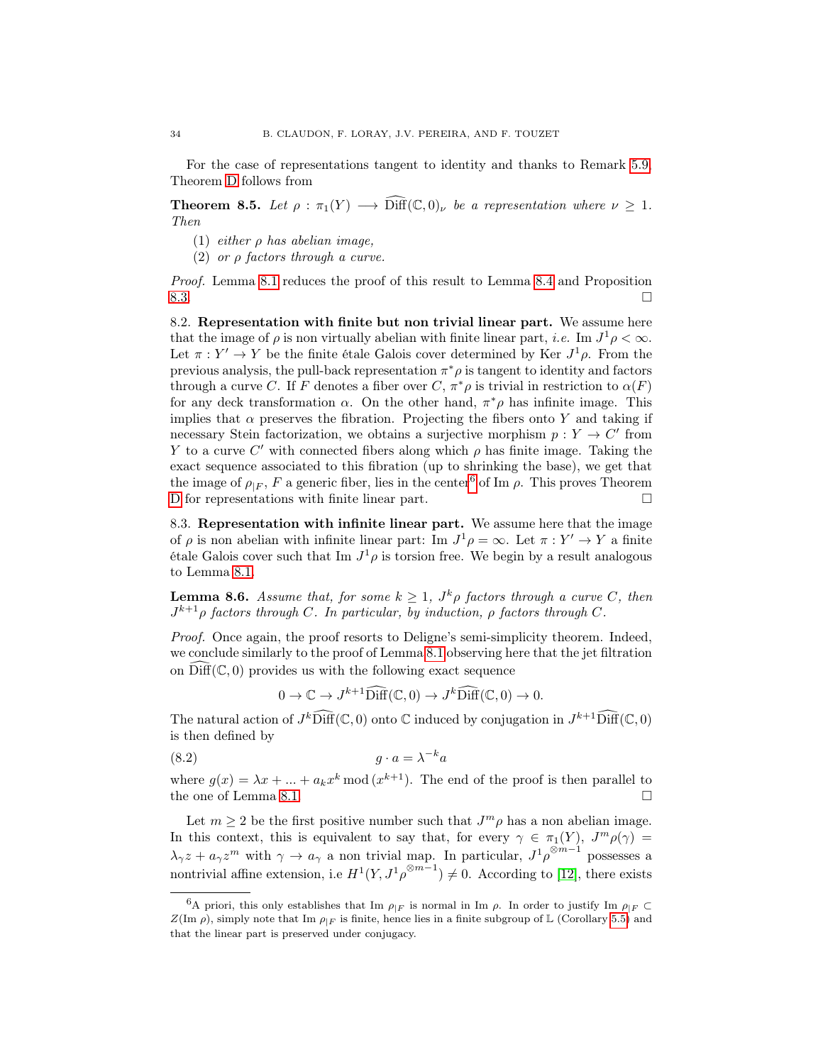For the case of representations tangent to identity and thanks to Remark 5.9, Theorem D follows from

**Theorem 8.5.** *Let $\rho : \pi_1(Y) \longrightarrow \widehat{\mathrm{Diff}}(\mathbb{C},0)_\nu$ be a representation where $\nu \geq 1$. Then*

1. *either $\rho$ has abelian image,*
2. *or $\rho$ factors through a curve.*

*Proof.* Lemma 8.1 reduces the proof of this result to Lemma 8.4 and Proposition 8.3. □

8.2. **Representation with finite but non trivial linear part.** We assume here that the image of $\rho$ is non virtually abelian with finite linear part, *i.e.* $\mathrm{Im}\ J^1\rho < \infty$. Let $\pi : Y' \to Y$ be the finite étale Galois cover determined by $\mathrm{Ker}\ J^1\rho$. From the previous analysis, the pull-back representation $\pi^*\rho$ is tangent to identity and factors through a curve $C$. If $F$ denotes a fiber over $C$, $\pi^*\rho$ is trivial in restriction to $\alpha(F)$ for any deck transformation $\alpha$. On the other hand, $\pi^*\rho$ has infinite image. This implies that $\alpha$ preserves the fibration. Projecting the fibers onto $Y$ and taking if necessary Stein factorization, we obtains a surjective morphism $p : Y \to C'$ from $Y$ to a curve $C'$ with connected fibers along which $\rho$ has finite image. Taking the exact sequence associated to this fibration (up to shrinking the base), we get that the image of $\rho_{|F}$, $F$ a generic fiber, lies in the center[6] of $\mathrm{Im}\ \rho$. This proves Theorem D for representations with finite linear part. □

8.3. **Representation with infinite linear part.** We assume here that the image of $\rho$ is non abelian with infinite linear part: $\mathrm{Im}\ J^1\rho = \infty$. Let $\pi : Y' \to Y$ a finite étale Galois cover such that $\mathrm{Im}\ J^1\rho$ is torsion free. We begin by a result analogous to Lemma 8.1.

**Lemma 8.6.** *Assume that, for some $k \geq 1$, $J^k\rho$ factors through a curve $C$, then $J^{k+1}\rho$ factors through $C$. In particular, by induction, $\rho$ factors through $C$.*

*Proof.* Once again, the proof resorts to Deligne's semi-simplicity theorem. Indeed, we conclude similarly to the proof of Lemma 8.1 observing here that the jet filtration on $\widehat{\mathrm{Diff}}(\mathbb{C},0)$ provides us with the following exact sequence

$$0 \to \mathbb{C} \to J^{k+1}\widehat{\mathrm{Diff}}(\mathbb{C},0) \to J^k\widehat{\mathrm{Diff}}(\mathbb{C},0) \to 0.$$

The natural action of $J^k\widehat{\mathrm{Diff}}(\mathbb{C},0)$ onto $\mathbb{C}$ induced by conjugation in $J^{k+1}\widehat{\mathrm{Diff}}(\mathbb{C},0)$ is then defined by

$$g \cdot a = \lambda^{-k} a \tag{8.2}$$

where $g(x) = \lambda x + ... + a_k x^k \bmod (x^{k+1})$. The end of the proof is then parallel to the one of Lemma 8.1. □

Let $m \geq 2$ be the first positive number such that $J^m\rho$ has a non abelian image. In this context, this is equivalent to say that, for every $\gamma \in \pi_1(Y)$, $J^m\rho(\gamma) = \lambda_\gamma z + a_\gamma z^m$ with $\gamma \to a_\gamma$ a non trivial map. In particular, $J^1\rho^{\otimes m-1}$ possesses a nontrivial affine extension, i.e $H^1(Y, J^1\rho^{\otimes m-1}) \neq 0$. According to [12], there exists

[6] A priori, this only establishes that $\mathrm{Im}\ \rho_{|F}$ is normal in $\mathrm{Im}\ \rho$. In order to justify $\mathrm{Im}\ \rho_{|F} \subset Z(\mathrm{Im}\ \rho)$, simply note that $\mathrm{Im}\ \rho_{|F}$ is finite, hence lies in a finite subgroup of $\mathbb{L}$ (Corollary 5.5) and that the linear part is preserved under conjugacy.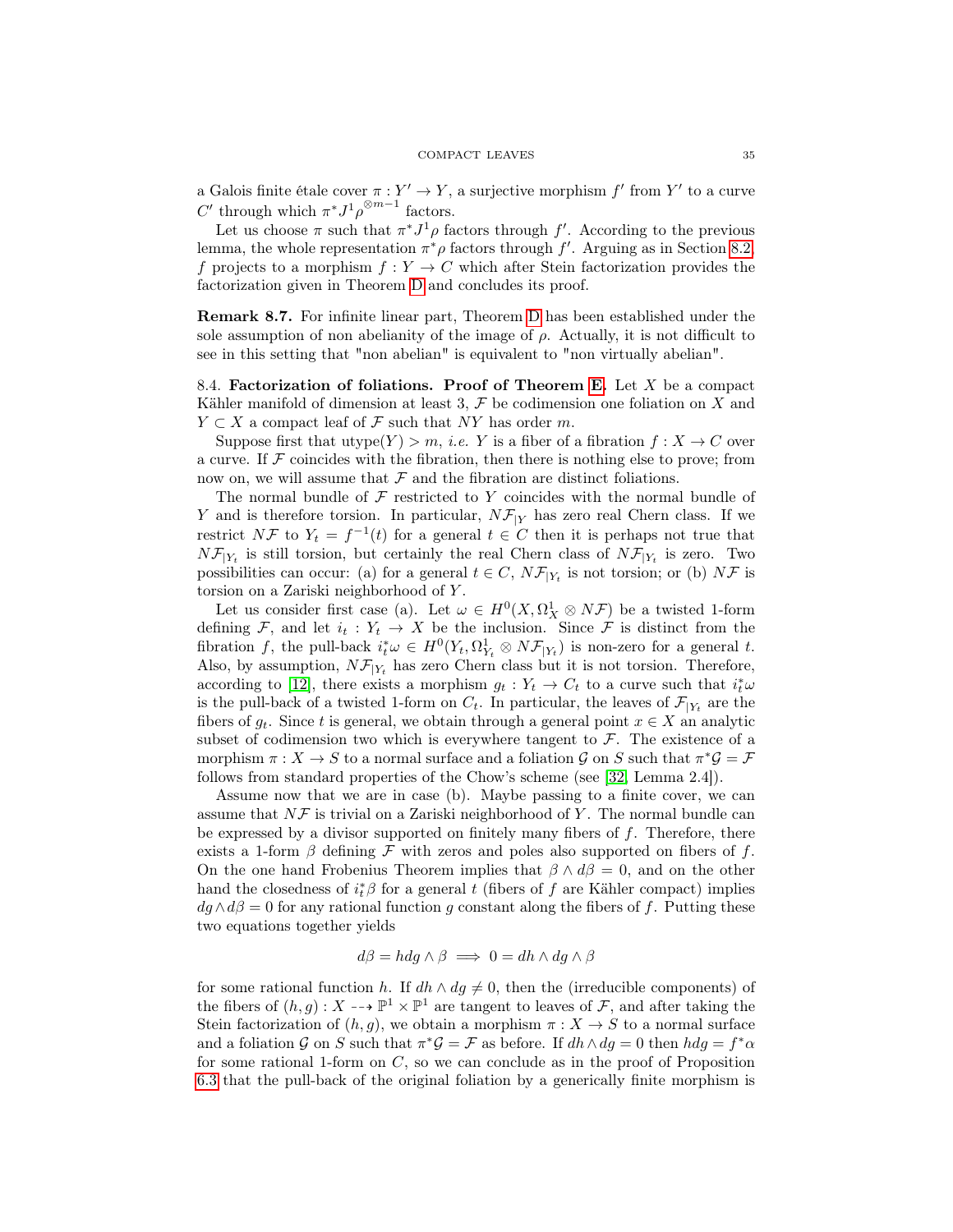a Galois finite étale cover $\pi : Y' \to Y$, a surjective morphism $f'$ from $Y'$ to a curve $C'$ through which $\pi^* J^1\rho^{\otimes m-1}$ factors.

Let us choose $\pi$ such that $\pi^* J^1\rho$ factors through $f'$. According to the previous lemma, the whole representation $\pi^*\rho$ factors through $f'$. Arguing as in Section 8.2, $f$ projects to a morphism $f : Y \to C$ which after Stein factorization provides the factorization given in Theorem D and concludes its proof.

**Remark 8.7.** For infinite linear part, Theorem D has been established under the sole assumption of non abelianity of the image of $\rho$. Actually, it is not difficult to see in this setting that "non abelian" is equivalent to "non virtually abelian".

8.4. **Factorization of foliations. Proof of Theorem E.** Let $X$ be a compact Kähler manifold of dimension at least 3, $\mathcal{F}$ be codimension one foliation on $X$ and $Y \subset X$ a compact leaf of $\mathcal{F}$ such that $NY$ has order $m$.

Suppose first that $\mathrm{utype}(Y) > m$, *i.e.* $Y$ is a fiber of a fibration $f : X \to C$ over a curve. If $\mathcal{F}$ coincides with the fibration, then there is nothing else to prove; from now on, we will assume that $\mathcal{F}$ and the fibration are distinct foliations.

The normal bundle of $\mathcal{F}$ restricted to $Y$ coincides with the normal bundle of $Y$ and is therefore torsion. In particular, $N\mathcal{F}_{|Y}$ has zero real Chern class. If we restrict $N\mathcal{F}$ to $Y_t = f^{-1}(t)$ for a general $t \in C$ then it is perhaps not true that $N\mathcal{F}_{|Y_t}$ is still torsion, but certainly the real Chern class of $N\mathcal{F}_{|Y_t}$ is zero. Two possibilities can occur: (a) for a general $t \in C$, $N\mathcal{F}_{|Y_t}$ is not torsion; or (b) $N\mathcal{F}$ is torsion on a Zariski neighborhood of $Y$.

Let us consider first case (a). Let $\omega \in H^0(X, \Omega^1_X \otimes N\mathcal{F})$ be a twisted 1-form defining $\mathcal{F}$, and let $i_t : Y_t \to X$ be the inclusion. Since $\mathcal{F}$ is distinct from the fibration $f$, the pull-back $i_t^*\omega \in H^0(Y_t, \Omega^1_{Y_t} \otimes N\mathcal{F}_{|Y_t})$ is non-zero for a general $t$. Also, by assumption, $N\mathcal{F}_{|Y_t}$ has zero Chern class but it is not torsion. Therefore, according to [12], there exists a morphism $g_t : Y_t \to C_t$ to a curve such that $i_t^*\omega$ is the pull-back of a twisted 1-form on $C_t$. In particular, the leaves of $\mathcal{F}_{|Y_t}$ are the fibers of $g_t$. Since $t$ is general, we obtain through a general point $x \in X$ an analytic subset of codimension two which is everywhere tangent to $\mathcal{F}$. The existence of a morphism $\pi : X \to S$ to a normal surface and a foliation $\mathcal{G}$ on $S$ such that $\pi^*\mathcal{G} = \mathcal{F}$ follows from standard properties of the Chow's scheme (see [32, Lemma 2.4]).

Assume now that we are in case (b). Maybe passing to a finite cover, we can assume that $N\mathcal{F}$ is trivial on a Zariski neighborhood of $Y$. The normal bundle can be expressed by a divisor supported on finitely many fibers of $f$. Therefore, there exists a 1-form $\beta$ defining $\mathcal{F}$ with zeros and poles also supported on fibers of $f$. On the one hand Frobenius Theorem implies that $\beta \wedge d\beta = 0$, and on the other hand the closedness of $i_t^*\beta$ for a general $t$ (fibers of $f$ are Kähler compact) implies $dg \wedge d\beta = 0$ for any rational function $g$ constant along the fibers of $f$. Putting these two equations together yields

$$d\beta = h dg \wedge \beta \implies 0 = dh \wedge dg \wedge \beta$$

for some rational function $h$. If $dh \wedge dg \neq 0$, then the (irreducible components) of the fibers of $(h, g) : X \dashrightarrow \mathbb{P}^1 \times \mathbb{P}^1$ are tangent to leaves of $\mathcal{F}$, and after taking the Stein factorization of $(h, g)$, we obtain a morphism $\pi : X \to S$ to a normal surface and a foliation $\mathcal{G}$ on $S$ such that $\pi^*\mathcal{G} = \mathcal{F}$ as before. If $dh \wedge dg = 0$ then $hdg = f^*\alpha$ for some rational 1-form on $C$, so we can conclude as in the proof of Proposition 6.3 that the pull-back of the original foliation by a generically finite morphism is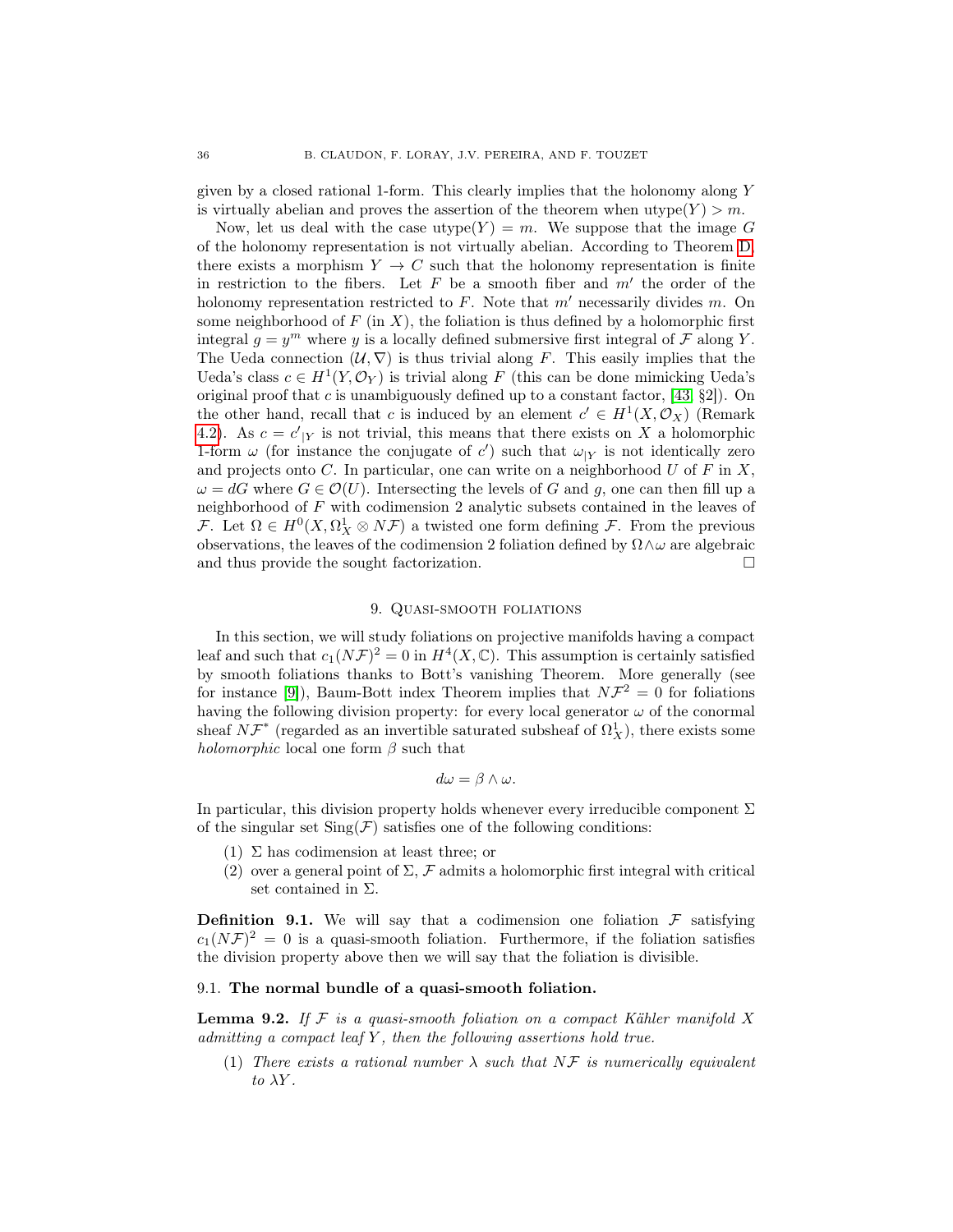given by a closed rational 1-form. This clearly implies that the holonomy along $Y$ is virtually abelian and proves the assertion of the theorem when $\mathrm{utype}(Y) > m$.

Now, let us deal with the case $\mathrm{utype}(Y) = m$. We suppose that the image $G$ of the holonomy representation is not virtually abelian. According to Theorem D, there exists a morphism $Y \to C$ such that the holonomy representation is finite in restriction to the fibers. Let $F$ be a smooth fiber and $m'$ the order of the holonomy representation restricted to $F$. Note that $m'$ necessarily divides $m$. On some neighborhood of $F$ (in $X$), the foliation is thus defined by a holomorphic first integral $g = y^m$ where $y$ is a locally defined submersive first integral of $\mathcal{F}$ along $Y$. The Ueda connection $(\mathcal{U}, \nabla)$ is thus trivial along $F$. This easily implies that the Ueda's class $c \in H^1(Y, \mathcal{O}_Y)$ is trivial along $F$ (this can be done mimicking Ueda's original proof that $c$ is unambiguously defined up to a constant factor, [43, §2]). On the other hand, recall that $c$ is induced by an element $c' \in H^1(X, \mathcal{O}_X)$ (Remark 4.2). As $c = c'_{|Y}$ is not trivial, this means that there exists on $X$ a holomorphic 1-form $\omega$ (for instance the conjugate of $c'$) such that $\omega_{|Y}$ is not identically zero and projects onto $C$. In particular, one can write on a neighborhood $U$ of $F$ in $X$, $\omega = dG$ where $G \in \mathcal{O}(U)$. Intersecting the levels of $G$ and $g$, one can then fill up a neighborhood of $F$ with codimension 2 analytic subsets contained in the leaves of $\mathcal{F}$. Let $\Omega \in H^0(X, \Omega^1_X \otimes N\mathcal{F})$ a twisted one form defining $\mathcal{F}$. From the previous observations, the leaves of the codimension 2 foliation defined by $\Omega \wedge \omega$ are algebraic and thus provide the sought factorization. □

## 9. Quasi-smooth foliations

In this section, we will study foliations on projective manifolds having a compact leaf and such that $c_1(N\mathcal{F})^2 = 0$ in $H^4(X, \mathbb{C})$. This assumption is certainly satisfied by smooth foliations thanks to Bott's vanishing Theorem. More generally (see for instance [9]), Baum-Bott index Theorem implies that $N\mathcal{F}^2 = 0$ for foliations having the following division property: for every local generator $\omega$ of the conormal sheaf $N\mathcal{F}^*$ (regarded as an invertible saturated subsheaf of $\Omega^1_X$), there exists some *holomorphic* local one form $\beta$ such that

$$d\omega = \beta \wedge \omega.$$

In particular, this division property holds whenever every irreducible component $\Sigma$ of the singular set $\mathrm{Sing}(\mathcal{F})$ satisfies one of the following conditions:

1. $\Sigma$ has codimension at least three; or
2. over a general point of $\Sigma$, $\mathcal{F}$ admits a holomorphic first integral with critical set contained in $\Sigma$.

**Definition 9.1.** We will say that a codimension one foliation $\mathcal{F}$ satisfying $c_1(N\mathcal{F})^2 = 0$ is a quasi-smooth foliation. Furthermore, if the foliation satisfies the division property above then we will say that the foliation is divisible.

### 9.1. The normal bundle of a quasi-smooth foliation.

**Lemma 9.2.** *If $\mathcal{F}$ is a quasi-smooth foliation on a compact Kähler manifold $X$ admitting a compact leaf $Y$, then the following assertions hold true.*

1. *There exists a rational number $\lambda$ such that $N\mathcal{F}$ is numerically equivalent to $\lambda Y$.*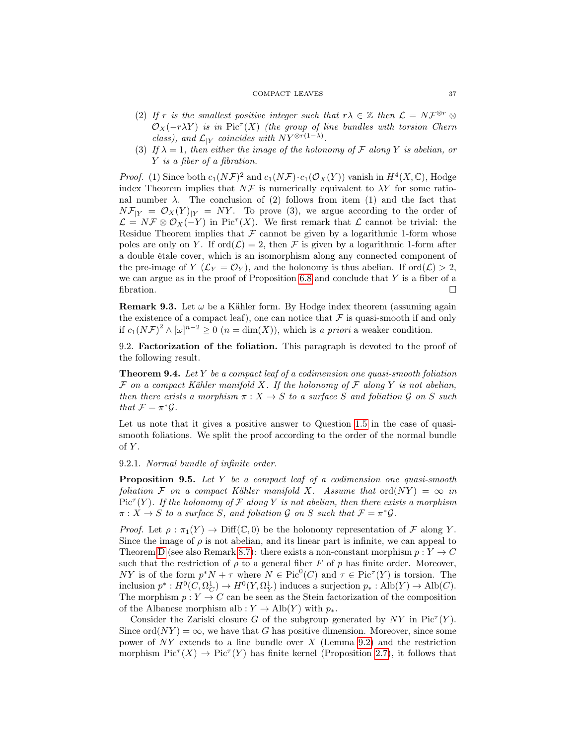(2) *If $r$ is the smallest positive integer such that $r\lambda \in \mathbb{Z}$ then $\mathcal{L} = N\mathcal{F}^{\otimes r} \otimes \mathcal{O}_X(-r\lambda Y)$ is in $\mathrm{Pic}^\tau(X)$ (the group of line bundles with torsion Chern class), and $\mathcal{L}_{|Y}$ coincides with $NY^{\otimes r(1-\lambda)}$.*

(3) *If $\lambda = 1$, then either the image of the holonomy of $\mathcal{F}$ along $Y$ is abelian, or $Y$ is a fiber of a fibration.*

*Proof.* (1) Since both $c_1(N\mathcal{F})^2$ and $c_1(N\mathcal{F}) \cdot c_1(\mathcal{O}_X(Y))$ vanish in $H^4(X, \mathbb{C})$, Hodge index Theorem implies that $N\mathcal{F}$ is numerically equivalent to $\lambda Y$ for some rational number $\lambda$. The conclusion of (2) follows from item (1) and the fact that $N\mathcal{F}_{|Y} = \mathcal{O}_X(Y)_{|Y} = NY$. To prove (3), we argue according to the order of $\mathcal{L} = N\mathcal{F} \otimes \mathcal{O}_X(-Y)$ in $\mathrm{Pic}^\tau(X)$. We first remark that $\mathcal{L}$ cannot be trivial: the Residue Theorem implies that $\mathcal{F}$ cannot be given by a logarithmic 1-form whose poles are only on $Y$. If $\mathrm{ord}(\mathcal{L}) = 2$, then $\mathcal{F}$ is given by a logarithmic 1-form after a double étale cover, which is an isomorphism along any connected component of the pre-image of $Y$ ($\mathcal{L}_Y = \mathcal{O}_Y$), and the holonomy is thus abelian. If $\mathrm{ord}(\mathcal{L}) > 2$, we can argue as in the proof of Proposition 6.8 and conclude that $Y$ is a fiber of a fibration. □

**Remark 9.3.** Let $\omega$ be a Kähler form. By Hodge index theorem (assuming again the existence of a compact leaf), one can notice that $\mathcal{F}$ is quasi-smooth if and only if $c_1(N\mathcal{F})^2 \wedge [\omega]^{n-2} \geq 0$ ($n = \dim(X)$), which is *a priori* a weaker condition.

9.2. **Factorization of the foliation.** This paragraph is devoted to the proof of the following result.

**Theorem 9.4.** *Let $Y$ be a compact leaf of a codimension one quasi-smooth foliation $\mathcal{F}$ on a compact Kähler manifold $X$. If the holonomy of $\mathcal{F}$ along $Y$ is not abelian, then there exists a morphism $\pi : X \to S$ to a surface $S$ and foliation $\mathcal{G}$ on $S$ such that $\mathcal{F} = \pi^*\mathcal{G}$.*

Let us note that it gives a positive answer to Question 1.5 in the case of quasi-smooth foliations. We split the proof according to the order of the normal bundle of $Y$.

9.2.1. *Normal bundle of infinite order.*

**Proposition 9.5.** *Let $Y$ be a compact leaf of a codimension one quasi-smooth foliation $\mathcal{F}$ on a compact Kähler manifold $X$. Assume that $\mathrm{ord}(NY) = \infty$ in $\mathrm{Pic}^\tau(Y)$. If the holonomy of $\mathcal{F}$ along $Y$ is not abelian, then there exists a morphism $\pi : X \to S$ to a surface $S$, and foliation $\mathcal{G}$ on $S$ such that $\mathcal{F} = \pi^*\mathcal{G}$.*

*Proof.* Let $\rho : \pi_1(Y) \to \mathrm{Diff}(\mathbb{C}, 0)$ be the holonomy representation of $\mathcal{F}$ along $Y$. Since the image of $\rho$ is not abelian, and its linear part is infinite, we can appeal to Theorem D (see also Remark 8.7): there exists a non-constant morphism $p : Y \to C$ such that the restriction of $\rho$ to a general fiber $F$ of $p$ has finite order. Moreover, $NY$ is of the form $p^*N + \tau$ where $N \in \mathrm{Pic}^0(C)$ and $\tau \in \mathrm{Pic}^\tau(Y)$ is torsion. The inclusion $p^* : H^0(C, \Omega^1_C) \to H^0(Y, \Omega^1_Y)$ induces a surjection $p_* : \mathrm{Alb}(Y) \to \mathrm{Alb}(C)$. The morphism $p : Y \to C$ can be seen as the Stein factorization of the composition of the Albanese morphism $\mathrm{alb} : Y \to \mathrm{Alb}(Y)$ with $p_*$.

Consider the Zariski closure $G$ of the subgroup generated by $NY$ in $\mathrm{Pic}^\tau(Y)$. Since $\mathrm{ord}(NY) = \infty$, we have that $G$ has positive dimension. Moreover, since some power of $NY$ extends to a line bundle over $X$ (Lemma 9.2) and the restriction morphism $\mathrm{Pic}^\tau(X) \to \mathrm{Pic}^\tau(Y)$ has finite kernel (Proposition 2.7), it follows that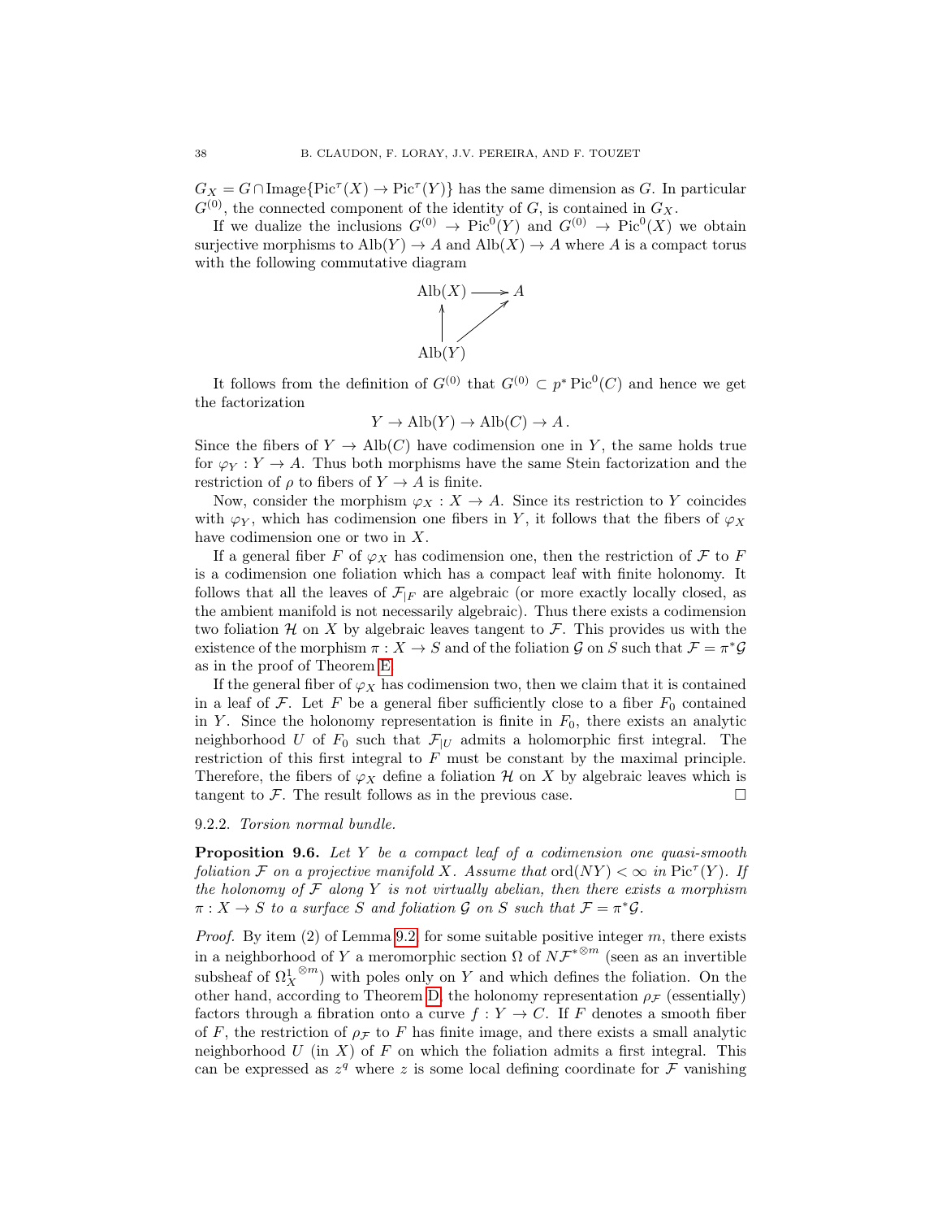$G_X = G \cap \mathrm{Image}\{\mathrm{Pic}^\tau(X) \to \mathrm{Pic}^\tau(Y)\}$ has the same dimension as $G$. In particular $G^{(0)}$, the connected component of the identity of $G$, is contained in $G_X$.

If we dualize the inclusions $G^{(0)} \to \mathrm{Pic}^0(Y)$ and $G^{(0)} \to \mathrm{Pic}^0(X)$ we obtain surjective morphisms to $\mathrm{Alb}(Y) \to A$ and $\mathrm{Alb}(X) \to A$ where $A$ is a compact torus with the following commutative diagram

$$\begin{array}{ccc} \mathrm{Alb}(X) & \longrightarrow & A \\ \uparrow & \nearrow & \\ \mathrm{Alb}(Y) & & \end{array}$$

It follows from the definition of $G^{(0)}$ that $G^{(0)} \subset p^* \mathrm{Pic}^0(C)$ and hence we get the factorization

$$Y \to \mathrm{Alb}(Y) \to \mathrm{Alb}(C) \to A \, .$$

Since the fibers of $Y \to \mathrm{Alb}(C)$ have codimension one in $Y$, the same holds true for $\varphi_Y : Y \to A$. Thus both morphisms have the same Stein factorization and the restriction of $\rho$ to fibers of $Y \to A$ is finite.

Now, consider the morphism $\varphi_X : X \to A$. Since its restriction to $Y$ coincides with $\varphi_Y$, which has codimension one fibers in $Y$, it follows that the fibers of $\varphi_X$ have codimension one or two in $X$.

If a general fiber $F$ of $\varphi_X$ has codimension one, then the restriction of $\mathcal{F}$ to $F$ is a codimension one foliation which has a compact leaf with finite holonomy. It follows that all the leaves of $\mathcal{F}_{|F}$ are algebraic (or more exactly locally closed, as the ambient manifold is not necessarily algebraic). Thus there exists a codimension two foliation $\mathcal{H}$ on $X$ by algebraic leaves tangent to $\mathcal{F}$. This provides us with the existence of the morphism $\pi : X \to S$ and of the foliation $\mathcal{G}$ on $S$ such that $\mathcal{F} = \pi^*\mathcal{G}$ as in the proof of Theorem E.

If the general fiber of $\varphi_X$ has codimension two, then we claim that it is contained in a leaf of $\mathcal{F}$. Let $F$ be a general fiber sufficiently close to a fiber $F_0$ contained in $Y$. Since the holonomy representation is finite in $F_0$, there exists an analytic neighborhood $U$ of $F_0$ such that $\mathcal{F}_{|U}$ admits a holomorphic first integral. The restriction of this first integral to $F$ must be constant by the maximal principle. Therefore, the fibers of $\varphi_X$ define a foliation $\mathcal{H}$ on $X$ by algebraic leaves which is tangent to $\mathcal{F}$. The result follows as in the previous case. □

9.2.2. *Torsion normal bundle.*

**Proposition 9.6.** *Let $Y$ be a compact leaf of a codimension one quasi-smooth foliation $\mathcal{F}$ on a projective manifold $X$. Assume that $\mathrm{ord}(NY) < \infty$ in $\mathrm{Pic}^\tau(Y)$. If the holonomy of $\mathcal{F}$ along $Y$ is not virtually abelian, then there exists a morphism $\pi : X \to S$ to a surface $S$ and foliation $\mathcal{G}$ on $S$ such that $\mathcal{F} = \pi^*\mathcal{G}$.*

*Proof.* By item (2) of Lemma 9.2, for some suitable positive integer $m$, there exists in a neighborhood of $Y$ a meromorphic section $\Omega$ of $N\mathcal{F}^{*\otimes m}$ (seen as an invertible subsheaf of ${\Omega^1_X}^{\otimes m}$) with poles only on $Y$ and which defines the foliation. On the other hand, according to Theorem D, the holonomy representation $\rho_{\mathcal{F}}$ (essentially) factors through a fibration onto a curve $f : Y \to C$. If $F$ denotes a smooth fiber of $F$, the restriction of $\rho_{\mathcal{F}}$ to $F$ has finite image, and there exists a small analytic neighborhood $U$ (in $X$) of $F$ on which the foliation admits a first integral. This can be expressed as $z^q$ where $z$ is some local defining coordinate for $\mathcal{F}$ vanishing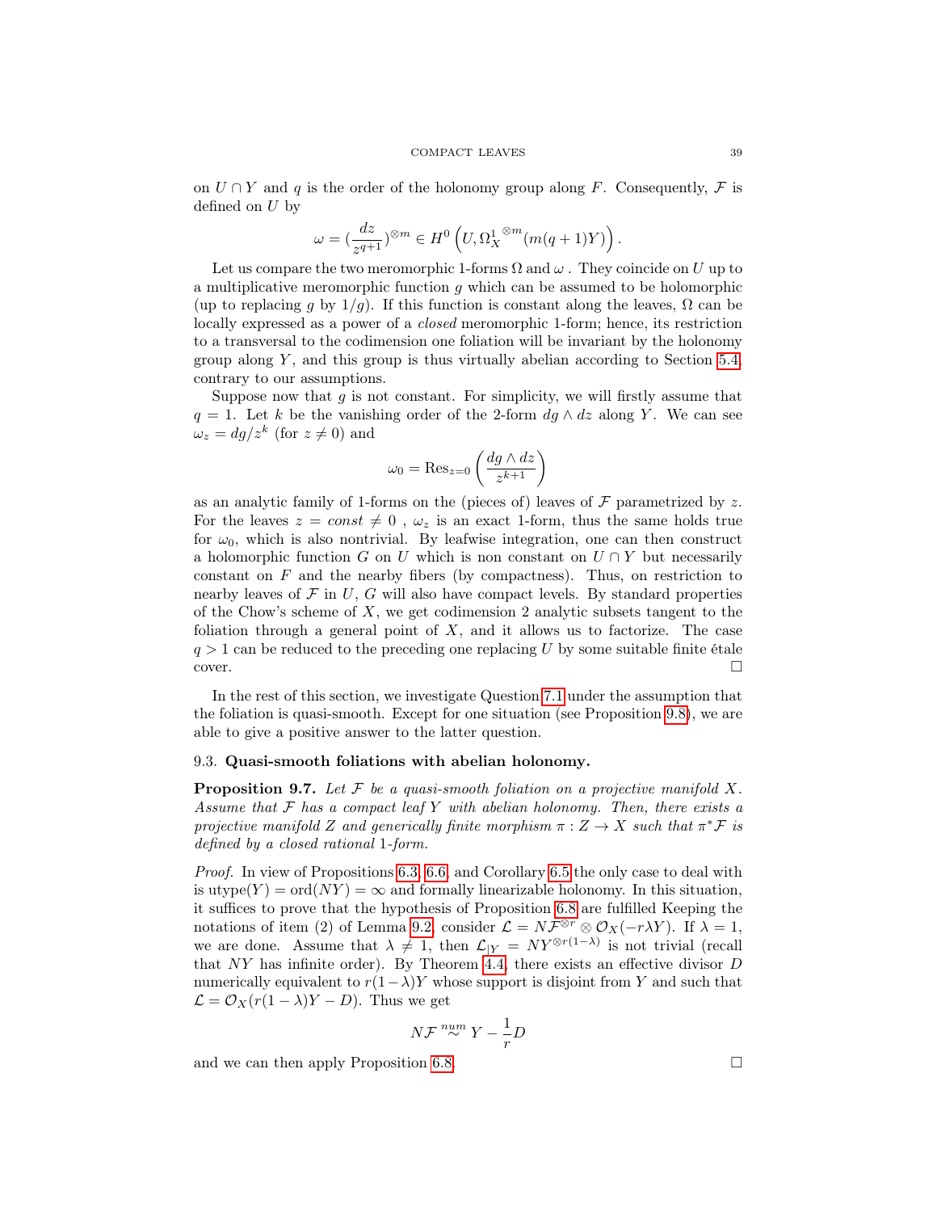on $U \cap Y$ and $q$ is the order of the holonomy group along $F$. Consequently, $\mathcal{F}$ is defined on $U$ by

$$\omega = (\frac{dz}{z^{q+1}})^{\otimes m} \in H^0\left(U, {\Omega^1_X}^{\otimes m}(m(q+1)Y)\right).$$

Let us compare the two meromorphic 1-forms $\Omega$ and $\omega$ . They coincide on $U$ up to a multiplicative meromorphic function $g$ which can be assumed to be holomorphic (up to replacing $g$ by $1/g$). If this function is constant along the leaves, $\Omega$ can be locally expressed as a power of a *closed* meromorphic 1-form; hence, its restriction to a transversal to the codimension one foliation will be invariant by the holonomy group along $Y$, and this group is thus virtually abelian according to Section 5.4, contrary to our assumptions.

Suppose now that $g$ is not constant. For simplicity, we will firstly assume that $q = 1$. Let $k$ be the vanishing order of the 2-form $dg \wedge dz$ along $Y$. We can see $\omega_z = dg/z^k$ (for $z \neq 0$) and

$$\omega_0 = \mathrm{Res}_{z=0}\left(\frac{dg \wedge dz}{z^{k+1}}\right)$$

as an analytic family of 1-forms on the (pieces of) leaves of $\mathcal{F}$ parametrized by $z$. For the leaves $z = const \neq 0$ , $\omega_z$ is an exact 1-form, thus the same holds true for $\omega_0$, which is also nontrivial. By leafwise integration, one can then construct a holomorphic function $G$ on $U$ which is non constant on $U \cap Y$ but necessarily constant on $F$ and the nearby fibers (by compactness). Thus, on restriction to nearby leaves of $\mathcal{F}$ in $U$, $G$ will also have compact levels. By standard properties of the Chow's scheme of $X$, we get codimension 2 analytic subsets tangent to the foliation through a general point of $X$, and it allows us to factorize. The case $q > 1$ can be reduced to the preceding one replacing $U$ by some suitable finite étale cover. □

In the rest of this section, we investigate Question 7.1 under the assumption that the foliation is quasi-smooth. Except for one situation (see Proposition 9.8), we are able to give a positive answer to the latter question.

### 9.3. Quasi-smooth foliations with abelian holonomy.

**Proposition 9.7.** *Let $\mathcal{F}$ be a quasi-smooth foliation on a projective manifold $X$. Assume that $\mathcal{F}$ has a compact leaf $Y$ with abelian holonomy. Then, there exists a projective manifold $Z$ and generically finite morphism $\pi : Z \to X$ such that $\pi^*\mathcal{F}$ is defined by a closed rational 1-form.*

*Proof.* In view of Propositions 6.3, 6.6, and Corollary 6.5 the only case to deal with is $\mathrm{utype}(Y) = \mathrm{ord}(NY) = \infty$ and formally linearizable holonomy. In this situation, it suffices to prove that the hypothesis of Proposition 6.8 are fulfilled Keeping the notations of item (2) of Lemma 9.2, consider $\mathcal{L} = N\mathcal{F}^{\otimes r} \otimes \mathcal{O}_X(-r\lambda Y)$. If $\lambda = 1$, we are done. Assume that $\lambda \neq 1$, then $\mathcal{L}_{|Y} = NY^{\otimes r(1-\lambda)}$ is not trivial (recall that $NY$ has infinite order). By Theorem 4.4, there exists an effective divisor $D$ numerically equivalent to $r(1-\lambda)Y$ whose support is disjoint from $Y$ and such that $\mathcal{L} = \mathcal{O}_X(r(1-\lambda)Y - D)$. Thus we get

$$N\mathcal{F} \overset{num}{\sim} Y - \frac{1}{r}D$$

and we can then apply Proposition 6.8. □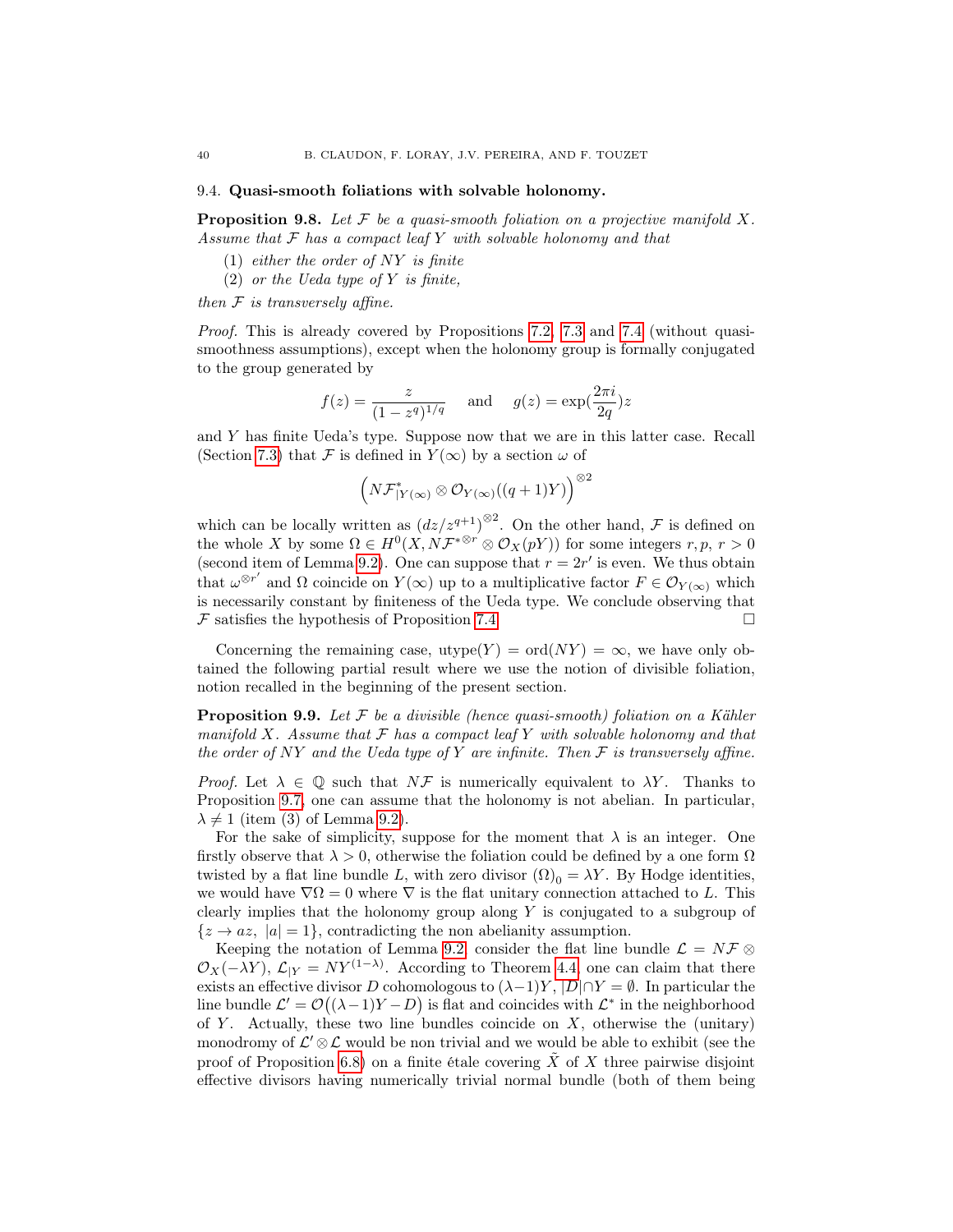### 9.4. Quasi-smooth foliations with solvable holonomy.

**Proposition 9.8.** *Let $\mathcal{F}$ be a quasi-smooth foliation on a projective manifold $X$. Assume that $\mathcal{F}$ has a compact leaf $Y$ with solvable holonomy and that*

1. *either the order of $NY$ is finite*
2. *or the Ueda type of $Y$ is finite,*

*then $\mathcal{F}$ is transversely affine.*

*Proof.* This is already covered by Propositions 7.2, 7.3 and 7.4 (without quasi-smoothness assumptions), except when the holonomy group is formally conjugated to the group generated by

$$f(z) = \frac{z}{(1-z^q)^{1/q}} \quad \text{and} \quad g(z) = \exp\left(\frac{2\pi i}{2q}\right)z$$

and $Y$ has finite Ueda's type. Suppose now that we are in this latter case. Recall (Section 7.3) that $\mathcal{F}$ is defined in $Y(\infty)$ by a section $\omega$ of

$$\left(N\mathcal{F}^*_{|Y(\infty)} \otimes \mathcal{O}_{Y(\infty)}((q+1)Y)\right)^{\otimes 2}$$

which can be locally written as $(dz/z^{q+1})^{\otimes 2}$. On the other hand, $\mathcal{F}$ is defined on the whole $X$ by some $\Omega \in H^0(X, N\mathcal{F}^{*\otimes r} \otimes \mathcal{O}_X(pY))$ for some integers $r, p$, $r > 0$ (second item of Lemma 9.2). One can suppose that $r = 2r'$ is even. We thus obtain that $\omega^{\otimes r'}$ and $\Omega$ coincide on $Y(\infty)$ up to a multiplicative factor $F \in \mathcal{O}_{Y(\infty)}$ which is necessarily constant by finiteness of the Ueda type. We conclude observing that $\mathcal{F}$ satisfies the hypothesis of Proposition 7.4. $\square$

Concerning the remaining case, $\operatorname{utype}(Y) = \operatorname{ord}(NY) = \infty$, we have only obtained the following partial result where we use the notion of divisible foliation, notion recalled in the beginning of the present section.

**Proposition 9.9.** *Let $\mathcal{F}$ be a divisible (hence quasi-smooth) foliation on a Kähler manifold $X$. Assume that $\mathcal{F}$ has a compact leaf $Y$ with solvable holonomy and that the order of $NY$ and the Ueda type of $Y$ are infinite. Then $\mathcal{F}$ is transversely affine.*

*Proof.* Let $\lambda \in \mathbb{Q}$ such that $N\mathcal{F}$ is numerically equivalent to $\lambda Y$. Thanks to Proposition 9.7, one can assume that the holonomy is not abelian. In particular, $\lambda \neq 1$ (item (3) of Lemma 9.2).

For the sake of simplicity, suppose for the moment that $\lambda$ is an integer. One firstly observe that $\lambda > 0$, otherwise the foliation could be defined by a one form $\Omega$ twisted by a flat line bundle $L$, with zero divisor $(\Omega)_0 = \lambda Y$. By Hodge identities, we would have $\nabla\Omega = 0$ where $\nabla$ is the flat unitary connection attached to $L$. This clearly implies that the holonomy group along $Y$ is conjugated to a subgroup of $\{z \to az,\ |a| = 1\}$, contradicting the non abelianity assumption.

Keeping the notation of Lemma 9.2, consider the flat line bundle $\mathcal{L} = N\mathcal{F} \otimes \mathcal{O}_X(-\lambda Y)$, $\mathcal{L}_{|Y} = NY^{(1-\lambda)}$. According to Theorem 4.4, one can claim that there exists an effective divisor $D$ cohomologous to $(\lambda-1)Y$, $|D| \cap Y = \emptyset$. In particular the line bundle $\mathcal{L}' = \mathcal{O}\big((\lambda-1)Y - D\big)$ is flat and coincides with $\mathcal{L}^*$ in the neighborhood of $Y$. Actually, these two line bundles coincide on $X$, otherwise the (unitary) monodromy of $\mathcal{L}' \otimes \mathcal{L}$ would be non trivial and we would be able to exhibit (see the proof of Proposition 6.8) on a finite étale covering $\tilde{X}$ of $X$ three pairwise disjoint effective divisors having numerically trivial normal bundle (both of them being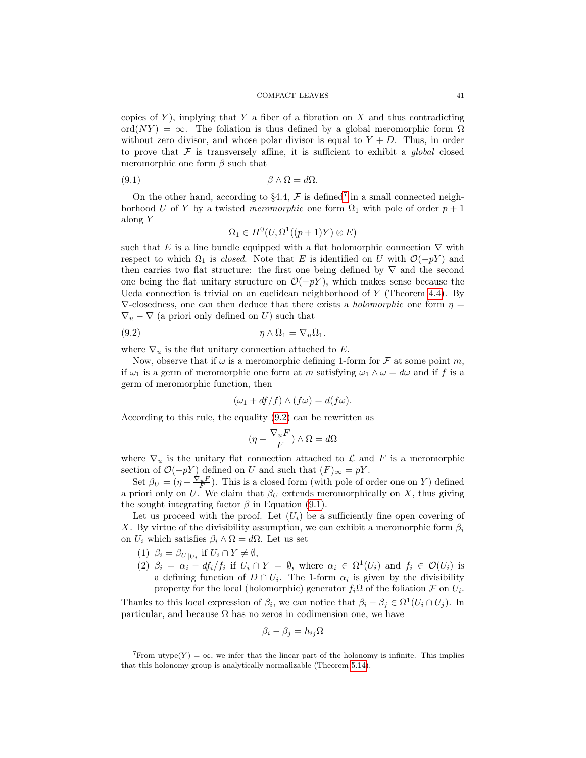copies of $Y$), implying that $Y$ a fiber of a fibration on $X$ and thus contradicting $\mathrm{ord}(NY) = \infty$. The foliation is thus defined by a global meromorphic form $\Omega$ without zero divisor, and whose polar divisor is equal to $Y + D$. Thus, in order to prove that $\mathcal{F}$ is transversely affine, it is sufficient to exhibit a *global* closed meromorphic one form $\beta$ such that

$$\beta \wedge \Omega = d\Omega. \tag{9.1}$$

On the other hand, according to §4.4, $\mathcal{F}$ is defined[7] in a small connected neighborhood $U$ of $Y$ by a twisted *meromorphic* one form $\Omega_1$ with pole of order $p+1$ along $Y$

$$\Omega_1 \in H^0(U, \Omega^1((p+1)Y) \otimes E)$$

such that $E$ is a line bundle equipped with a flat holomorphic connection $\nabla$ with respect to which $\Omega_1$ is *closed*. Note that $E$ is identified on $U$ with $\mathcal{O}(-pY)$ and then carries two flat structure: the first one being defined by $\nabla$ and the second one being the flat unitary structure on $\mathcal{O}(-pY)$, which makes sense because the Ueda connection is trivial on an euclidean neighborhood of $Y$ (Theorem 4.4). By $\nabla$-closedness, one can then deduce that there exists a *holomorphic* one form $\eta = \nabla_u - \nabla$ (a priori only defined on $U$) such that

$$\eta \wedge \Omega_1 = \nabla_u \Omega_1. \tag{9.2}$$

where $\nabla_u$ is the flat unitary connection attached to $E$.

Now, observe that if $\omega$ is a meromorphic defining 1-form for $\mathcal{F}$ at some point $m$, if $\omega_1$ is a germ of meromorphic one form at $m$ satisfying $\omega_1 \wedge \omega = d\omega$ and if $f$ is a germ of meromorphic function, then

$$(\omega_1 + df/f) \wedge (f\omega) = d(f\omega).$$

According to this rule, the equality (9.2) can be rewritten as

$$(\eta - \frac{\nabla_u F}{F}) \wedge \Omega = d\Omega$$

where $\nabla_u$ is the unitary flat connection attached to $\mathcal{L}$ and $F$ is a meromorphic section of $\mathcal{O}(-pY)$ defined on $U$ and such that $(F)_\infty = pY$.

Set $\beta_U = (\eta - \frac{\nabla_u F}{F})$. This is a closed form (with pole of order one on $Y$) defined a priori only on $U$. We claim that $\beta_U$ extends meromorphically on $X$, thus giving the sought integrating factor $\beta$ in Equation (9.1).

Let us proceed with the proof. Let $(U_i)$ be a sufficiently fine open covering of $X$. By virtue of the divisibility assumption, we can exhibit a meromorphic form $\beta_i$ on $U_i$ which satisfies $\beta_i \wedge \Omega = d\Omega$. Let us set

(1) $\beta_i = \beta_{U|U_i}$ if $U_i \cap Y \neq \emptyset$,
(2) $\beta_i = \alpha_i - df_i/f_i$ if $U_i \cap Y = \emptyset$, where $\alpha_i \in \Omega^1(U_i)$ and $f_i \in \mathcal{O}(U_i)$ is a defining function of $D \cap U_i$. The 1-form $\alpha_i$ is given by the divisibility property for the local (holomorphic) generator $f_i\Omega$ of the foliation $\mathcal{F}$ on $U_i$.

Thanks to this local expression of $\beta_i$, we can notice that $\beta_i - \beta_j \in \Omega^1(U_i \cap U_j)$. In particular, and because $\Omega$ has no zeros in codimension one, we have

$$\beta_i - \beta_j = h_{ij}\Omega$$

[7] From $\mathrm{utype}(Y) = \infty$, we infer that the linear part of the holonomy is infinite. This implies that this holonomy group is analytically normalizable (Theorem 5.14).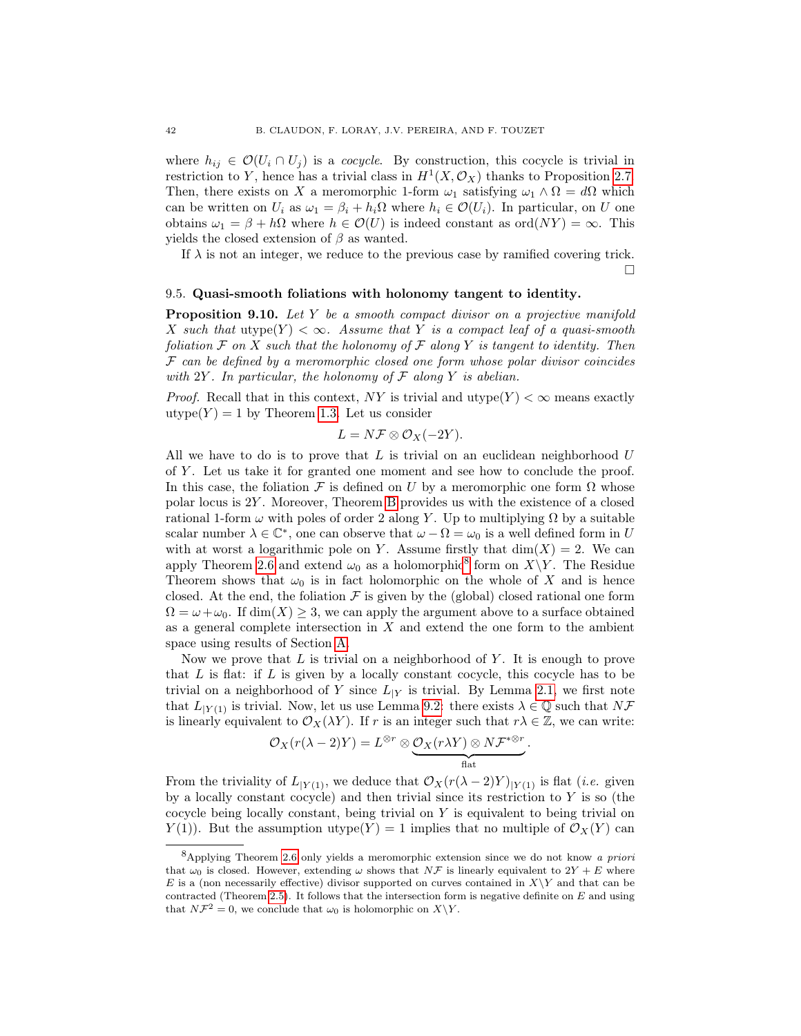where $h_{ij} \in \mathcal{O}(U_i \cap U_j)$ is a *cocycle*. By construction, this cocycle is trivial in restriction to $Y$, hence has a trivial class in $H^1(X, \mathcal{O}_X)$ thanks to Proposition 2.7. Then, there exists on $X$ a meromorphic 1-form $\omega_1$ satisfying $\omega_1 \wedge \Omega = d\Omega$ which can be written on $U_i$ as $\omega_1 = \beta_i + h_i\Omega$ where $h_i \in \mathcal{O}(U_i)$. In particular, on $U$ one obtains $\omega_1 = \beta + h\Omega$ where $h \in \mathcal{O}(U)$ is indeed constant as $\mathrm{ord}(NY) = \infty$. This yields the closed extension of $\beta$ as wanted.

If $\lambda$ is not an integer, we reduce to the previous case by ramified covering trick. □

### 9.5. Quasi-smooth foliations with holonomy tangent to identity.

**Proposition 9.10.** *Let $Y$ be a smooth compact divisor on a projective manifold $X$ such that $\mathrm{utype}(Y) < \infty$. Assume that $Y$ is a compact leaf of a quasi-smooth foliation $\mathcal{F}$ on $X$ such that the holonomy of $\mathcal{F}$ along $Y$ is tangent to identity. Then $\mathcal{F}$ can be defined by a meromorphic closed one form whose polar divisor coincides with $2Y$. In particular, the holonomy of $\mathcal{F}$ along $Y$ is abelian.*

*Proof.* Recall that in this context, $NY$ is trivial and $\mathrm{utype}(Y) < \infty$ means exactly $\mathrm{utype}(Y) = 1$ by Theorem 1.3. Let us consider

$$L = N\mathcal{F} \otimes \mathcal{O}_X(-2Y).$$

All we have to do is to prove that $L$ is trivial on an euclidean neighborhood $U$ of $Y$. Let us take it for granted one moment and see how to conclude the proof. In this case, the foliation $\mathcal{F}$ is defined on $U$ by a meromorphic one form $\Omega$ whose polar locus is $2Y$. Moreover, Theorem B provides us with the existence of a closed rational 1-form $\omega$ with poles of order 2 along $Y$. Up to multiplying $\Omega$ by a suitable scalar number $\lambda \in \mathbb{C}^*$, one can observe that $\omega - \Omega = \omega_0$ is a well defined form in $U$ with at worst a logarithmic pole on $Y$. Assume firstly that $\dim(X) = 2$. We can apply Theorem 2.6 and extend $\omega_0$ as a holomorphic[8] form on $X\backslash Y$. The Residue Theorem shows that $\omega_0$ is in fact holomorphic on the whole of $X$ and is hence closed. At the end, the foliation $\mathcal{F}$ is given by the (global) closed rational one form $\Omega = \omega + \omega_0$. If $\dim(X) \geq 3$, we can apply the argument above to a surface obtained as a general complete intersection in $X$ and extend the one form to the ambient space using results of Section A.

Now we prove that $L$ is trivial on a neighborhood of $Y$. It is enough to prove that $L$ is flat: if $L$ is given by a locally constant cocycle, this cocycle has to be trivial on a neighborhood of $Y$ since $L_{|Y}$ is trivial. By Lemma 2.1, we first note that $L_{|Y(1)}$ is trivial. Now, let us use Lemma 9.2: there exists $\lambda \in \mathbb{Q}$ such that $N\mathcal{F}$ is linearly equivalent to $\mathcal{O}_X(\lambda Y)$. If $r$ is an integer such that $r\lambda \in \mathbb{Z}$, we can write:

$$\mathcal{O}_X(r(\lambda - 2)Y) = L^{\otimes r} \otimes \underbrace{\mathcal{O}_X(r\lambda Y) \otimes N\mathcal{F}^{*\otimes r}}_{\text{flat}}.$$

From the triviality of $L_{|Y(1)}$, we deduce that $\mathcal{O}_X(r(\lambda-2)Y)_{|Y(1)}$ is flat (*i.e.* given by a locally constant cocycle) and then trivial since its restriction to $Y$ is so (the cocycle being locally constant, being trivial on $Y$ is equivalent to being trivial on $Y(1)$). But the assumption $\mathrm{utype}(Y) = 1$ implies that no multiple of $\mathcal{O}_X(Y)$ can

[8] Applying Theorem 2.6 only yields a meromorphic extension since we do not know *a priori* that $\omega_0$ is closed. However, extending $\omega$ shows that $N\mathcal{F}$ is linearly equivalent to $2Y + E$ where $E$ is a (non necessarily effective) divisor supported on curves contained in $X\backslash Y$ and that can be contracted (Theorem 2.5). It follows that the intersection form is negative definite on $E$ and using that $N\mathcal{F}^2 = 0$, we conclude that $\omega_0$ is holomorphic on $X\backslash Y$.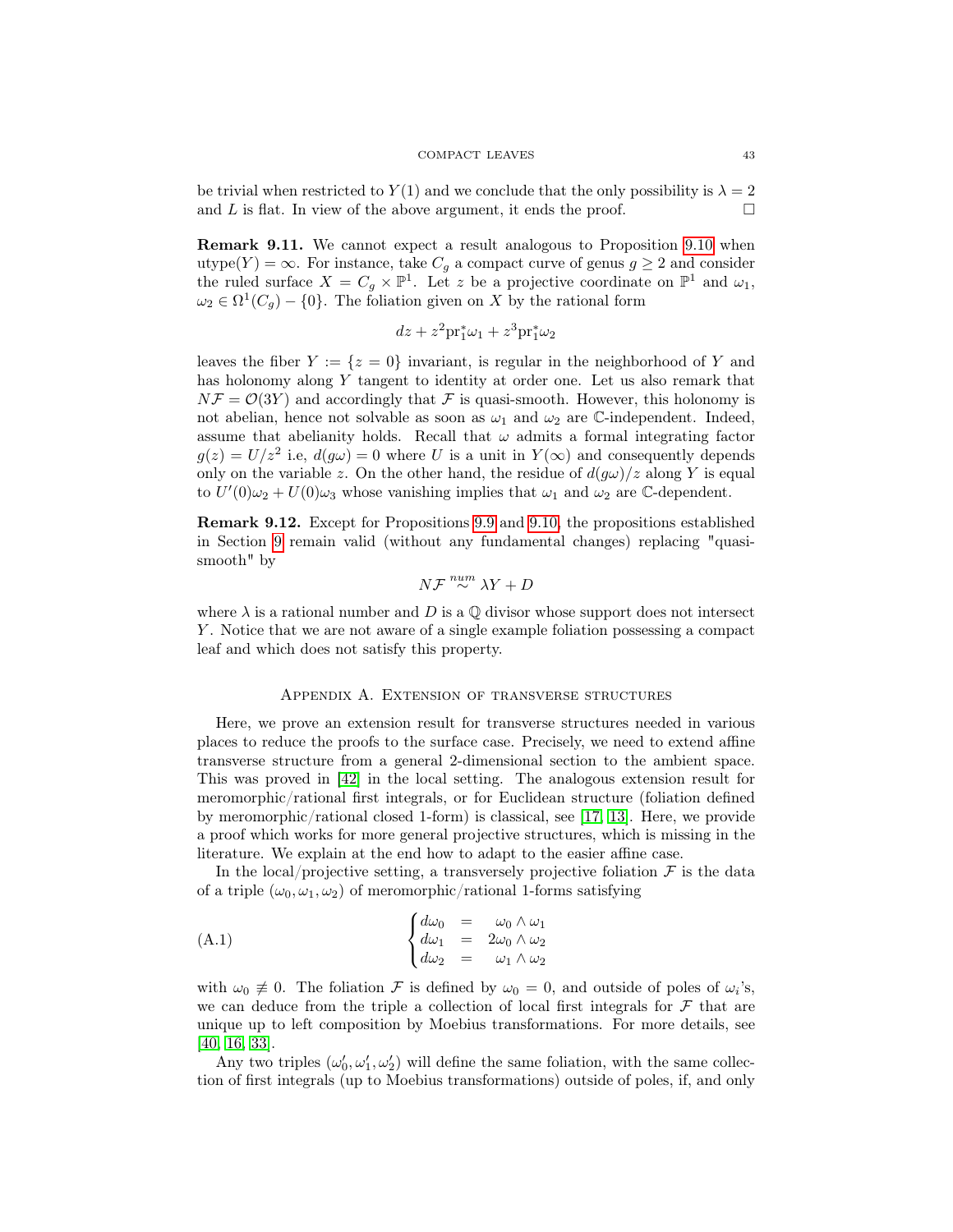be trivial when restricted to $Y(1)$ and we conclude that the only possibility is $\lambda = 2$ and $L$ is flat. In view of the above argument, it ends the proof. $\square$

**Remark 9.11.** We cannot expect a result analogous to Proposition 9.10 when $\mathrm{utype}(Y) = \infty$. For instance, take $C_g$ a compact curve of genus $g \geq 2$ and consider the ruled surface $X = C_g \times \mathbb{P}^1$. Let $z$ be a projective coordinate on $\mathbb{P}^1$ and $\omega_1$, $\omega_2 \in \Omega^1(C_g) - \{0\}$. The foliation given on $X$ by the rational form

$$dz + z^2 \mathrm{pr}_1^* \omega_1 + z^3 \mathrm{pr}_1^* \omega_2$$

leaves the fiber $Y := \{z = 0\}$ invariant, is regular in the neighborhood of $Y$ and has holonomy along $Y$ tangent to identity at order one. Let us also remark that $N\mathcal{F} = \mathcal{O}(3Y)$ and accordingly that $\mathcal{F}$ is quasi-smooth. However, this holonomy is not abelian, hence not solvable as soon as $\omega_1$ and $\omega_2$ are $\mathbb{C}$-independent. Indeed, assume that abelianity holds. Recall that $\omega$ admits a formal integrating factor $g(z) = U/z^2$ i.e, $d(g\omega) = 0$ where $U$ is a unit in $Y(\infty)$ and consequently depends only on the variable $z$. On the other hand, the residue of $d(g\omega)/z$ along $Y$ is equal to $U'(0)\omega_2 + U(0)\omega_3$ whose vanishing implies that $\omega_1$ and $\omega_2$ are $\mathbb{C}$-dependent.

**Remark 9.12.** Except for Propositions 9.9 and 9.10, the propositions established in Section 9 remain valid (without any fundamental changes) replacing "quasi-smooth" by

$$N\mathcal{F} \overset{num}{\sim} \lambda Y + D$$

where $\lambda$ is a rational number and $D$ is a $\mathbb{Q}$ divisor whose support does not intersect $Y$. Notice that we are not aware of a single example foliation possessing a compact leaf and which does not satisfy this property.

## Appendix A. Extension of transverse structures

Here, we prove an extension result for transverse structures needed in various places to reduce the proofs to the surface case. Precisely, we need to extend affine transverse structure from a general 2-dimensional section to the ambient space. This was proved in [42] in the local setting. The analogous extension result for meromorphic/rational first integrals, or for Euclidean structure (foliation defined by meromorphic/rational closed 1-form) is classical, see [17, 13]. Here, we provide a proof which works for more general projective structures, which is missing in the literature. We explain at the end how to adapt to the easier affine case.

In the local/projective setting, a transversely projective foliation $\mathcal{F}$ is the data of a triple $(\omega_0, \omega_1, \omega_2)$ of meromorphic/rational 1-forms satisfying

$$\begin{cases} d\omega_0 &= \omega_0 \wedge \omega_1 \\ d\omega_1 &= 2\omega_0 \wedge \omega_2 \\ d\omega_2 &= \omega_1 \wedge \omega_2 \end{cases} \tag{A.1}$$

with $\omega_0 \not\equiv 0$. The foliation $\mathcal{F}$ is defined by $\omega_0 = 0$, and outside of poles of $\omega_i$'s, we can deduce from the triple a collection of local first integrals for $\mathcal{F}$ that are unique up to left composition by Moebius transformations. For more details, see [40, 16, 33].

Any two triples $(\omega_0', \omega_1', \omega_2')$ will define the same foliation, with the same collection of first integrals (up to Moebius transformations) outside of poles, if, and only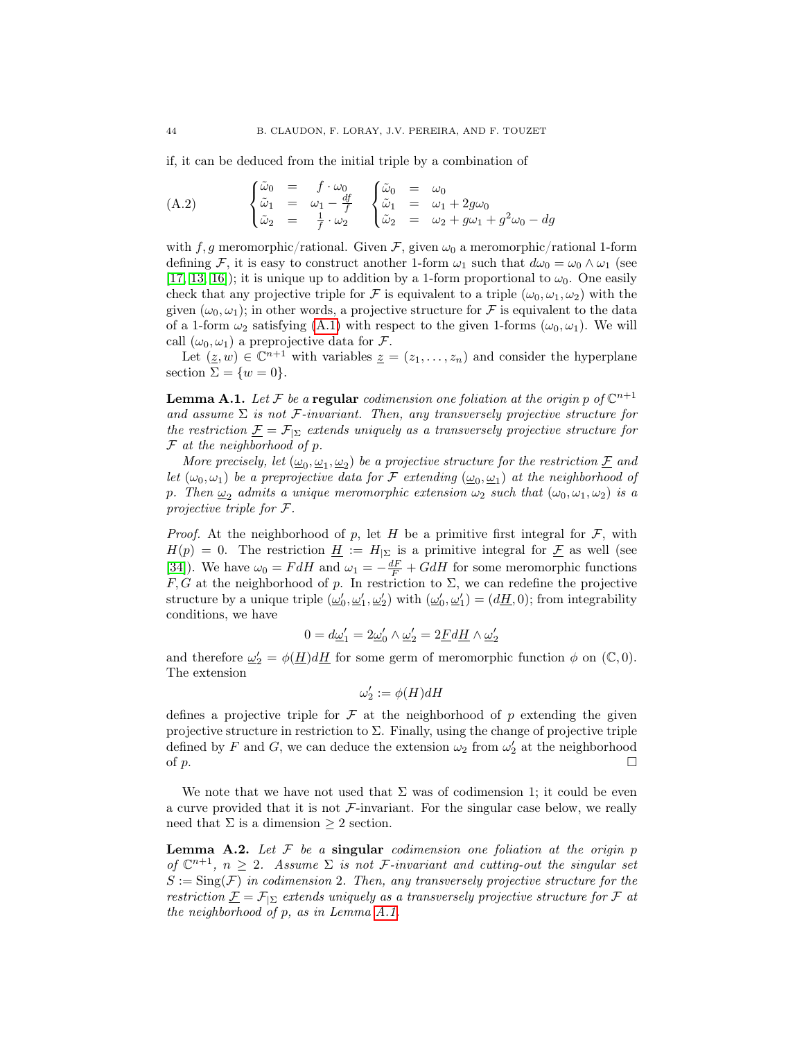if, it can be deduced from the initial triple by a combination of

$$
\text{(A.2)} \qquad \begin{cases} \tilde\omega_0 &=& f\cdot\omega_0 \\ \tilde\omega_1 &=& \omega_1 - \frac{df}{f} \\ \tilde\omega_2 &=& \frac{1}{f}\cdot\omega_2 \end{cases} \quad \begin{cases} \tilde\omega_0 &=& \omega_0 \\ \tilde\omega_1 &=& \omega_1 + 2g\omega_0 \\ \tilde\omega_2 &=& \omega_2 + g\omega_1 + g^2\omega_0 - dg \end{cases}
$$

with $f, g$ meromorphic/rational. Given $\mathcal{F}$, given $\omega_0$ a meromorphic/rational 1-form defining $\mathcal{F}$, it is easy to construct another 1-form $\omega_1$ such that $d\omega_0 = \omega_0 \wedge \omega_1$ (see [17, 13, 16]); it is unique up to addition by a 1-form proportional to $\omega_0$. One easily check that any projective triple for $\mathcal{F}$ is equivalent to a triple $(\omega_0, \omega_1, \omega_2)$ with the given $(\omega_0, \omega_1)$; in other words, a projective structure for $\mathcal{F}$ is equivalent to the data of a 1-form $\omega_2$ satisfying (A.1) with respect to the given 1-forms $(\omega_0, \omega_1)$. We will call $(\omega_0, \omega_1)$ a preprojective data for $\mathcal{F}$.

Let $(\underline{z}, w) \in \mathbb{C}^{n+1}$ with variables $\underline{z} = (z_1, \ldots, z_n)$ and consider the hyperplane section $\Sigma = \{w = 0\}$.

**Lemma A.1.** *Let $\mathcal{F}$ be a* **regular** *codimension one foliation at the origin $p$ of $\mathbb{C}^{n+1}$ and assume $\Sigma$ is not $\mathcal{F}$-invariant. Then, any transversely projective structure for the restriction $\underline{\mathcal{F}} = \mathcal{F}_{|\Sigma}$ extends uniquely as a transversely projective structure for $\mathcal{F}$ at the neighborhood of $p$.*

*More precisely, let $(\underline{\omega}_0, \underline{\omega}_1, \underline{\omega}_2)$ be a projective structure for the restriction $\underline{\mathcal{F}}$ and let $(\omega_0, \omega_1)$ be a preprojective data for $\mathcal{F}$ extending $(\underline{\omega}_0, \underline{\omega}_1)$ at the neighborhood of $p$. Then $\underline{\omega}_2$ admits a unique meromorphic extension $\omega_2$ such that $(\omega_0, \omega_1, \omega_2)$ is a projective triple for $\mathcal{F}$.*

*Proof.* At the neighborhood of $p$, let $H$ be a primitive first integral for $\mathcal{F}$, with $H(p) = 0$. The restriction $\underline{H} := H_{|\Sigma}$ is a primitive integral for $\underline{\mathcal{F}}$ as well (see [34]). We have $\omega_0 = FdH$ and $\omega_1 = -\frac{dF}{F} + GdH$ for some meromorphic functions $F, G$ at the neighborhood of $p$. In restriction to $\Sigma$, we can redefine the projective structure by a unique triple $(\underline{\omega}_0', \underline{\omega}_1', \underline{\omega}_2')$ with $(\underline{\omega}_0', \underline{\omega}_1') = (d\underline{H}, 0)$; from integrability conditions, we have

$$
0 = d\underline{\omega}_1' = 2\underline{\omega}_0' \wedge \underline{\omega}_2' = 2\underline{F}d\underline{H} \wedge \underline{\omega}_2'
$$

and therefore $\underline{\omega}_2' = \phi(\underline{H})d\underline{H}$ for some germ of meromorphic function $\phi$ on $(\mathbb{C}, 0)$. The extension

$$
\omega_2' := \phi(H)dH
$$

defines a projective triple for $\mathcal{F}$ at the neighborhood of $p$ extending the given projective structure in restriction to $\Sigma$. Finally, using the change of projective triple defined by $F$ and $G$, we can deduce the extension $\omega_2$ from $\omega_2'$ at the neighborhood of $p$. $\square$

We note that we have not used that $\Sigma$ was of codimension 1; it could be even a curve provided that it is not $\mathcal{F}$-invariant. For the singular case below, we really need that $\Sigma$ is a dimension $\geq 2$ section.

**Lemma A.2.** *Let $\mathcal{F}$ be a* **singular** *codimension one foliation at the origin $p$ of $\mathbb{C}^{n+1}$, $n \geq 2$. Assume $\Sigma$ is not $\mathcal{F}$-invariant and cutting-out the singular set $S := \mathrm{Sing}(\mathcal{F})$ in codimension 2. Then, any transversely projective structure for the restriction $\underline{\mathcal{F}} = \mathcal{F}_{|\Sigma}$ extends uniquely as a transversely projective structure for $\mathcal{F}$ at the neighborhood of $p$, as in Lemma A.1.*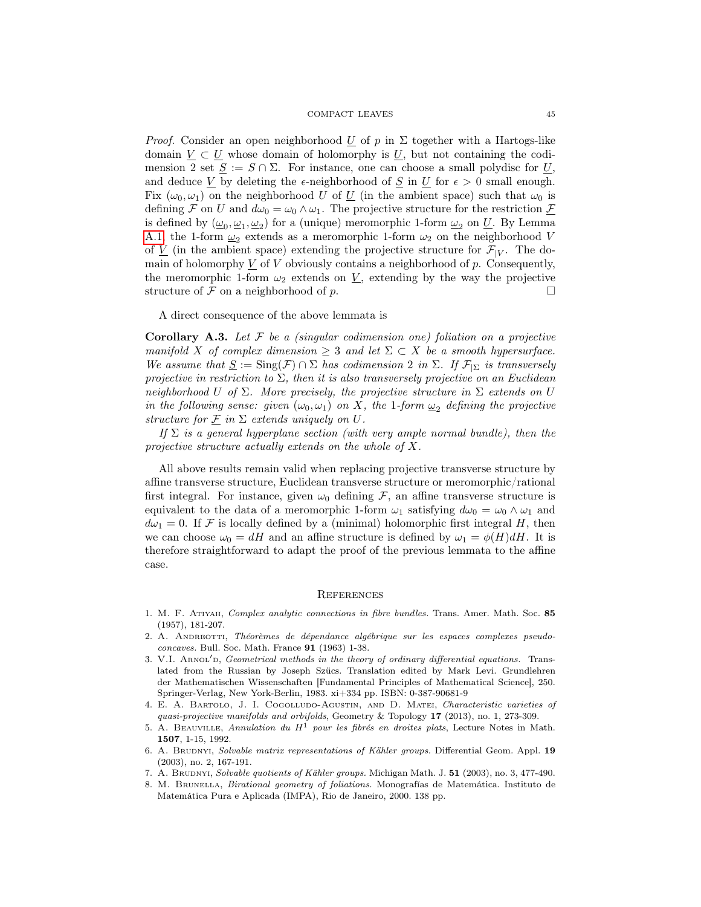*Proof.* Consider an open neighborhood $\underline{U}$ of $p$ in $\Sigma$ together with a Hartogs-like domain $\underline{V} \subset \underline{U}$ whose domain of holomorphy is $\underline{U}$, but not containing the codimension 2 set $\underline{S} := S \cap \Sigma$. For instance, one can choose a small polydisc for $\underline{U}$, and deduce $\underline{V}$ by deleting the $\epsilon$-neighborhood of $\underline{S}$ in $\underline{U}$ for $\epsilon > 0$ small enough. Fix $(\omega_0, \omega_1)$ on the neighborhood $U$ of $\underline{U}$ (in the ambient space) such that $\omega_0$ is defining $\mathcal{F}$ on $U$ and $d\omega_0 = \omega_0 \wedge \omega_1$. The projective structure for the restriction $\underline{\mathcal{F}}$ is defined by $(\underline{\omega_0}, \underline{\omega_1}, \underline{\omega_2})$ for a (unique) meromorphic 1-form $\underline{\omega_2}$ on $\underline{U}$. By Lemma A.1, the 1-form $\underline{\omega_2}$ extends as a meromorphic 1-form $\omega_2$ on the neighborhood $V$ of $\underline{V}$ (in the ambient space) extending the projective structure for $\mathcal{F}_{|V}$. The domain of holomorphy $\underline{V}$ of $V$ obviously contains a neighborhood of $p$. Consequently, the meromorphic 1-form $\omega_2$ extends on $\underline{V}$, extending by the way the projective structure of $\mathcal{F}$ on a neighborhood of $p$. □

A direct consequence of the above lemmata is

**Corollary A.3.** *Let $\mathcal{F}$ be a (singular codimension one) foliation on a projective manifold $X$ of complex dimension $\geq 3$ and let $\Sigma \subset X$ be a smooth hypersurface. We assume that $\underline{S} := \mathrm{Sing}(\mathcal{F}) \cap \Sigma$ has codimension 2 in $\Sigma$. If $\mathcal{F}_{|\Sigma}$ is transversely projective in restriction to $\Sigma$, then it is also transversely projective on an Euclidean neighborhood $U$ of $\Sigma$. More precisely, the projective structure in $\Sigma$ extends on $U$ in the following sense: given $(\omega_0, \omega_1)$ on $X$, the 1-form $\underline{\omega_2}$ defining the projective structure for $\underline{\mathcal{F}}$ in $\Sigma$ extends uniquely on $U$.*

*If $\Sigma$ is a general hyperplane section (with very ample normal bundle), then the projective structure actually extends on the whole of $X$.*

All above results remain valid when replacing projective transverse structure by affine transverse structure, Euclidean transverse structure or meromorphic/rational first integral. For instance, given $\omega_0$ defining $\mathcal{F}$, an affine transverse structure is equivalent to the data of a meromorphic 1-form $\omega_1$ satisfying $d\omega_0 = \omega_0 \wedge \omega_1$ and $d\omega_1 = 0$. If $\mathcal{F}$ is locally defined by a (minimal) holomorphic first integral $H$, then we can choose $\omega_0 = dH$ and an affine structure is defined by $\omega_1 = \phi(H)dH$. It is therefore straightforward to adapt the proof of the previous lemmata to the affine case.

## References

1. M. F. Atiyah, *Complex analytic connections in fibre bundles.* Trans. Amer. Math. Soc. **85** (1957), 181-207.
2. A. Andreotti, *Théorèmes de dépendance algébrique sur les espaces complexes pseudo-concaves.* Bull. Soc. Math. France **91** (1963) 1-38.
3. V.I. Arnol'd, *Geometrical methods in the theory of ordinary differential equations.* Translated from the Russian by Joseph Szücs. Translation edited by Mark Levi. Grundlehren der Mathematischen Wissenschaften [Fundamental Principles of Mathematical Science], 250. Springer-Verlag, New York-Berlin, 1983. xi+334 pp. ISBN: 0-387-90681-9
4. E. A. Bartolo, J. I. Cogolludo-Agustin, and D. Matei, *Characteristic varieties of quasi-projective manifolds and orbifolds*, Geometry & Topology **17** (2013), no. 1, 273-309.
5. A. Beauville, *Annulation du $H^1$ pour les fibrés en droites plats*, Lecture Notes in Math. **1507**, 1-15, 1992.
6. A. Brudnyi, *Solvable matrix representations of Kähler groups.* Differential Geom. Appl. **19** (2003), no. 2, 167-191.
7. A. Brudnyi, *Solvable quotients of Kähler groups.* Michigan Math. J. **51** (2003), no. 3, 477-490.
8. M. Brunella, *Birational geometry of foliations.* Monografías de Matemática. Instituto de Matemática Pura e Aplicada (IMPA), Rio de Janeiro, 2000. 138 pp.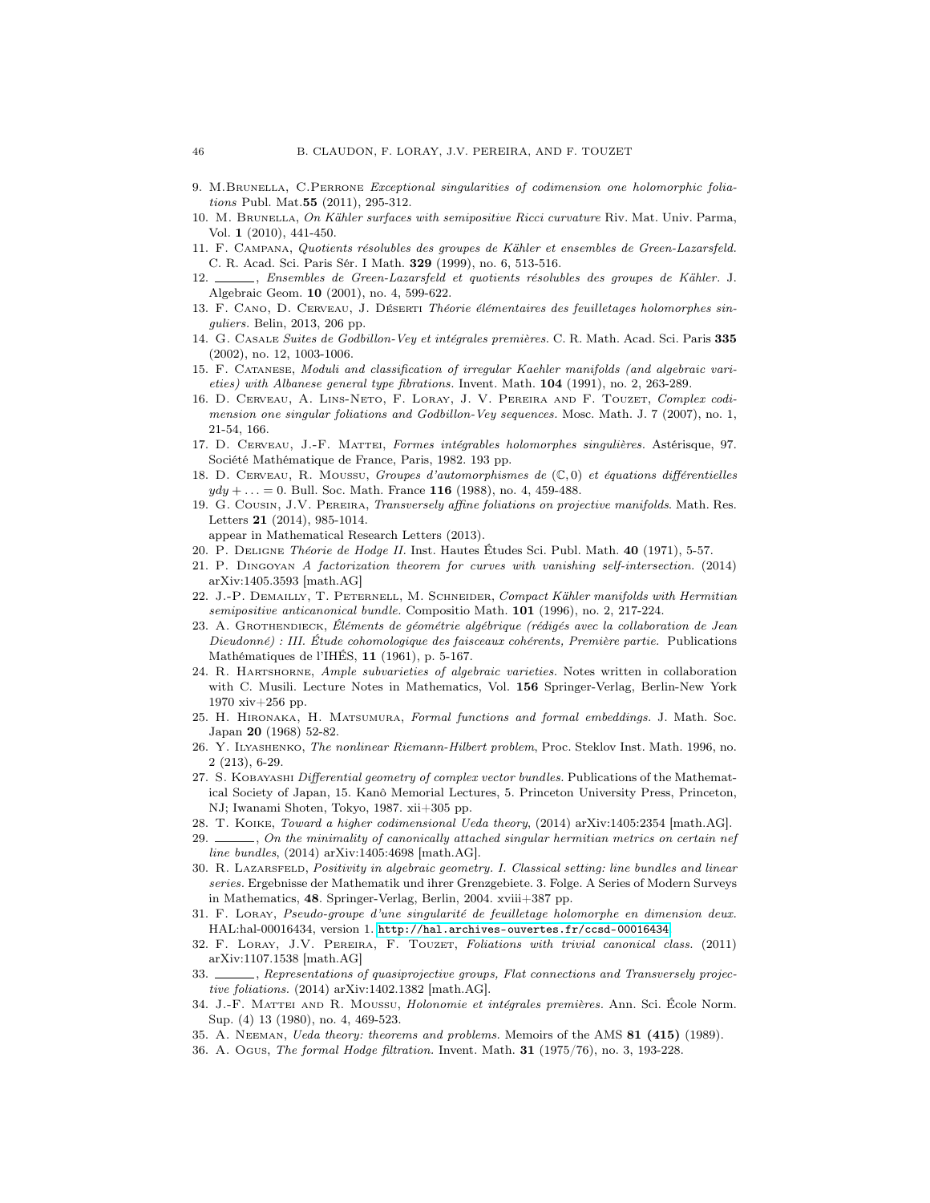9. M.Brunella, C.Perrone *Exceptional singularities of codimension one holomorphic foliations* Publ. Mat.**55** (2011), 295-312.
10. M. Brunella, *On Kähler surfaces with semipositive Ricci curvature* Riv. Mat. Univ. Parma, Vol. **1** (2010), 441-450.
11. F. Campana, *Quotients résolubles des groupes de Kähler et ensembles de Green-Lazarsfeld.* C. R. Acad. Sci. Paris Sér. I Math. **329** (1999), no. 6, 513-516.
12. ———, *Ensembles de Green-Lazarsfeld et quotients résolubles des groupes de Kähler.* J. Algebraic Geom. **10** (2001), no. 4, 599-622.
13. F. Cano, D. Cerveau, J. Déserti *Théorie élémentaires des feuilletages holomorphes singuliers.* Belin, 2013, 206 pp.
14. G. Casale *Suites de Godbillon-Vey et intégrales premières.* C. R. Math. Acad. Sci. Paris **335** (2002), no. 12, 1003-1006.
15. F. Catanese, *Moduli and classification of irregular Kaehler manifolds (and algebraic varieties) with Albanese general type fibrations.* Invent. Math. **104** (1991), no. 2, 263-289.
16. D. Cerveau, A. Lins-Neto, F. Loray, J. V. Pereira and F. Touzet, *Complex codimension one singular foliations and Godbillon-Vey sequences.* Mosc. Math. J. 7 (2007), no. 1, 21-54, 166.
17. D. Cerveau, J.-F. Mattei, *Formes intégrables holomorphes singulières.* Astérisque, 97. Société Mathématique de France, Paris, 1982. 193 pp.
18. D. Cerveau, R. Moussu, *Groupes d'automorphismes de* $(\mathbb{C},0)$ *et équations différentielles* $ydy+\ldots=0$. Bull. Soc. Math. France **116** (1988), no. 4, 459-488.
19. G. Cousin, J.V. Pereira, *Transversely affine foliations on projective manifolds.* Math. Res. Letters **21** (2014), 985-1014.
appear in Mathematical Research Letters (2013).
20. P. Deligne *Théorie de Hodge II.* Inst. Hautes Études Sci. Publ. Math. **40** (1971), 5-57.
21. P. Dingoyan *A factorization theorem for curves with vanishing self-intersection.* (2014) arXiv:1405.3593 [math.AG]
22. J.-P. Demailly, T. Peternell, M. Schneider, *Compact Kähler manifolds with Hermitian semipositive anticanonical bundle.* Compositio Math. **101** (1996), no. 2, 217-224.
23. A. Grothendieck, *Éléments de géométrie algébrique (rédigés avec la collaboration de Jean Dieudonné) : III. Étude cohomologique des faisceaux cohérents, Première partie.* Publications Mathématiques de l'IHÉS, **11** (1961), p. 5-167.
24. R. Hartshorne, *Ample subvarieties of algebraic varieties.* Notes written in collaboration with C. Musili. Lecture Notes in Mathematics, Vol. **156** Springer-Verlag, Berlin-New York 1970 xiv+256 pp.
25. H. Hironaka, H. Matsumura, *Formal functions and formal embeddings.* J. Math. Soc. Japan **20** (1968) 52-82.
26. Y. Ilyashenko, *The nonlinear Riemann-Hilbert problem*, Proc. Steklov Inst. Math. 1996, no. 2 (213), 6-29.
27. S. Kobayashi *Differential geometry of complex vector bundles.* Publications of the Mathematical Society of Japan, 15. Kanô Memorial Lectures, 5. Princeton University Press, Princeton, NJ; Iwanami Shoten, Tokyo, 1987. xii+305 pp.
28. T. Koike, *Toward a higher codimensional Ueda theory*, (2014) arXiv:1405:2354 [math.AG].
29. ———, *On the minimality of canonically attached singular hermitian metrics on certain nef line bundles*, (2014) arXiv:1405:4698 [math.AG].
30. R. Lazarsfeld, *Positivity in algebraic geometry. I. Classical setting: line bundles and linear series.* Ergebnisse der Mathematik und ihrer Grenzgebiete. 3. Folge. A Series of Modern Surveys in Mathematics, **48**. Springer-Verlag, Berlin, 2004. xviii+387 pp.
31. F. Loray, *Pseudo-groupe d'une singularité de feuilletage holomorphe en dimension deux.* HAL:hal-00016434, version 1. http://hal.archives-ouvertes.fr/ccsd-00016434
32. F. Loray, J.V. Pereira, F. Touzet, *Foliations with trivial canonical class.* (2011) arXiv:1107.1538 [math.AG]
33. ———, *Representations of quasiprojective groups, Flat connections and Transversely projective foliations.* (2014) arXiv:1402.1382 [math.AG].
34. J.-F. Mattei and R. Moussu, *Holonomie et intégrales premières.* Ann. Sci. École Norm. Sup. (4) 13 (1980), no. 4, 469-523.
35. A. Neeman, *Ueda theory: theorems and problems.* Memoirs of the AMS **81 (415)** (1989).
36. A. Ogus, *The formal Hodge filtration.* Invent. Math. **31** (1975/76), no. 3, 193-228.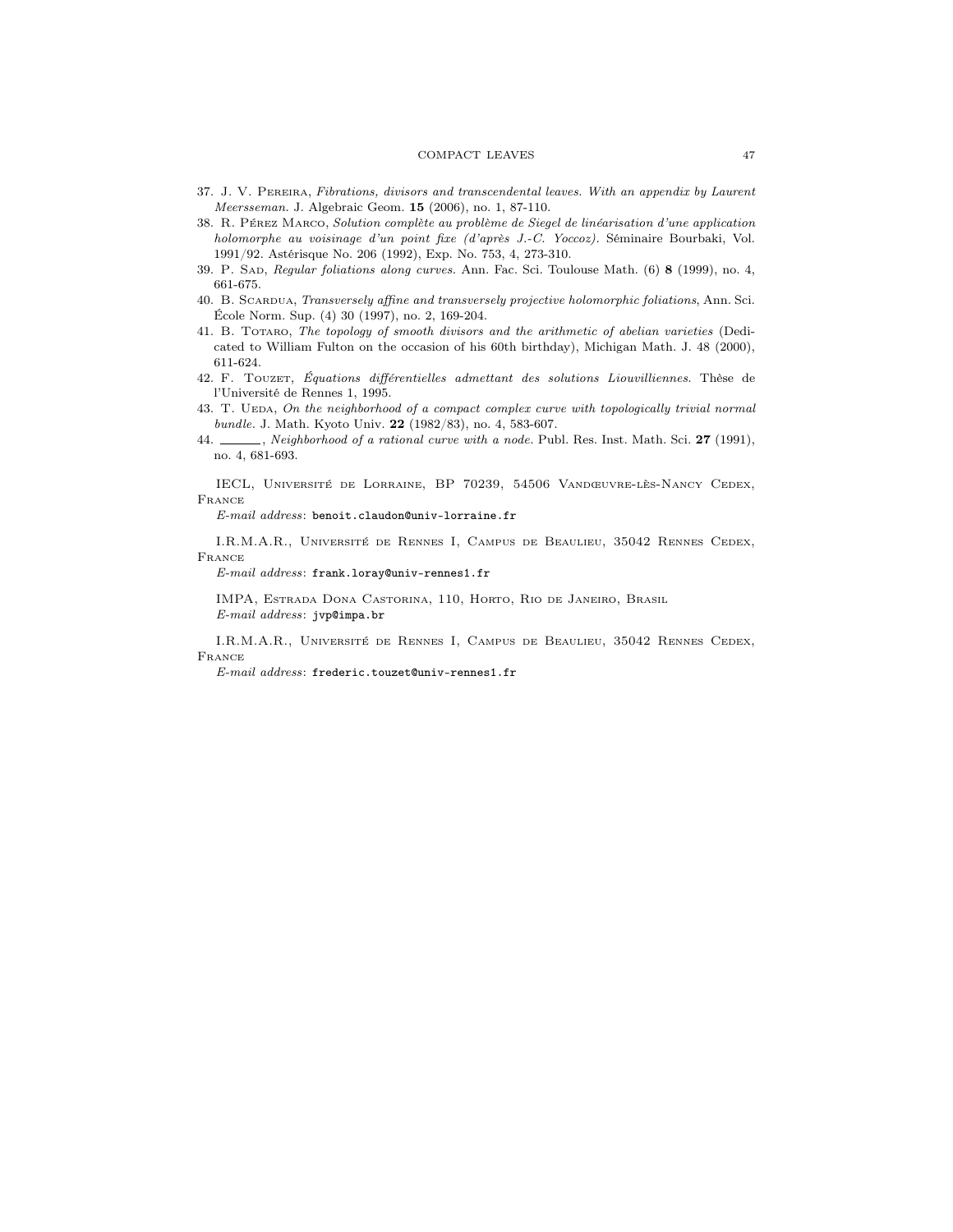37. J. V. Pereira, *Fibrations, divisors and transcendental leaves. With an appendix by Laurent Meersseman.* J. Algebraic Geom. **15** (2006), no. 1, 87-110.
38. R. Pérez Marco, *Solution complète au problème de Siegel de linéarisation d'une application holomorphe au voisinage d'un point fixe (d'après J.-C. Yoccoz).* Séminaire Bourbaki, Vol. 1991/92. Astérisque No. 206 (1992), Exp. No. 753, 4, 273-310.
39. P. Sad, *Regular foliations along curves.* Ann. Fac. Sci. Toulouse Math. (6) **8** (1999), no. 4, 661-675.
40. B. Scardua, *Transversely affine and transversely projective holomorphic foliations*, Ann. Sci. École Norm. Sup. (4) 30 (1997), no. 2, 169-204.
41. B. Totaro, *The topology of smooth divisors and the arithmetic of abelian varieties* (Dedicated to William Fulton on the occasion of his 60th birthday), Michigan Math. J. 48 (2000), 611-624.
42. F. Touzet, *Équations différentielles admettant des solutions Liouvilliennes.* Thèse de l'Université de Rennes 1, 1995.
43. T. Ueda, *On the neighborhood of a compact complex curve with topologically trivial normal bundle.* J. Math. Kyoto Univ. **22** (1982/83), no. 4, 583-607.
44. ______, *Neighborhood of a rational curve with a node.* Publ. Res. Inst. Math. Sci. **27** (1991), no. 4, 681-693.

IECL, Université de Lorraine, BP 70239, 54506 Vandœuvre-lès-Nancy Cedex, France

*E-mail address*: benoit.claudon@univ-lorraine.fr

I.R.M.A.R., Université de Rennes I, Campus de Beaulieu, 35042 Rennes Cedex, France

*E-mail address*: frank.loray@univ-rennes1.fr

IMPA, Estrada Dona Castorina, 110, Horto, Rio de Janeiro, Brasil

*E-mail address*: jvp@impa.br

I.R.M.A.R., Université de Rennes I, Campus de Beaulieu, 35042 Rennes Cedex, France

*E-mail address*: frederic.touzet@univ-rennes1.fr